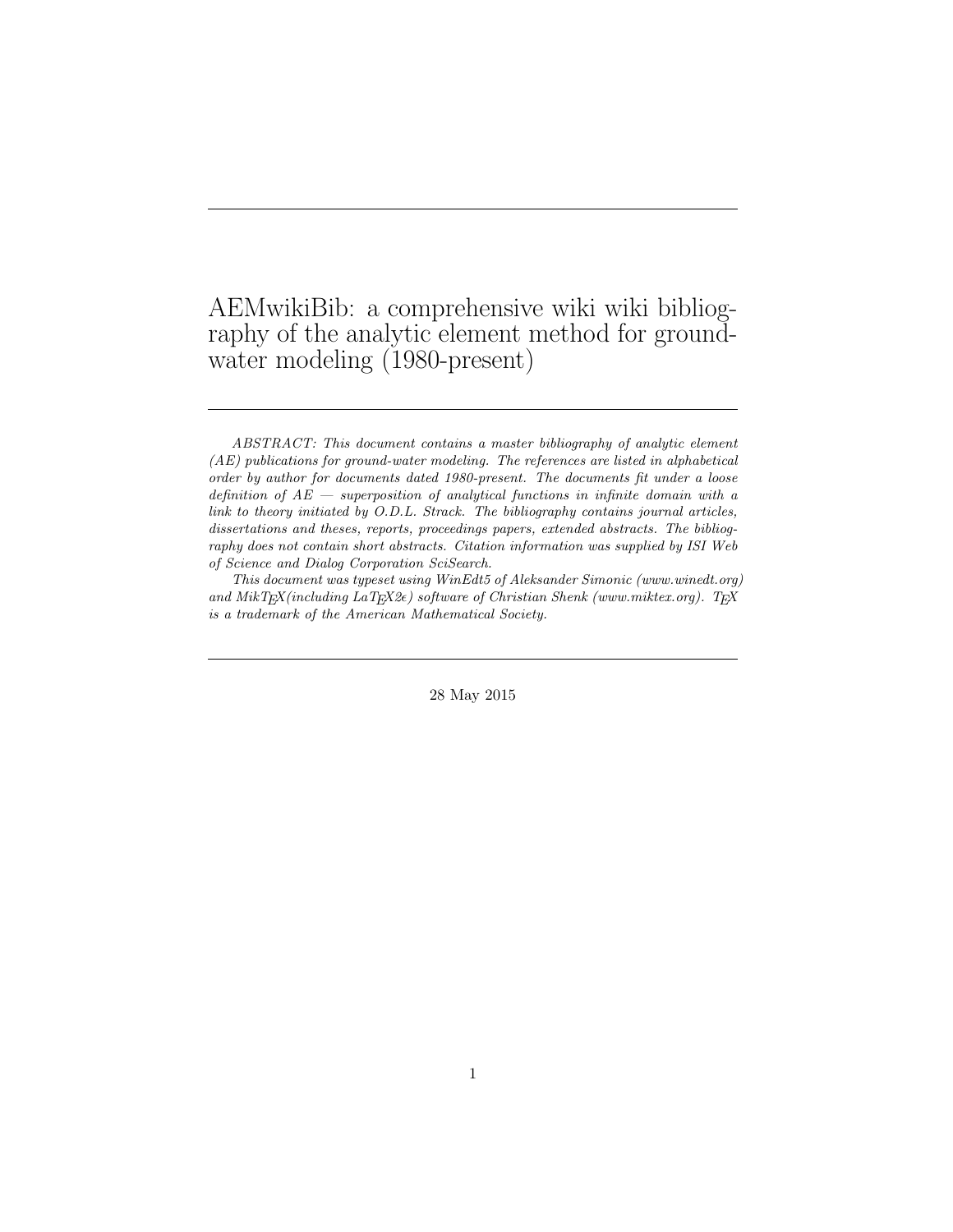# AEMwikiBib: a comprehensive wiki wiki bibliography of the analytic element method for ground-water modeling (1980-present)

---

*ABSTRACT: This document contains a master bibliography of analytic element (AE) publications for ground-water modeling. The references are listed in alphabetical order by author for documents dated 1980-present. The documents fit under a loose definition of AE — superposition of analytical functions in infinite domain with a link to theory initiated by O.D.L. Strack. The bibliography contains journal articles, dissertations and theses, reports, proceedings papers, extended abstracts. The bibliography does not contain short abstracts. Citation information was supplied by ISI Web of Science and Dialog Corporation SciSearch.*

*This document was typeset using WinEdt5 of Aleksander Simonic (www.winedt.org) and MikTEX(including LaTEX2ε) software of Christian Shenk (www.miktex.org). TEX is a trademark of the American Mathematical Society.*

---

28 May 2015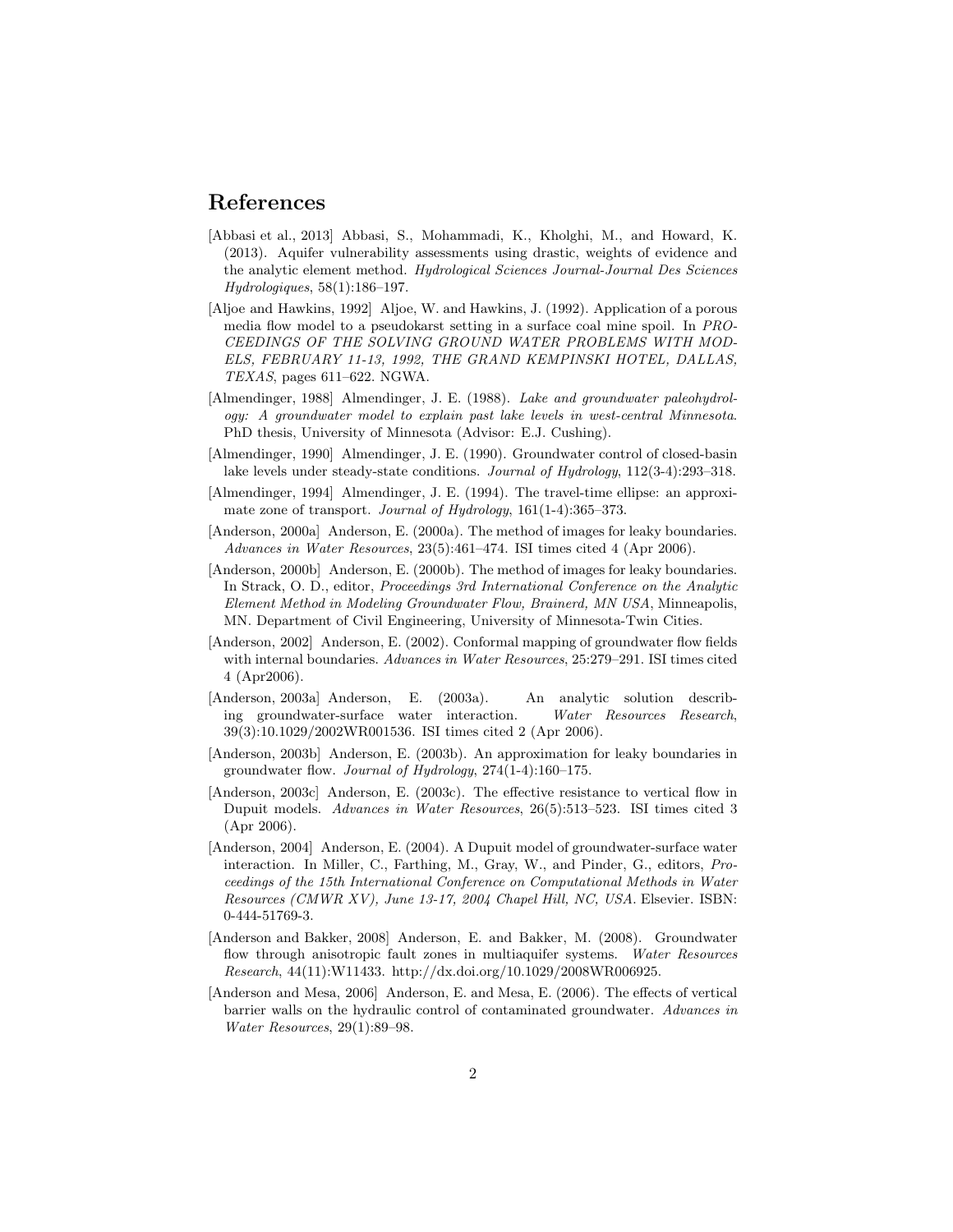# References

[Abbasi et al., 2013] Abbasi, S., Mohammadi, K., Kholghi, M., and Howard, K. (2013). Aquifer vulnerability assessments using drastic, weights of evidence and the analytic element method. *Hydrological Sciences Journal-Journal Des Sciences Hydrologiques*, 58(1):186–197.

[Aljoe and Hawkins, 1992] Aljoe, W. and Hawkins, J. (1992). Application of a porous media flow model to a pseudokarst setting in a surface coal mine spoil. In *PROCEEDINGS OF THE SOLVING GROUND WATER PROBLEMS WITH MODELS, FEBRUARY 11-13, 1992, THE GRAND KEMPINSKI HOTEL, DALLAS, TEXAS*, pages 611–622. NGWA.

[Almendinger, 1988] Almendinger, J. E. (1988). *Lake and groundwater paleohydrology: A groundwater model to explain past lake levels in west-central Minnesota*. PhD thesis, University of Minnesota (Advisor: E.J. Cushing).

[Almendinger, 1990] Almendinger, J. E. (1990). Groundwater control of closed-basin lake levels under steady-state conditions. *Journal of Hydrology*, 112(3-4):293–318.

[Almendinger, 1994] Almendinger, J. E. (1994). The travel-time ellipse: an approximate zone of transport. *Journal of Hydrology*, 161(1-4):365–373.

[Anderson, 2000a] Anderson, E. (2000a). The method of images for leaky boundaries. *Advances in Water Resources*, 23(5):461–474. ISI times cited 4 (Apr 2006).

[Anderson, 2000b] Anderson, E. (2000b). The method of images for leaky boundaries. In Strack, O. D., editor, *Proceedings 3rd International Conference on the Analytic Element Method in Modeling Groundwater Flow, Brainerd, MN USA*, Minneapolis, MN. Department of Civil Engineering, University of Minnesota-Twin Cities.

[Anderson, 2002] Anderson, E. (2002). Conformal mapping of groundwater flow fields with internal boundaries. *Advances in Water Resources*, 25:279–291. ISI times cited 4 (Apr2006).

[Anderson, 2003a] Anderson, E. (2003a). An analytic solution describing groundwater-surface water interaction. *Water Resources Research*, 39(3):10.1029/2002WR001536. ISI times cited 2 (Apr 2006).

[Anderson, 2003b] Anderson, E. (2003b). An approximation for leaky boundaries in groundwater flow. *Journal of Hydrology*, 274(1-4):160–175.

[Anderson, 2003c] Anderson, E. (2003c). The effective resistance to vertical flow in Dupuit models. *Advances in Water Resources*, 26(5):513–523. ISI times cited 3 (Apr 2006).

[Anderson, 2004] Anderson, E. (2004). A Dupuit model of groundwater-surface water interaction. In Miller, C., Farthing, M., Gray, W., and Pinder, G., editors, *Proceedings of the 15th International Conference on Computational Methods in Water Resources (CMWR XV), June 13-17, 2004 Chapel Hill, NC, USA*. Elsevier. ISBN: 0-444-51769-3.

[Anderson and Bakker, 2008] Anderson, E. and Bakker, M. (2008). Groundwater flow through anisotropic fault zones in multiaquifer systems. *Water Resources Research*, 44(11):W11433. http://dx.doi.org/10.1029/2008WR006925.

[Anderson and Mesa, 2006] Anderson, E. and Mesa, E. (2006). The effects of vertical barrier walls on the hydraulic control of contaminated groundwater. *Advances in Water Resources*, 29(1):89–98.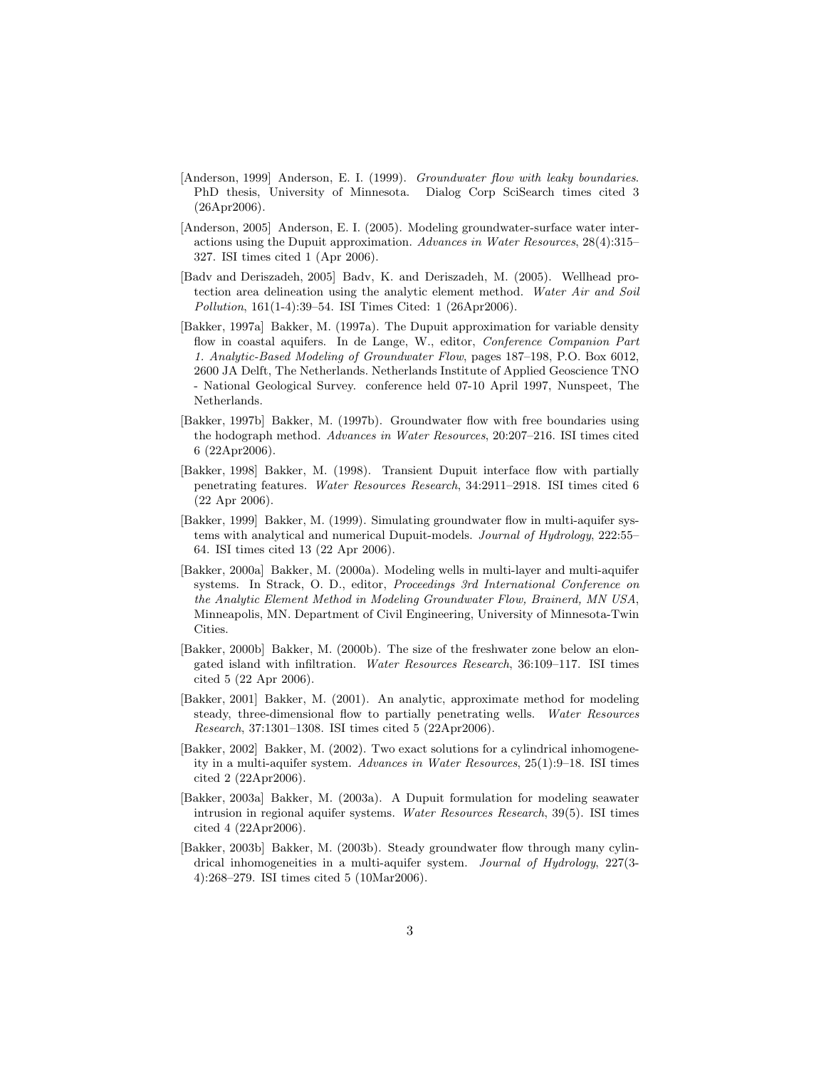[Anderson, 1999] Anderson, E. I. (1999). *Groundwater flow with leaky boundaries*. PhD thesis, University of Minnesota. Dialog Corp SciSearch times cited 3 (26Apr2006).

[Anderson, 2005] Anderson, E. I. (2005). Modeling groundwater-surface water interactions using the Dupuit approximation. *Advances in Water Resources*, 28(4):315–327. ISI times cited 1 (Apr 2006).

[Badv and Deriszadeh, 2005] Badv, K. and Deriszadeh, M. (2005). Wellhead protection area delineation using the analytic element method. *Water Air and Soil Pollution*, 161(1-4):39–54. ISI Times Cited: 1 (26Apr2006).

[Bakker, 1997a] Bakker, M. (1997a). The Dupuit approximation for variable density flow in coastal aquifers. In de Lange, W., editor, *Conference Companion Part 1. Analytic-Based Modeling of Groundwater Flow*, pages 187–198, P.O. Box 6012, 2600 JA Delft, The Netherlands. Netherlands Institute of Applied Geoscience TNO - National Geological Survey. conference held 07-10 April 1997, Nunspeet, The Netherlands.

[Bakker, 1997b] Bakker, M. (1997b). Groundwater flow with free boundaries using the hodograph method. *Advances in Water Resources*, 20:207–216. ISI times cited 6 (22Apr2006).

[Bakker, 1998] Bakker, M. (1998). Transient Dupuit interface flow with partially penetrating features. *Water Resources Research*, 34:2911–2918. ISI times cited 6 (22 Apr 2006).

[Bakker, 1999] Bakker, M. (1999). Simulating groundwater flow in multi-aquifer systems with analytical and numerical Dupuit-models. *Journal of Hydrology*, 222:55–64. ISI times cited 13 (22 Apr 2006).

[Bakker, 2000a] Bakker, M. (2000a). Modeling wells in multi-layer and multi-aquifer systems. In Strack, O. D., editor, *Proceedings 3rd International Conference on the Analytic Element Method in Modeling Groundwater Flow, Brainerd, MN USA*, Minneapolis, MN. Department of Civil Engineering, University of Minnesota-Twin Cities.

[Bakker, 2000b] Bakker, M. (2000b). The size of the freshwater zone below an elongated island with infiltration. *Water Resources Research*, 36:109–117. ISI times cited 5 (22 Apr 2006).

[Bakker, 2001] Bakker, M. (2001). An analytic, approximate method for modeling steady, three-dimensional flow to partially penetrating wells. *Water Resources Research*, 37:1301–1308. ISI times cited 5 (22Apr2006).

[Bakker, 2002] Bakker, M. (2002). Two exact solutions for a cylindrical inhomogeneity in a multi-aquifer system. *Advances in Water Resources*, 25(1):9–18. ISI times cited 2 (22Apr2006).

[Bakker, 2003a] Bakker, M. (2003a). A Dupuit formulation for modeling seawater intrusion in regional aquifer systems. *Water Resources Research*, 39(5). ISI times cited 4 (22Apr2006).

[Bakker, 2003b] Bakker, M. (2003b). Steady groundwater flow through many cylindrical inhomogeneities in a multi-aquifer system. *Journal of Hydrology*, 227(3-4):268–279. ISI times cited 5 (10Mar2006).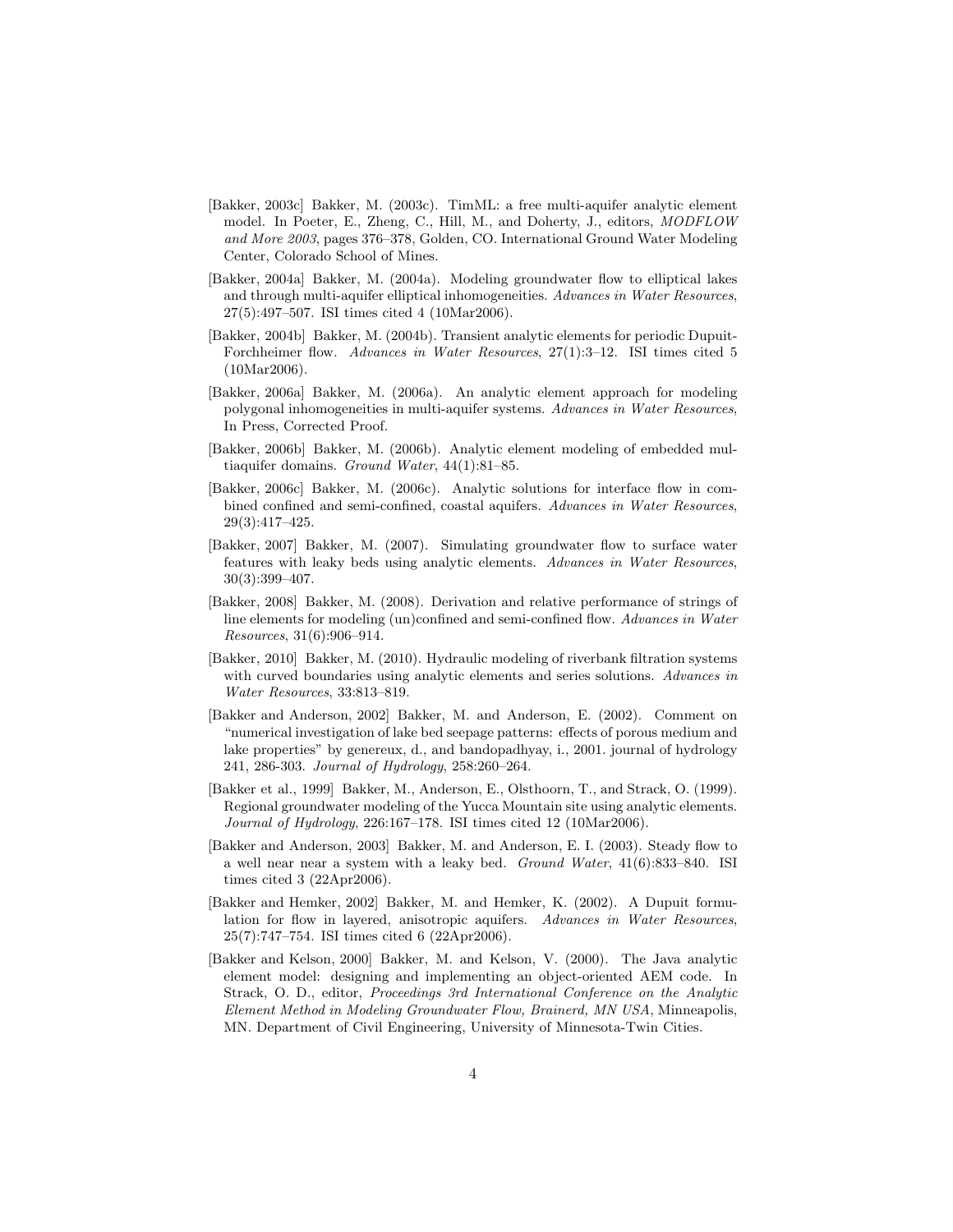[Bakker, 2003c] Bakker, M. (2003c). TimML: a free multi-aquifer analytic element model. In Poeter, E., Zheng, C., Hill, M., and Doherty, J., editors, *MODFLOW and More 2003*, pages 376–378, Golden, CO. International Ground Water Modeling Center, Colorado School of Mines.

[Bakker, 2004a] Bakker, M. (2004a). Modeling groundwater flow to elliptical lakes and through multi-aquifer elliptical inhomogeneities. *Advances in Water Resources*, 27(5):497–507. ISI times cited 4 (10Mar2006).

[Bakker, 2004b] Bakker, M. (2004b). Transient analytic elements for periodic Dupuit-Forchheimer flow. *Advances in Water Resources*, 27(1):3–12. ISI times cited 5 (10Mar2006).

[Bakker, 2006a] Bakker, M. (2006a). An analytic element approach for modeling polygonal inhomogeneities in multi-aquifer systems. *Advances in Water Resources*, In Press, Corrected Proof.

[Bakker, 2006b] Bakker, M. (2006b). Analytic element modeling of embedded multiaquifer domains. *Ground Water*, 44(1):81–85.

[Bakker, 2006c] Bakker, M. (2006c). Analytic solutions for interface flow in combined confined and semi-confined, coastal aquifers. *Advances in Water Resources*, 29(3):417–425.

[Bakker, 2007] Bakker, M. (2007). Simulating groundwater flow to surface water features with leaky beds using analytic elements. *Advances in Water Resources*, 30(3):399–407.

[Bakker, 2008] Bakker, M. (2008). Derivation and relative performance of strings of line elements for modeling (un)confined and semi-confined flow. *Advances in Water Resources*, 31(6):906–914.

[Bakker, 2010] Bakker, M. (2010). Hydraulic modeling of riverbank filtration systems with curved boundaries using analytic elements and series solutions. *Advances in Water Resources*, 33:813–819.

[Bakker and Anderson, 2002] Bakker, M. and Anderson, E. (2002). Comment on "numerical investigation of lake bed seepage patterns: effects of porous medium and lake properties" by genereux, d., and bandopadhyay, i., 2001. journal of hydrology 241, 286-303. *Journal of Hydrology*, 258:260–264.

[Bakker et al., 1999] Bakker, M., Anderson, E., Olsthoorn, T., and Strack, O. (1999). Regional groundwater modeling of the Yucca Mountain site using analytic elements. *Journal of Hydrology*, 226:167–178. ISI times cited 12 (10Mar2006).

[Bakker and Anderson, 2003] Bakker, M. and Anderson, E. I. (2003). Steady flow to a well near near a system with a leaky bed. *Ground Water*, 41(6):833–840. ISI times cited 3 (22Apr2006).

[Bakker and Hemker, 2002] Bakker, M. and Hemker, K. (2002). A Dupuit formulation for flow in layered, anisotropic aquifers. *Advances in Water Resources*, 25(7):747–754. ISI times cited 6 (22Apr2006).

[Bakker and Kelson, 2000] Bakker, M. and Kelson, V. (2000). The Java analytic element model: designing and implementing an object-oriented AEM code. In Strack, O. D., editor, *Proceedings 3rd International Conference on the Analytic Element Method in Modeling Groundwater Flow, Brainerd, MN USA*, Minneapolis, MN. Department of Civil Engineering, University of Minnesota-Twin Cities.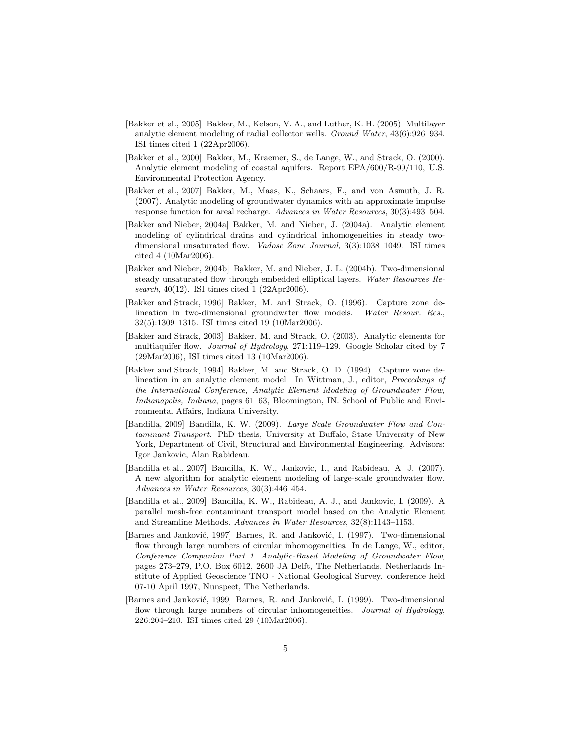[Bakker et al., 2005] Bakker, M., Kelson, V. A., and Luther, K. H. (2005). Multilayer analytic element modeling of radial collector wells. *Ground Water*, 43(6):926–934. ISI times cited 1 (22Apr2006).

[Bakker et al., 2000] Bakker, M., Kraemer, S., de Lange, W., and Strack, O. (2000). Analytic element modeling of coastal aquifers. Report EPA/600/R-99/110, U.S. Environmental Protection Agency.

[Bakker et al., 2007] Bakker, M., Maas, K., Schaars, F., and von Asmuth, J. R. (2007). Analytic modeling of groundwater dynamics with an approximate impulse response function for areal recharge. *Advances in Water Resources*, 30(3):493–504.

[Bakker and Nieber, 2004a] Bakker, M. and Nieber, J. (2004a). Analytic element modeling of cylindrical drains and cylindrical inhomogeneities in steady two-dimensional unsaturated flow. *Vadose Zone Journal*, 3(3):1038–1049. ISI times cited 4 (10Mar2006).

[Bakker and Nieber, 2004b] Bakker, M. and Nieber, J. L. (2004b). Two-dimensional steady unsaturated flow through embedded elliptical layers. *Water Resources Research*, 40(12). ISI times cited 1 (22Apr2006).

[Bakker and Strack, 1996] Bakker, M. and Strack, O. (1996). Capture zone delineation in two-dimensional groundwater flow models. *Water Resour. Res.*, 32(5):1309–1315. ISI times cited 19 (10Mar2006).

[Bakker and Strack, 2003] Bakker, M. and Strack, O. (2003). Analytic elements for multiaquifer flow. *Journal of Hydrology*, 271:119–129. Google Scholar cited by 7 (29Mar2006), ISI times cited 13 (10Mar2006).

[Bakker and Strack, 1994] Bakker, M. and Strack, O. D. (1994). Capture zone delineation in an analytic element model. In Wittman, J., editor, *Proceedings of the International Conference, Analytic Element Modeling of Groundwater Flow, Indianapolis, Indiana*, pages 61–63, Bloomington, IN. School of Public and Environmental Affairs, Indiana University.

[Bandilla, 2009] Bandilla, K. W. (2009). *Large Scale Groundwater Flow and Contaminant Transport*. PhD thesis, University at Buffalo, State University of New York, Department of Civil, Structural and Environmental Engineering. Advisors: Igor Jankovic, Alan Rabideau.

[Bandilla et al., 2007] Bandilla, K. W., Jankovic, I., and Rabideau, A. J. (2007). A new algorithm for analytic element modeling of large-scale groundwater flow. *Advances in Water Resources*, 30(3):446–454.

[Bandilla et al., 2009] Bandilla, K. W., Rabideau, A. J., and Jankovic, I. (2009). A parallel mesh-free contaminant transport model based on the Analytic Element and Streamline Methods. *Advances in Water Resources*, 32(8):1143–1153.

[Barnes and Janković, 1997] Barnes, R. and Janković, I. (1997). Two-dimensional flow through large numbers of circular inhomogeneities. In de Lange, W., editor, *Conference Companion Part 1. Analytic-Based Modeling of Groundwater Flow*, pages 273–279, P.O. Box 6012, 2600 JA Delft, The Netherlands. Netherlands Institute of Applied Geoscience TNO - National Geological Survey. conference held 07-10 April 1997, Nunspeet, The Netherlands.

[Barnes and Janković, 1999] Barnes, R. and Janković, I. (1999). Two-dimensional flow through large numbers of circular inhomogeneities. *Journal of Hydrology*, 226:204–210. ISI times cited 29 (10Mar2006).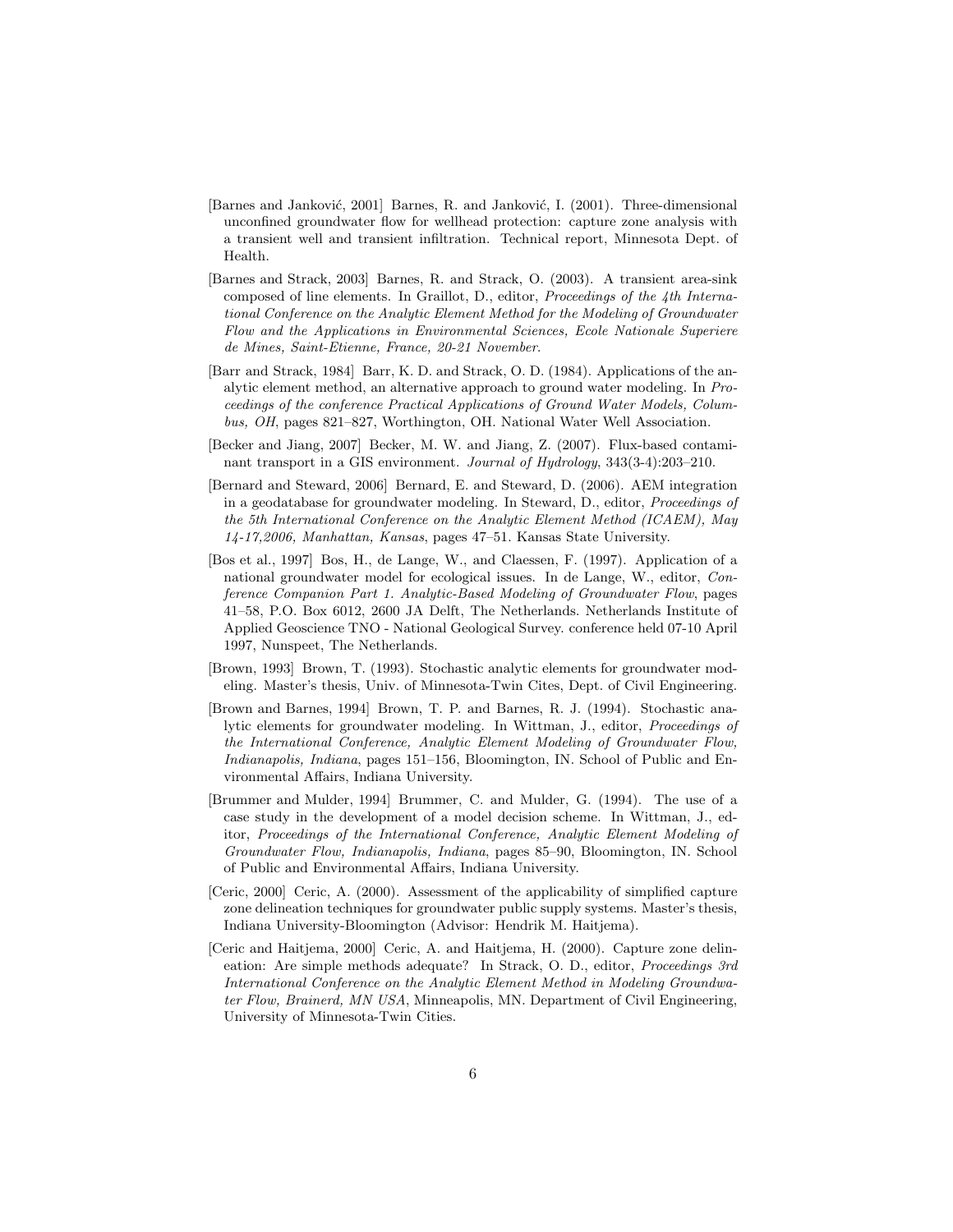[Barnes and Janković, 2001] Barnes, R. and Janković, I. (2001). Three-dimensional unconfined groundwater flow for wellhead protection: capture zone analysis with a transient well and transient infiltration. Technical report, Minnesota Dept. of Health.

[Barnes and Strack, 2003] Barnes, R. and Strack, O. (2003). A transient area-sink composed of line elements. In Graillot, D., editor, *Proceedings of the 4th International Conference on the Analytic Element Method for the Modeling of Groundwater Flow and the Applications in Environmental Sciences, Ecole Nationale Superiere de Mines, Saint-Etienne, France, 20-21 November*.

[Barr and Strack, 1984] Barr, K. D. and Strack, O. D. (1984). Applications of the analytic element method, an alternative approach to ground water modeling. In *Proceedings of the conference Practical Applications of Ground Water Models, Columbus, OH*, pages 821–827, Worthington, OH. National Water Well Association.

[Becker and Jiang, 2007] Becker, M. W. and Jiang, Z. (2007). Flux-based contaminant transport in a GIS environment. *Journal of Hydrology*, 343(3-4):203–210.

[Bernard and Steward, 2006] Bernard, E. and Steward, D. (2006). AEM integration in a geodatabase for groundwater modeling. In Steward, D., editor, *Proceedings of the 5th International Conference on the Analytic Element Method (ICAEM), May 14-17,2006, Manhattan, Kansas*, pages 47–51. Kansas State University.

[Bos et al., 1997] Bos, H., de Lange, W., and Claessen, F. (1997). Application of a national groundwater model for ecological issues. In de Lange, W., editor, *Conference Companion Part 1. Analytic-Based Modeling of Groundwater Flow*, pages 41–58, P.O. Box 6012, 2600 JA Delft, The Netherlands. Netherlands Institute of Applied Geoscience TNO - National Geological Survey. conference held 07-10 April 1997, Nunspeet, The Netherlands.

[Brown, 1993] Brown, T. (1993). Stochastic analytic elements for groundwater modeling. Master's thesis, Univ. of Minnesota-Twin Cites, Dept. of Civil Engineering.

[Brown and Barnes, 1994] Brown, T. P. and Barnes, R. J. (1994). Stochastic analytic elements for groundwater modeling. In Wittman, J., editor, *Proceedings of the International Conference, Analytic Element Modeling of Groundwater Flow, Indianapolis, Indiana*, pages 151–156, Bloomington, IN. School of Public and Environmental Affairs, Indiana University.

[Brummer and Mulder, 1994] Brummer, C. and Mulder, G. (1994). The use of a case study in the development of a model decision scheme. In Wittman, J., editor, *Proceedings of the International Conference, Analytic Element Modeling of Groundwater Flow, Indianapolis, Indiana*, pages 85–90, Bloomington, IN. School of Public and Environmental Affairs, Indiana University.

[Ceric, 2000] Ceric, A. (2000). Assessment of the applicability of simplified capture zone delineation techniques for groundwater public supply systems. Master's thesis, Indiana University-Bloomington (Advisor: Hendrik M. Haitjema).

[Ceric and Haitjema, 2000] Ceric, A. and Haitjema, H. (2000). Capture zone delineation: Are simple methods adequate? In Strack, O. D., editor, *Proceedings 3rd International Conference on the Analytic Element Method in Modeling Groundwater Flow, Brainerd, MN USA*, Minneapolis, MN. Department of Civil Engineering, University of Minnesota-Twin Cities.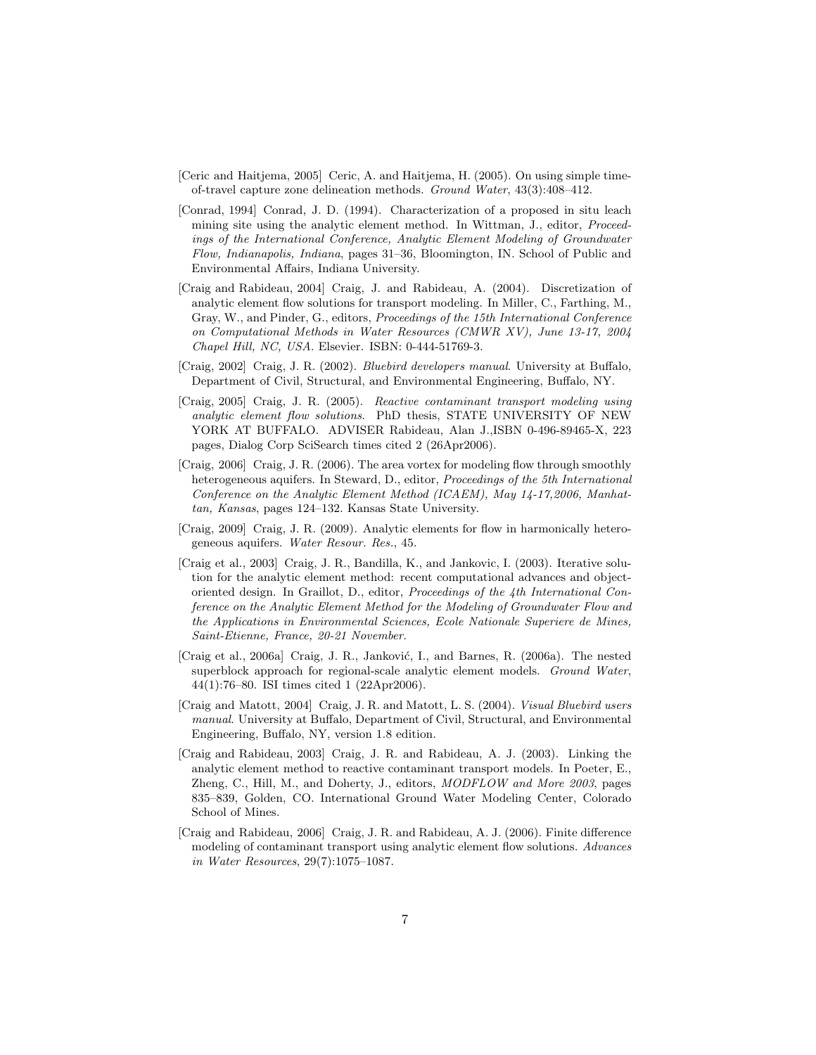[Ceric and Haitjema, 2005] Ceric, A. and Haitjema, H. (2005). On using simple time-of-travel capture zone delineation methods. *Ground Water*, 43(3):408–412.

[Conrad, 1994] Conrad, J. D. (1994). Characterization of a proposed in situ leach mining site using the analytic element method. In Wittman, J., editor, *Proceedings of the International Conference, Analytic Element Modeling of Groundwater Flow, Indianapolis, Indiana*, pages 31–36, Bloomington, IN. School of Public and Environmental Affairs, Indiana University.

[Craig and Rabideau, 2004] Craig, J. and Rabideau, A. (2004). Discretization of analytic element flow solutions for transport modeling. In Miller, C., Farthing, M., Gray, W., and Pinder, G., editors, *Proceedings of the 15th International Conference on Computational Methods in Water Resources (CMWR XV), June 13-17, 2004 Chapel Hill, NC, USA*. Elsevier. ISBN: 0-444-51769-3.

[Craig, 2002] Craig, J. R. (2002). *Bluebird developers manual*. University at Buffalo, Department of Civil, Structural, and Environmental Engineering, Buffalo, NY.

[Craig, 2005] Craig, J. R. (2005). *Reactive contaminant transport modeling using analytic element flow solutions*. PhD thesis, STATE UNIVERSITY OF NEW YORK AT BUFFALO. ADVISER Rabideau, Alan J.,ISBN 0-496-89465-X, 223 pages, Dialog Corp SciSearch times cited 2 (26Apr2006).

[Craig, 2006] Craig, J. R. (2006). The area vortex for modeling flow through smoothly heterogeneous aquifers. In Steward, D., editor, *Proceedings of the 5th International Conference on the Analytic Element Method (ICAEM), May 14-17,2006, Manhattan, Kansas*, pages 124–132. Kansas State University.

[Craig, 2009] Craig, J. R. (2009). Analytic elements for flow in harmonically heterogeneous aquifers. *Water Resour. Res.*, 45.

[Craig et al., 2003] Craig, J. R., Bandilla, K., and Jankovic, I. (2003). Iterative solution for the analytic element method: recent computational advances and object-oriented design. In Graillot, D., editor, *Proceedings of the 4th International Conference on the Analytic Element Method for the Modeling of Groundwater Flow and the Applications in Environmental Sciences, Ecole Nationale Superiere de Mines, Saint-Etienne, France, 20-21 November.*

[Craig et al., 2006a] Craig, J. R., Janković, I., and Barnes, R. (2006a). The nested superblock approach for regional-scale analytic element models. *Ground Water*, 44(1):76–80. ISI times cited 1 (22Apr2006).

[Craig and Matott, 2004] Craig, J. R. and Matott, L. S. (2004). *Visual Bluebird users manual*. University at Buffalo, Department of Civil, Structural, and Environmental Engineering, Buffalo, NY, version 1.8 edition.

[Craig and Rabideau, 2003] Craig, J. R. and Rabideau, A. J. (2003). Linking the analytic element method to reactive contaminant transport models. In Poeter, E., Zheng, C., Hill, M., and Doherty, J., editors, *MODFLOW and More 2003*, pages 835–839, Golden, CO. International Ground Water Modeling Center, Colorado School of Mines.

[Craig and Rabideau, 2006] Craig, J. R. and Rabideau, A. J. (2006). Finite difference modeling of contaminant transport using analytic element flow solutions. *Advances in Water Resources*, 29(7):1075–1087.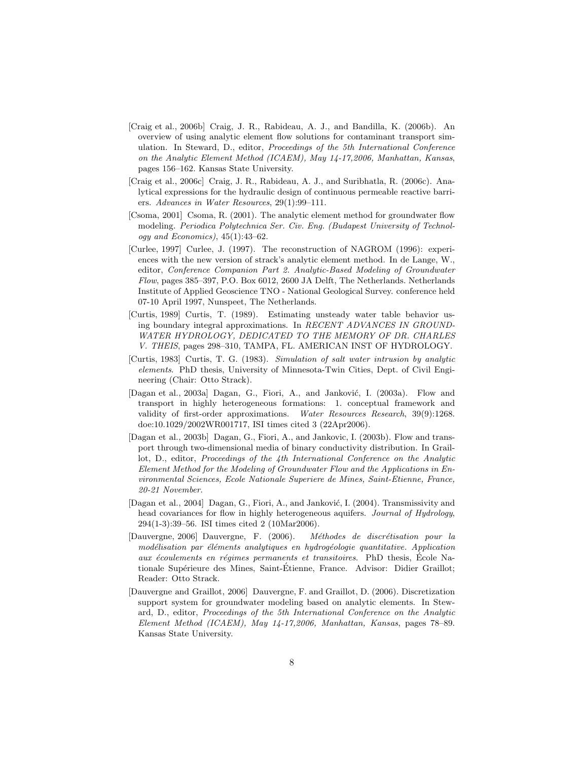[Craig et al., 2006b] Craig, J. R., Rabideau, A. J., and Bandilla, K. (2006b). An overview of using analytic element flow solutions for contaminant transport simulation. In Steward, D., editor, *Proceedings of the 5th International Conference on the Analytic Element Method (ICAEM), May 14-17,2006, Manhattan, Kansas*, pages 156–162. Kansas State University.

[Craig et al., 2006c] Craig, J. R., Rabideau, A. J., and Suribhatla, R. (2006c). Analytical expressions for the hydraulic design of continuous permeable reactive barriers. *Advances in Water Resources*, 29(1):99–111.

[Csoma, 2001] Csoma, R. (2001). The analytic element method for groundwater flow modeling. *Periodica Polytechnica Ser. Civ. Eng. (Budapest University of Technology and Economics)*, 45(1):43–62.

[Curlee, 1997] Curlee, J. (1997). The reconstruction of NAGROM (1996): experiences with the new version of strack's analytic element method. In de Lange, W., editor, *Conference Companion Part 2. Analytic-Based Modeling of Groundwater Flow*, pages 385–397, P.O. Box 6012, 2600 JA Delft, The Netherlands. Netherlands Institute of Applied Geoscience TNO - National Geological Survey. conference held 07-10 April 1997, Nunspeet, The Netherlands.

[Curtis, 1989] Curtis, T. (1989). Estimating unsteady water table behavior using boundary integral approximations. In *RECENT ADVANCES IN GROUNDWATER HYDROLOGY, DEDICATED TO THE MEMORY OF DR. CHARLES V. THEIS*, pages 298–310, TAMPA, FL. AMERICAN INST OF HYDROLOGY.

[Curtis, 1983] Curtis, T. G. (1983). *Simulation of salt water intrusion by analytic elements*. PhD thesis, University of Minnesota-Twin Cities, Dept. of Civil Engineering (Chair: Otto Strack).

[Dagan et al., 2003a] Dagan, G., Fiori, A., and Janković, I. (2003a). Flow and transport in highly heterogeneous formations: 1. conceptual framework and validity of first-order approximations. *Water Resources Research*, 39(9):1268. doe:10.1029/2002WR001717, ISI times cited 3 (22Apr2006).

[Dagan et al., 2003b] Dagan, G., Fiori, A., and Jankovic, I. (2003b). Flow and transport through two-dimensional media of binary conductivity distribution. In Graillot, D., editor, *Proceedings of the 4th International Conference on the Analytic Element Method for the Modeling of Groundwater Flow and the Applications in Environmental Sciences, Ecole Nationale Superiere de Mines, Saint-Etienne, France, 20-21 November*.

[Dagan et al., 2004] Dagan, G., Fiori, A., and Janković, I. (2004). Transmissivity and head covariances for flow in highly heterogeneous aquifers. *Journal of Hydrology*, 294(1-3):39–56. ISI times cited 2 (10Mar2006).

[Dauvergne, 2006] Dauvergne, F. (2006). *Méthodes de discrétisation pour la modélisation par éléments analytiques en hydrogéologie quantitative. Application aux écoulements en régimes permanents et transitoires*. PhD thesis, École Nationale Supérieure des Mines, Saint-Étienne, France. Advisor: Didier Graillot; Reader: Otto Strack.

[Dauvergne and Graillot, 2006] Dauvergne, F. and Graillot, D. (2006). Discretization support system for groundwater modeling based on analytic elements. In Steward, D., editor, *Proceedings of the 5th International Conference on the Analytic Element Method (ICAEM), May 14-17,2006, Manhattan, Kansas*, pages 78–89. Kansas State University.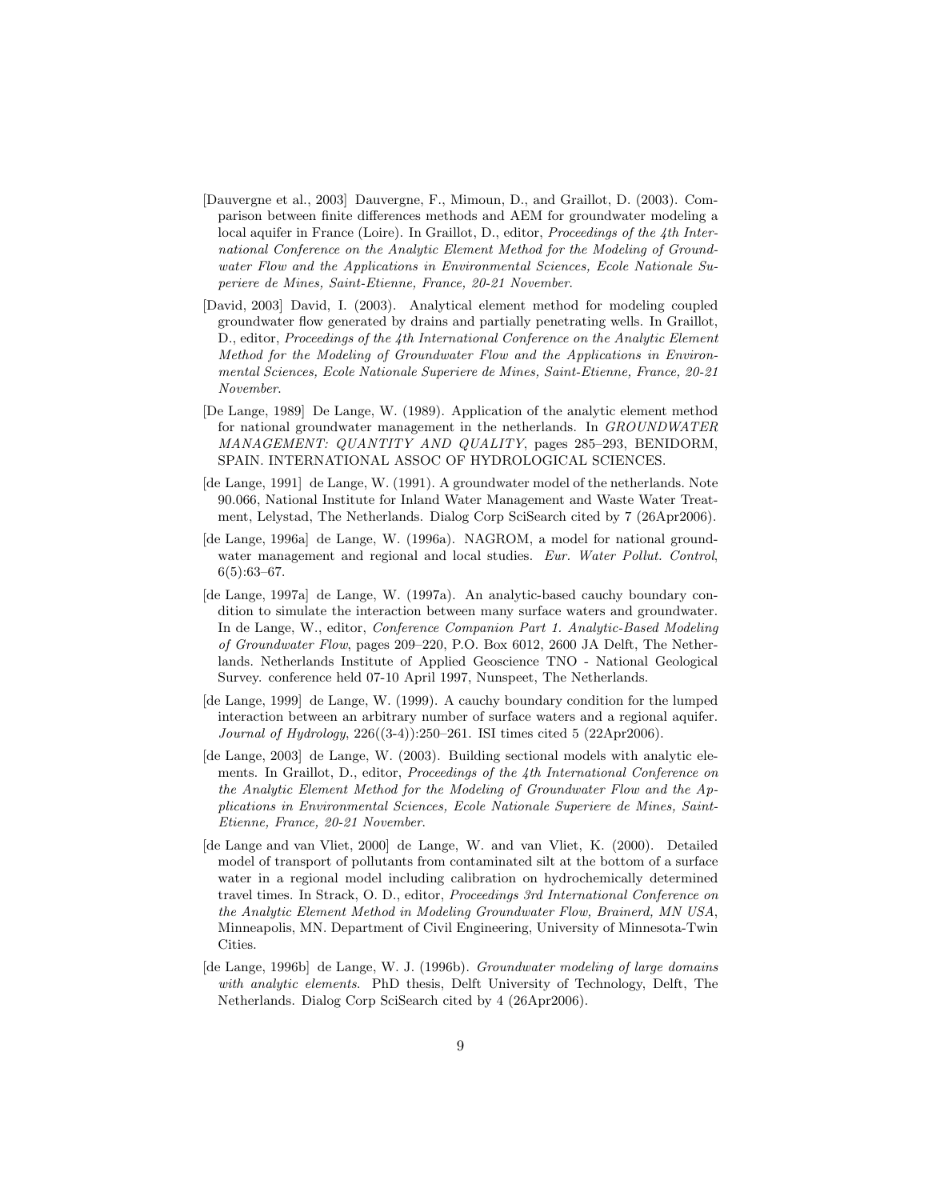[Dauvergne et al., 2003] Dauvergne, F., Mimoun, D., and Graillot, D. (2003). Comparison between finite differences methods and AEM for groundwater modeling a local aquifer in France (Loire). In Graillot, D., editor, *Proceedings of the 4th International Conference on the Analytic Element Method for the Modeling of Groundwater Flow and the Applications in Environmental Sciences, Ecole Nationale Superiere de Mines, Saint-Etienne, France, 20-21 November*.

[David, 2003] David, I. (2003). Analytical element method for modeling coupled groundwater flow generated by drains and partially penetrating wells. In Graillot, D., editor, *Proceedings of the 4th International Conference on the Analytic Element Method for the Modeling of Groundwater Flow and the Applications in Environmental Sciences, Ecole Nationale Superiere de Mines, Saint-Etienne, France, 20-21 November*.

[De Lange, 1989] De Lange, W. (1989). Application of the analytic element method for national groundwater management in the netherlands. In *GROUNDWATER MANAGEMENT: QUANTITY AND QUALITY*, pages 285–293, BENIDORM, SPAIN. INTERNATIONAL ASSOC OF HYDROLOGICAL SCIENCES.

[de Lange, 1991] de Lange, W. (1991). A groundwater model of the netherlands. Note 90.066, National Institute for Inland Water Management and Waste Water Treatment, Lelystad, The Netherlands. Dialog Corp SciSearch cited by 7 (26Apr2006).

[de Lange, 1996a] de Lange, W. (1996a). NAGROM, a model for national groundwater management and regional and local studies. *Eur. Water Pollut. Control*, 6(5):63–67.

[de Lange, 1997a] de Lange, W. (1997a). An analytic-based cauchy boundary condition to simulate the interaction between many surface waters and groundwater. In de Lange, W., editor, *Conference Companion Part 1. Analytic-Based Modeling of Groundwater Flow*, pages 209–220, P.O. Box 6012, 2600 JA Delft, The Netherlands. Netherlands Institute of Applied Geoscience TNO - National Geological Survey. conference held 07-10 April 1997, Nunspeet, The Netherlands.

[de Lange, 1999] de Lange, W. (1999). A cauchy boundary condition for the lumped interaction between an arbitrary number of surface waters and a regional aquifer. *Journal of Hydrology*, 226((3-4)):250–261. ISI times cited 5 (22Apr2006).

[de Lange, 2003] de Lange, W. (2003). Building sectional models with analytic elements. In Graillot, D., editor, *Proceedings of the 4th International Conference on the Analytic Element Method for the Modeling of Groundwater Flow and the Applications in Environmental Sciences, Ecole Nationale Superiere de Mines, Saint-Etienne, France, 20-21 November*.

[de Lange and van Vliet, 2000] de Lange, W. and van Vliet, K. (2000). Detailed model of transport of pollutants from contaminated silt at the bottom of a surface water in a regional model including calibration on hydrochemically determined travel times. In Strack, O. D., editor, *Proceedings 3rd International Conference on the Analytic Element Method in Modeling Groundwater Flow, Brainerd, MN USA*, Minneapolis, MN. Department of Civil Engineering, University of Minnesota-Twin Cities.

[de Lange, 1996b] de Lange, W. J. (1996b). *Groundwater modeling of large domains with analytic elements*. PhD thesis, Delft University of Technology, Delft, The Netherlands. Dialog Corp SciSearch cited by 4 (26Apr2006).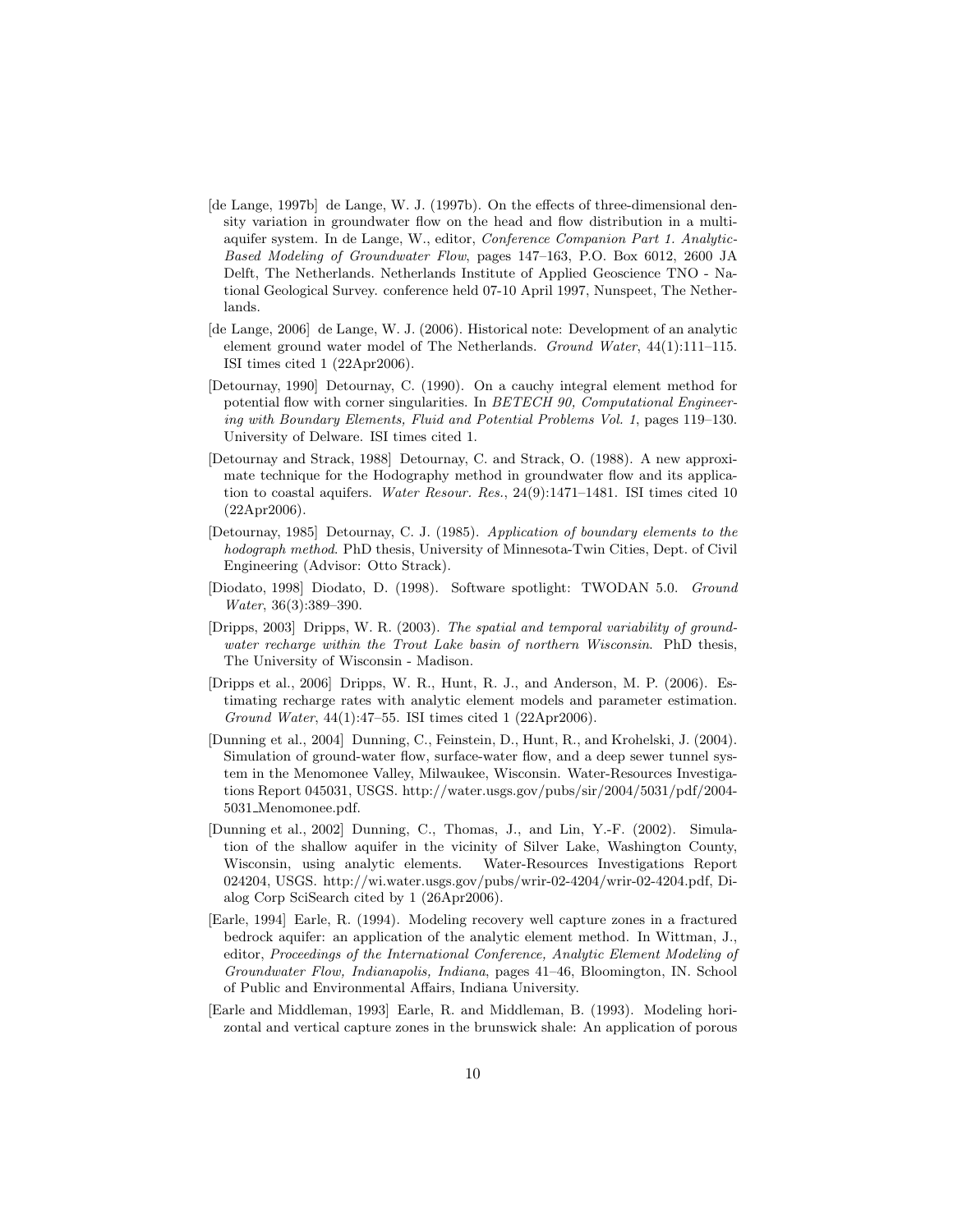[de Lange, 1997b] de Lange, W. J. (1997b). On the effects of three-dimensional density variation in groundwater flow on the head and flow distribution in a multi-aquifer system. In de Lange, W., editor, *Conference Companion Part 1. Analytic-Based Modeling of Groundwater Flow*, pages 147–163, P.O. Box 6012, 2600 JA Delft, The Netherlands. Netherlands Institute of Applied Geoscience TNO - National Geological Survey. conference held 07-10 April 1997, Nunspeet, The Netherlands.

[de Lange, 2006] de Lange, W. J. (2006). Historical note: Development of an analytic element ground water model of The Netherlands. *Ground Water*, 44(1):111–115. ISI times cited 1 (22Apr2006).

[Detournay, 1990] Detournay, C. (1990). On a cauchy integral element method for potential flow with corner singularities. In *BETECH 90, Computational Engineering with Boundary Elements, Fluid and Potential Problems Vol. 1*, pages 119–130. University of Delware. ISI times cited 1.

[Detournay and Strack, 1988] Detournay, C. and Strack, O. (1988). A new approximate technique for the Hodography method in groundwater flow and its application to coastal aquifers. *Water Resour. Res.*, 24(9):1471–1481. ISI times cited 10 (22Apr2006).

[Detournay, 1985] Detournay, C. J. (1985). *Application of boundary elements to the hodograph method*. PhD thesis, University of Minnesota-Twin Cities, Dept. of Civil Engineering (Advisor: Otto Strack).

[Diodato, 1998] Diodato, D. (1998). Software spotlight: TWODAN 5.0. *Ground Water*, 36(3):389–390.

[Dripps, 2003] Dripps, W. R. (2003). *The spatial and temporal variability of groundwater recharge within the Trout Lake basin of northern Wisconsin*. PhD thesis, The University of Wisconsin - Madison.

[Dripps et al., 2006] Dripps, W. R., Hunt, R. J., and Anderson, M. P. (2006). Estimating recharge rates with analytic element models and parameter estimation. *Ground Water*, 44(1):47–55. ISI times cited 1 (22Apr2006).

[Dunning et al., 2004] Dunning, C., Feinstein, D., Hunt, R., and Krohelski, J. (2004). Simulation of ground-water flow, surface-water flow, and a deep sewer tunnel system in the Menomonee Valley, Milwaukee, Wisconsin. Water-Resources Investigations Report 045031, USGS. http://water.usgs.gov/pubs/sir/2004/5031/pdf/2004-5031_Menomonee.pdf.

[Dunning et al., 2002] Dunning, C., Thomas, J., and Lin, Y.-F. (2002). Simulation of the shallow aquifer in the vicinity of Silver Lake, Washington County, Wisconsin, using analytic elements. Water-Resources Investigations Report 024204, USGS. http://wi.water.usgs.gov/pubs/wrir-02-4204/wrir-02-4204.pdf, Dialog Corp SciSearch cited by 1 (26Apr2006).

[Earle, 1994] Earle, R. (1994). Modeling recovery well capture zones in a fractured bedrock aquifer: an application of the analytic element method. In Wittman, J., editor, *Proceedings of the International Conference, Analytic Element Modeling of Groundwater Flow, Indianapolis, Indiana*, pages 41–46, Bloomington, IN. School of Public and Environmental Affairs, Indiana University.

[Earle and Middleman, 1993] Earle, R. and Middleman, B. (1993). Modeling horizontal and vertical capture zones in the brunswick shale: An application of porous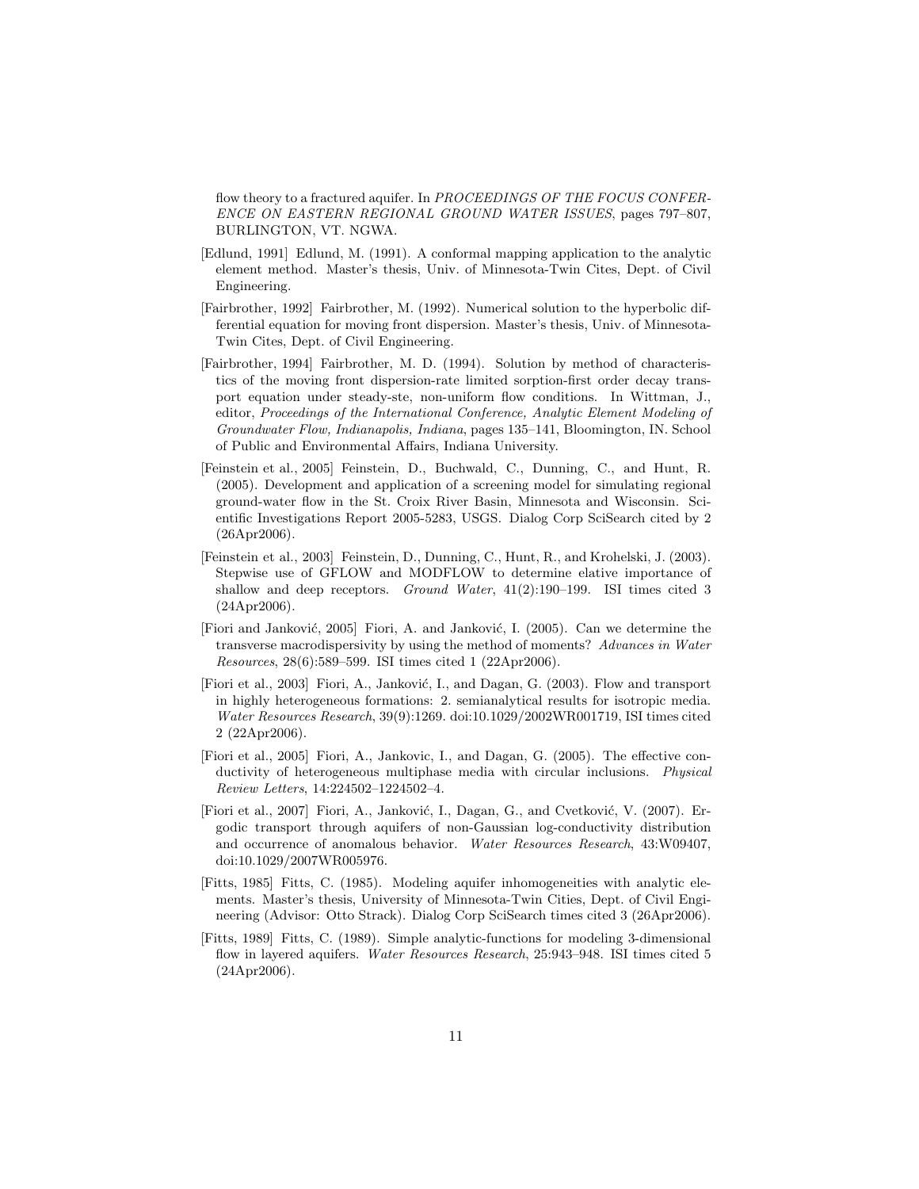flow theory to a fractured aquifer. In *PROCEEDINGS OF THE FOCUS CONFERENCE ON EASTERN REGIONAL GROUND WATER ISSUES*, pages 797–807, BURLINGTON, VT. NGWA.

[Edlund, 1991] Edlund, M. (1991). A conformal mapping application to the analytic element method. Master's thesis, Univ. of Minnesota-Twin Cites, Dept. of Civil Engineering.

[Fairbrother, 1992] Fairbrother, M. (1992). Numerical solution to the hyperbolic differential equation for moving front dispersion. Master's thesis, Univ. of Minnesota-Twin Cites, Dept. of Civil Engineering.

[Fairbrother, 1994] Fairbrother, M. D. (1994). Solution by method of characteristics of the moving front dispersion-rate limited sorption-first order decay transport equation under steady-ste, non-uniform flow conditions. In Wittman, J., editor, *Proceedings of the International Conference, Analytic Element Modeling of Groundwater Flow, Indianapolis, Indiana*, pages 135–141, Bloomington, IN. School of Public and Environmental Affairs, Indiana University.

[Feinstein et al., 2005] Feinstein, D., Buchwald, C., Dunning, C., and Hunt, R. (2005). Development and application of a screening model for simulating regional ground-water flow in the St. Croix River Basin, Minnesota and Wisconsin. Scientific Investigations Report 2005-5283, USGS. Dialog Corp SciSearch cited by 2 (26Apr2006).

[Feinstein et al., 2003] Feinstein, D., Dunning, C., Hunt, R., and Krohelski, J. (2003). Stepwise use of GFLOW and MODFLOW to determine elative importance of shallow and deep receptors. *Ground Water*, 41(2):190–199. ISI times cited 3 (24Apr2006).

[Fiori and Janković, 2005] Fiori, A. and Janković, I. (2005). Can we determine the transverse macrodispersivity by using the method of moments? *Advances in Water Resources*, 28(6):589–599. ISI times cited 1 (22Apr2006).

[Fiori et al., 2003] Fiori, A., Janković, I., and Dagan, G. (2003). Flow and transport in highly heterogeneous formations: 2. semianalytical results for isotropic media. *Water Resources Research*, 39(9):1269. doi:10.1029/2002WR001719, ISI times cited 2 (22Apr2006).

[Fiori et al., 2005] Fiori, A., Jankovic, I., and Dagan, G. (2005). The effective conductivity of heterogeneous multiphase media with circular inclusions. *Physical Review Letters*, 14:224502–1224502–4.

[Fiori et al., 2007] Fiori, A., Janković, I., Dagan, G., and Cvetković, V. (2007). Ergodic transport through aquifers of non-Gaussian log-conductivity distribution and occurrence of anomalous behavior. *Water Resources Research*, 43:W09407, doi:10.1029/2007WR005976.

[Fitts, 1985] Fitts, C. (1985). Modeling aquifer inhomogeneities with analytic elements. Master's thesis, University of Minnesota-Twin Cities, Dept. of Civil Engineering (Advisor: Otto Strack). Dialog Corp SciSearch times cited 3 (26Apr2006).

[Fitts, 1989] Fitts, C. (1989). Simple analytic-functions for modeling 3-dimensional flow in layered aquifers. *Water Resources Research*, 25:943–948. ISI times cited 5 (24Apr2006).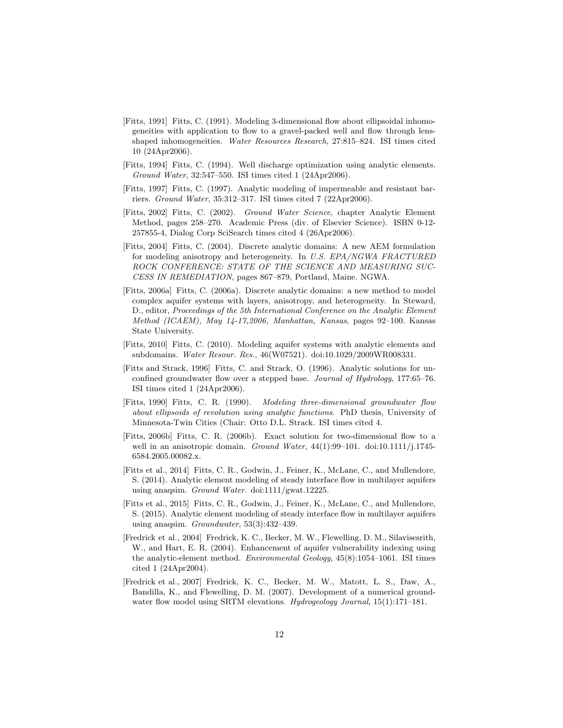[Fitts, 1991] Fitts, C. (1991). Modeling 3-dimensional flow about ellipsoidal inhomogeneities with application to flow to a gravel-packed well and flow through lens-shaped inhomogeneities. *Water Resources Research*, 27:815–824. ISI times cited 10 (24Apr2006).

[Fitts, 1994] Fitts, C. (1994). Well discharge optimization using analytic elements. *Ground Water*, 32:547–550. ISI times cited 1 (24Apr2006).

[Fitts, 1997] Fitts, C. (1997). Analytic modeling of impermeable and resistant barriers. *Ground Water*, 35:312–317. ISI times cited 7 (22Apr2006).

[Fitts, 2002] Fitts, C. (2002). *Ground Water Science*, chapter Analytic Element Method, pages 258–270. Academic Press (div. of Elsevier Science). ISBN 0-12-257855-4, Dialog Corp SciSearch times cited 4 (26Apr2006).

[Fitts, 2004] Fitts, C. (2004). Discrete analytic domains: A new AEM formulation for modeling anisotropy and heterogeneity. In *U.S. EPA/NGWA FRACTURED ROCK CONFERENCE: STATE OF THE SCIENCE AND MEASURING SUCCESS IN REMEDIATION*, pages 867–879, Portland, Maine. NGWA.

[Fitts, 2006a] Fitts, C. (2006a). Discrete analytic domains: a new method to model complex aquifer systems with layers, anisotropy, and heterogeneity. In Steward, D., editor, *Proceedings of the 5th International Conference on the Analytic Element Method (ICAEM), May 14-17,2006, Manhattan, Kansas*, pages 92–100. Kansas State University.

[Fitts, 2010] Fitts, C. (2010). Modeling aquifer systems with analytic elements and subdomains. *Water Resour. Res.*, 46(W07521). doi:10.1029/2009WR008331.

[Fitts and Strack, 1996] Fitts, C. and Strack, O. (1996). Analytic solutions for unconfined groundwater flow over a stepped base. *Journal of Hydrology*, 177:65–76. ISI times cited 1 (24Apr2006).

[Fitts, 1990] Fitts, C. R. (1990). *Modeling three-dimensional groundwater flow about ellipsoids of revolution using analytic functions*. PhD thesis, University of Minnesota-Twin Cities (Chair: Otto D.L. Strack. ISI times cited 4.

[Fitts, 2006b] Fitts, C. R. (2006b). Exact solution for two-dimensional flow to a well in an anisotropic domain. *Ground Water*, 44(1):99–101. doi:10.1111/j.1745-6584.2005.00082.x.

[Fitts et al., 2014] Fitts, C. R., Godwin, J., Feiner, K., McLane, C., and Mullendore, S. (2014). Analytic element modeling of steady interface flow in multilayer aquifers using anaqsim. *Ground Water*. doi:1111/gwat.12225.

[Fitts et al., 2015] Fitts, C. R., Godwin, J., Feiner, K., McLane, C., and Mullendore, S. (2015). Analytic element modeling of steady interface flow in multilayer aquifers using anaqsim. *Groundwater*, 53(3):432–439.

[Fredrick et al., 2004] Fredrick, K. C., Becker, M. W., Flewelling, D. M., Silavisesrith, W., and Hart, E. R. (2004). Enhancement of aquifer vulnerability indexing using the analytic-element method. *Environmental Geology*, 45(8):1054–1061. ISI times cited 1 (24Apr2004).

[Fredrick et al., 2007] Fredrick, K. C., Becker, M. W., Matott, L. S., Daw, A., Bandilla, K., and Flewelling, D. M. (2007). Development of a numerical groundwater flow model using SRTM elevations. *Hydrogeology Journal*, 15(1):171–181.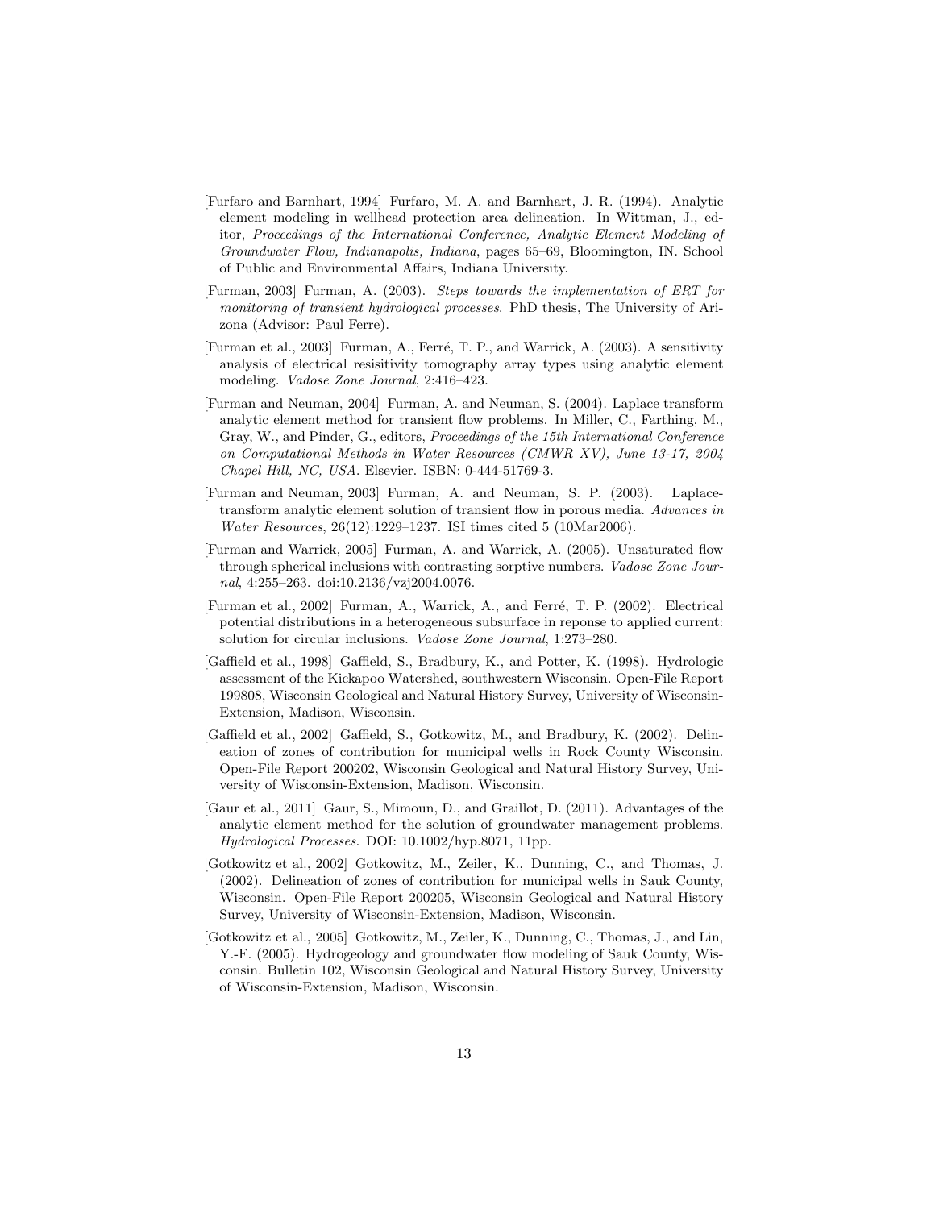[Furfaro and Barnhart, 1994] Furfaro, M. A. and Barnhart, J. R. (1994). Analytic element modeling in wellhead protection area delineation. In Wittman, J., editor, *Proceedings of the International Conference, Analytic Element Modeling of Groundwater Flow, Indianapolis, Indiana*, pages 65–69, Bloomington, IN. School of Public and Environmental Affairs, Indiana University.

[Furman, 2003] Furman, A. (2003). *Steps towards the implementation of ERT for monitoring of transient hydrological processes*. PhD thesis, The University of Arizona (Advisor: Paul Ferre).

[Furman et al., 2003] Furman, A., Ferré, T. P., and Warrick, A. (2003). A sensitivity analysis of electrical resisitivity tomography array types using analytic element modeling. *Vadose Zone Journal*, 2:416–423.

[Furman and Neuman, 2004] Furman, A. and Neuman, S. (2004). Laplace transform analytic element method for transient flow problems. In Miller, C., Farthing, M., Gray, W., and Pinder, G., editors, *Proceedings of the 15th International Conference on Computational Methods in Water Resources (CMWR XV), June 13-17, 2004 Chapel Hill, NC, USA*. Elsevier. ISBN: 0-444-51769-3.

[Furman and Neuman, 2003] Furman, A. and Neuman, S. P. (2003). Laplace-transform analytic element solution of transient flow in porous media. *Advances in Water Resources*, 26(12):1229–1237. ISI times cited 5 (10Mar2006).

[Furman and Warrick, 2005] Furman, A. and Warrick, A. (2005). Unsaturated flow through spherical inclusions with contrasting sorptive numbers. *Vadose Zone Journal*, 4:255–263. doi:10.2136/vzj2004.0076.

[Furman et al., 2002] Furman, A., Warrick, A., and Ferré, T. P. (2002). Electrical potential distributions in a heterogeneous subsurface in reponse to applied current: solution for circular inclusions. *Vadose Zone Journal*, 1:273–280.

[Gaffield et al., 1998] Gaffield, S., Bradbury, K., and Potter, K. (1998). Hydrologic assessment of the Kickapoo Watershed, southwestern Wisconsin. Open-File Report 199808, Wisconsin Geological and Natural History Survey, University of Wisconsin-Extension, Madison, Wisconsin.

[Gaffield et al., 2002] Gaffield, S., Gotkowitz, M., and Bradbury, K. (2002). Delineation of zones of contribution for municipal wells in Rock County Wisconsin. Open-File Report 200202, Wisconsin Geological and Natural History Survey, University of Wisconsin-Extension, Madison, Wisconsin.

[Gaur et al., 2011] Gaur, S., Mimoun, D., and Graillot, D. (2011). Advantages of the analytic element method for the solution of groundwater management problems. *Hydrological Processes*. DOI: 10.1002/hyp.8071, 11pp.

[Gotkowitz et al., 2002] Gotkowitz, M., Zeiler, K., Dunning, C., and Thomas, J. (2002). Delineation of zones of contribution for municipal wells in Sauk County, Wisconsin. Open-File Report 200205, Wisconsin Geological and Natural History Survey, University of Wisconsin-Extension, Madison, Wisconsin.

[Gotkowitz et al., 2005] Gotkowitz, M., Zeiler, K., Dunning, C., Thomas, J., and Lin, Y.-F. (2005). Hydrogeology and groundwater flow modeling of Sauk County, Wisconsin. Bulletin 102, Wisconsin Geological and Natural History Survey, University of Wisconsin-Extension, Madison, Wisconsin.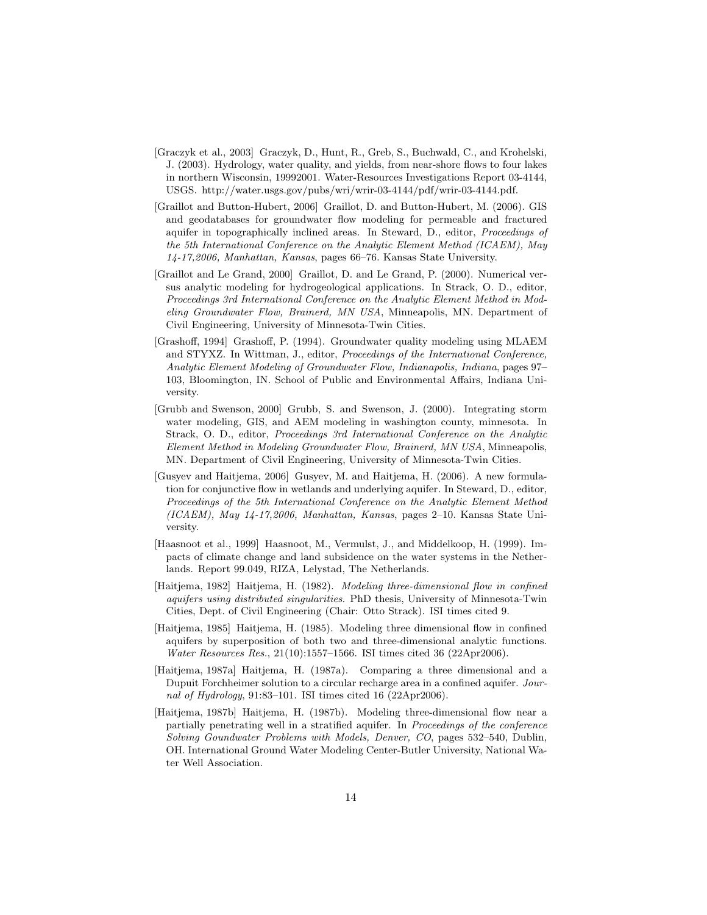[Graczyk et al., 2003] Graczyk, D., Hunt, R., Greb, S., Buchwald, C., and Krohelski, J. (2003). Hydrology, water quality, and yields, from near-shore flows to four lakes in northern Wisconsin, 19992001. Water-Resources Investigations Report 03-4144, USGS. http://water.usgs.gov/pubs/wri/wrir-03-4144/pdf/wrir-03-4144.pdf.

[Graillot and Button-Hubert, 2006] Graillot, D. and Button-Hubert, M. (2006). GIS and geodatabases for groundwater flow modeling for permeable and fractured aquifer in topographically inclined areas. In Steward, D., editor, *Proceedings of the 5th International Conference on the Analytic Element Method (ICAEM), May 14-17,2006, Manhattan, Kansas*, pages 66–76. Kansas State University.

[Graillot and Le Grand, 2000] Graillot, D. and Le Grand, P. (2000). Numerical versus analytic modeling for hydrogeological applications. In Strack, O. D., editor, *Proceedings 3rd International Conference on the Analytic Element Method in Modeling Groundwater Flow, Brainerd, MN USA*, Minneapolis, MN. Department of Civil Engineering, University of Minnesota-Twin Cities.

[Grashoff, 1994] Grashoff, P. (1994). Groundwater quality modeling using MLAEM and STYXZ. In Wittman, J., editor, *Proceedings of the International Conference, Analytic Element Modeling of Groundwater Flow, Indianapolis, Indiana*, pages 97–103, Bloomington, IN. School of Public and Environmental Affairs, Indiana University.

[Grubb and Swenson, 2000] Grubb, S. and Swenson, J. (2000). Integrating storm water modeling, GIS, and AEM modeling in washington county, minnesota. In Strack, O. D., editor, *Proceedings 3rd International Conference on the Analytic Element Method in Modeling Groundwater Flow, Brainerd, MN USA*, Minneapolis, MN. Department of Civil Engineering, University of Minnesota-Twin Cities.

[Gusyev and Haitjema, 2006] Gusyev, M. and Haitjema, H. (2006). A new formulation for conjunctive flow in wetlands and underlying aquifer. In Steward, D., editor, *Proceedings of the 5th International Conference on the Analytic Element Method (ICAEM), May 14-17,2006, Manhattan, Kansas*, pages 2–10. Kansas State University.

[Haasnoot et al., 1999] Haasnoot, M., Vermulst, J., and Middelkoop, H. (1999). Impacts of climate change and land subsidence on the water systems in the Netherlands. Report 99.049, RIZA, Lelystad, The Netherlands.

[Haitjema, 1982] Haitjema, H. (1982). *Modeling three-dimensional flow in confined aquifers using distributed singularities*. PhD thesis, University of Minnesota-Twin Cities, Dept. of Civil Engineering (Chair: Otto Strack). ISI times cited 9.

[Haitjema, 1985] Haitjema, H. (1985). Modeling three dimensional flow in confined aquifers by superposition of both two and three-dimensional analytic functions. *Water Resources Res.*, 21(10):1557–1566. ISI times cited 36 (22Apr2006).

[Haitjema, 1987a] Haitjema, H. (1987a). Comparing a three dimensional and a Dupuit Forchheimer solution to a circular recharge area in a confined aquifer. *Journal of Hydrology*, 91:83–101. ISI times cited 16 (22Apr2006).

[Haitjema, 1987b] Haitjema, H. (1987b). Modeling three-dimensional flow near a partially penetrating well in a stratified aquifer. In *Proceedings of the conference Solving Goundwater Problems with Models, Denver, CO*, pages 532–540, Dublin, OH. International Ground Water Modeling Center-Butler University, National Water Well Association.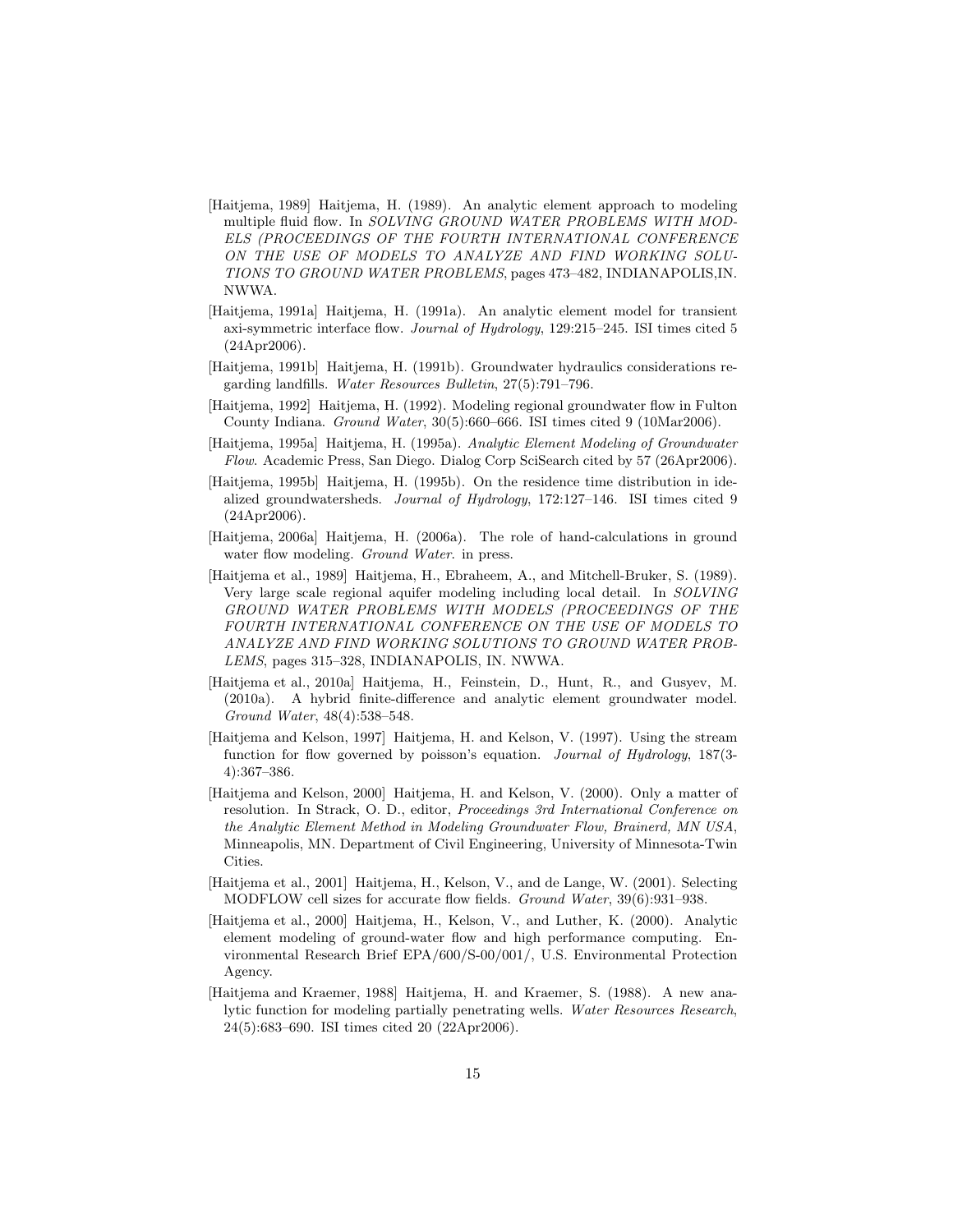- [Haitjema, 1989] Haitjema, H. (1989). An analytic element approach to modeling multiple fluid flow. In *SOLVING GROUND WATER PROBLEMS WITH MODELS (PROCEEDINGS OF THE FOURTH INTERNATIONAL CONFERENCE ON THE USE OF MODELS TO ANALYZE AND FIND WORKING SOLUTIONS TO GROUND WATER PROBLEMS*, pages 473–482, INDIANAPOLIS,IN. NWWA.

- [Haitjema, 1991a] Haitjema, H. (1991a). An analytic element model for transient axi-symmetric interface flow. *Journal of Hydrology*, 129:215–245. ISI times cited 5 (24Apr2006).

- [Haitjema, 1991b] Haitjema, H. (1991b). Groundwater hydraulics considerations regarding landfills. *Water Resources Bulletin*, 27(5):791–796.

- [Haitjema, 1992] Haitjema, H. (1992). Modeling regional groundwater flow in Fulton County Indiana. *Ground Water*, 30(5):660–666. ISI times cited 9 (10Mar2006).

- [Haitjema, 1995a] Haitjema, H. (1995a). *Analytic Element Modeling of Groundwater Flow*. Academic Press, San Diego. Dialog Corp SciSearch cited by 57 (26Apr2006).

- [Haitjema, 1995b] Haitjema, H. (1995b). On the residence time distribution in idealized groundwatersheds. *Journal of Hydrology*, 172:127–146. ISI times cited 9 (24Apr2006).

- [Haitjema, 2006a] Haitjema, H. (2006a). The role of hand-calculations in ground water flow modeling. *Ground Water*. in press.

- [Haitjema et al., 1989] Haitjema, H., Ebraheem, A., and Mitchell-Bruker, S. (1989). Very large scale regional aquifer modeling including local detail. In *SOLVING GROUND WATER PROBLEMS WITH MODELS (PROCEEDINGS OF THE FOURTH INTERNATIONAL CONFERENCE ON THE USE OF MODELS TO ANALYZE AND FIND WORKING SOLUTIONS TO GROUND WATER PROBLEMS*, pages 315–328, INDIANAPOLIS, IN. NWWA.

- [Haitjema et al., 2010a] Haitjema, H., Feinstein, D., Hunt, R., and Gusyev, M. (2010a). A hybrid finite-difference and analytic element groundwater model. *Ground Water*, 48(4):538–548.

- [Haitjema and Kelson, 1997] Haitjema, H. and Kelson, V. (1997). Using the stream function for flow governed by poisson's equation. *Journal of Hydrology*, 187(3-4):367–386.

- [Haitjema and Kelson, 2000] Haitjema, H. and Kelson, V. (2000). Only a matter of resolution. In Strack, O. D., editor, *Proceedings 3rd International Conference on the Analytic Element Method in Modeling Groundwater Flow, Brainerd, MN USA*, Minneapolis, MN. Department of Civil Engineering, University of Minnesota-Twin Cities.

- [Haitjema et al., 2001] Haitjema, H., Kelson, V., and de Lange, W. (2001). Selecting MODFLOW cell sizes for accurate flow fields. *Ground Water*, 39(6):931–938.

- [Haitjema et al., 2000] Haitjema, H., Kelson, V., and Luther, K. (2000). Analytic element modeling of ground-water flow and high performance computing. Environmental Research Brief EPA/600/S-00/001/, U.S. Environmental Protection Agency.

- [Haitjema and Kraemer, 1988] Haitjema, H. and Kraemer, S. (1988). A new analytic function for modeling partially penetrating wells. *Water Resources Research*, 24(5):683–690. ISI times cited 20 (22Apr2006).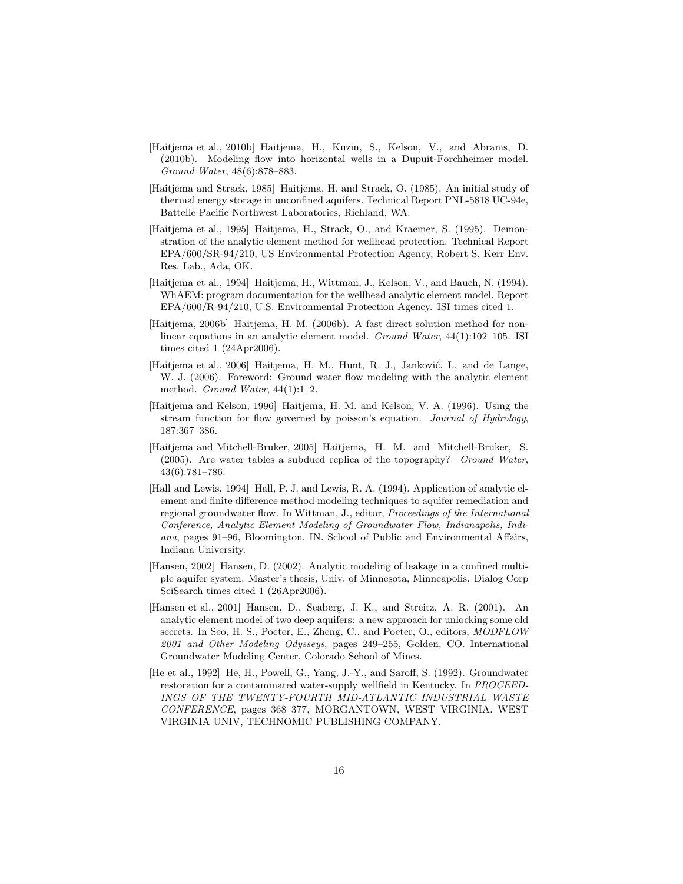[Haitjema et al., 2010b] Haitjema, H., Kuzin, S., Kelson, V., and Abrams, D. (2010b). Modeling flow into horizontal wells in a Dupuit-Forchheimer model. *Ground Water*, 48(6):878–883.

[Haitjema and Strack, 1985] Haitjema, H. and Strack, O. (1985). An initial study of thermal energy storage in unconfined aquifers. Technical Report PNL-5818 UC-94e, Battelle Pacific Northwest Laboratories, Richland, WA.

[Haitjema et al., 1995] Haitjema, H., Strack, O., and Kraemer, S. (1995). Demonstration of the analytic element method for wellhead protection. Technical Report EPA/600/SR-94/210, US Environmental Protection Agency, Robert S. Kerr Env. Res. Lab., Ada, OK.

[Haitjema et al., 1994] Haitjema, H., Wittman, J., Kelson, V., and Bauch, N. (1994). WhAEM: program documentation for the wellhead analytic element model. Report EPA/600/R-94/210, U.S. Environmental Protection Agency. ISI times cited 1.

[Haitjema, 2006b] Haitjema, H. M. (2006b). A fast direct solution method for nonlinear equations in an analytic element model. *Ground Water*, 44(1):102–105. ISI times cited 1 (24Apr2006).

[Haitjema et al., 2006] Haitjema, H. M., Hunt, R. J., Janković, I., and de Lange, W. J. (2006). Foreword: Ground water flow modeling with the analytic element method. *Ground Water*, 44(1):1–2.

[Haitjema and Kelson, 1996] Haitjema, H. M. and Kelson, V. A. (1996). Using the stream function for flow governed by poisson's equation. *Journal of Hydrology*, 187:367–386.

[Haitjema and Mitchell-Bruker, 2005] Haitjema, H. M. and Mitchell-Bruker, S. (2005). Are water tables a subdued replica of the topography? *Ground Water*, 43(6):781–786.

[Hall and Lewis, 1994] Hall, P. J. and Lewis, R. A. (1994). Application of analytic element and finite difference method modeling techniques to aquifer remediation and regional groundwater flow. In Wittman, J., editor, *Proceedings of the International Conference, Analytic Element Modeling of Groundwater Flow, Indianapolis, Indiana*, pages 91–96, Bloomington, IN. School of Public and Environmental Affairs, Indiana University.

[Hansen, 2002] Hansen, D. (2002). Analytic modeling of leakage in a confined multiple aquifer system. Master's thesis, Univ. of Minnesota, Minneapolis. Dialog Corp SciSearch times cited 1 (26Apr2006).

[Hansen et al., 2001] Hansen, D., Seaberg, J. K., and Streitz, A. R. (2001). An analytic element model of two deep aquifers: a new approach for unlocking some old secrets. In Seo, H. S., Poeter, E., Zheng, C., and Poeter, O., editors, *MODFLOW 2001 and Other Modeling Odysseys*, pages 249–255, Golden, CO. International Groundwater Modeling Center, Colorado School of Mines.

[He et al., 1992] He, H., Powell, G., Yang, J.-Y., and Saroff, S. (1992). Groundwater restoration for a contaminated water-supply wellfield in Kentucky. In *PROCEEDINGS OF THE TWENTY-FOURTH MID-ATLANTIC INDUSTRIAL WASTE CONFERENCE*, pages 368–377, MORGANTOWN, WEST VIRGINIA. WEST VIRGINIA UNIV, TECHNOMIC PUBLISHING COMPANY.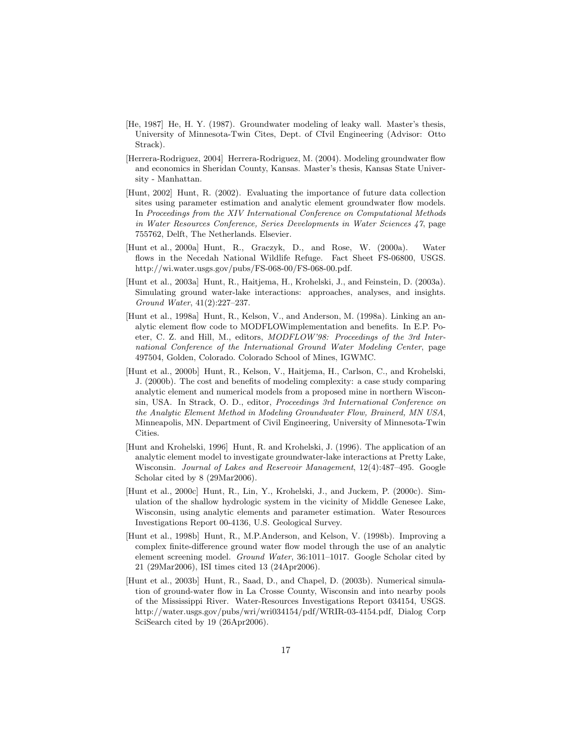[He, 1987] He, H. Y. (1987). Groundwater modeling of leaky wall. Master's thesis, University of Minnesota-Twin Cites, Dept. of CIvil Engineering (Advisor: Otto Strack).

[Herrera-Rodriguez, 2004] Herrera-Rodriguez, M. (2004). Modeling groundwater flow and economics in Sheridan County, Kansas. Master's thesis, Kansas State University - Manhattan.

[Hunt, 2002] Hunt, R. (2002). Evaluating the importance of future data collection sites using parameter estimation and analytic element groundwater flow models. In *Proceedings from the XIV International Conference on Computational Methods in Water Resources Conference, Series Developments in Water Sciences 47*, page 755762, Delft, The Netherlands. Elsevier.

[Hunt et al., 2000a] Hunt, R., Graczyk, D., and Rose, W. (2000a). Water flows in the Necedah National Wildlife Refuge. Fact Sheet FS-06800, USGS. http://wi.water.usgs.gov/pubs/FS-068-00/FS-068-00.pdf.

[Hunt et al., 2003a] Hunt, R., Haitjema, H., Krohelski, J., and Feinstein, D. (2003a). Simulating ground water-lake interactions: approaches, analyses, and insights. *Ground Water*, 41(2):227–237.

[Hunt et al., 1998a] Hunt, R., Kelson, V., and Anderson, M. (1998a). Linking an analytic element flow code to MODFLOWimplementation and benefits. In E.P. Poeter, C. Z. and Hill, M., editors, *MODFLOW'98: Proceedings of the 3rd International Conference of the International Ground Water Modeling Center*, page 497504, Golden, Colorado. Colorado School of Mines, IGWMC.

[Hunt et al., 2000b] Hunt, R., Kelson, V., Haitjema, H., Carlson, C., and Krohelski, J. (2000b). The cost and benefits of modeling complexity: a case study comparing analytic element and numerical models from a proposed mine in northern Wisconsin, USA. In Strack, O. D., editor, *Proceedings 3rd International Conference on the Analytic Element Method in Modeling Groundwater Flow, Brainerd, MN USA*, Minneapolis, MN. Department of Civil Engineering, University of Minnesota-Twin Cities.

[Hunt and Krohelski, 1996] Hunt, R. and Krohelski, J. (1996). The application of an analytic element model to investigate groundwater-lake interactions at Pretty Lake, Wisconsin. *Journal of Lakes and Reservoir Management*, 12(4):487–495. Google Scholar cited by 8 (29Mar2006).

[Hunt et al., 2000c] Hunt, R., Lin, Y., Krohelski, J., and Juckem, P. (2000c). Simulation of the shallow hydrologic system in the vicinity of Middle Genesee Lake, Wisconsin, using analytic elements and parameter estimation. Water Resources Investigations Report 00-4136, U.S. Geological Survey.

[Hunt et al., 1998b] Hunt, R., M.P.Anderson, and Kelson, V. (1998b). Improving a complex finite-difference ground water flow model through the use of an analytic element screening model. *Ground Water*, 36:1011–1017. Google Scholar cited by 21 (29Mar2006), ISI times cited 13 (24Apr2006).

[Hunt et al., 2003b] Hunt, R., Saad, D., and Chapel, D. (2003b). Numerical simulation of ground-water flow in La Crosse County, Wisconsin and into nearby pools of the Mississippi River. Water-Resources Investigations Report 034154, USGS. http://water.usgs.gov/pubs/wri/wri034154/pdf/WRIR-03-4154.pdf, Dialog Corp SciSearch cited by 19 (26Apr2006).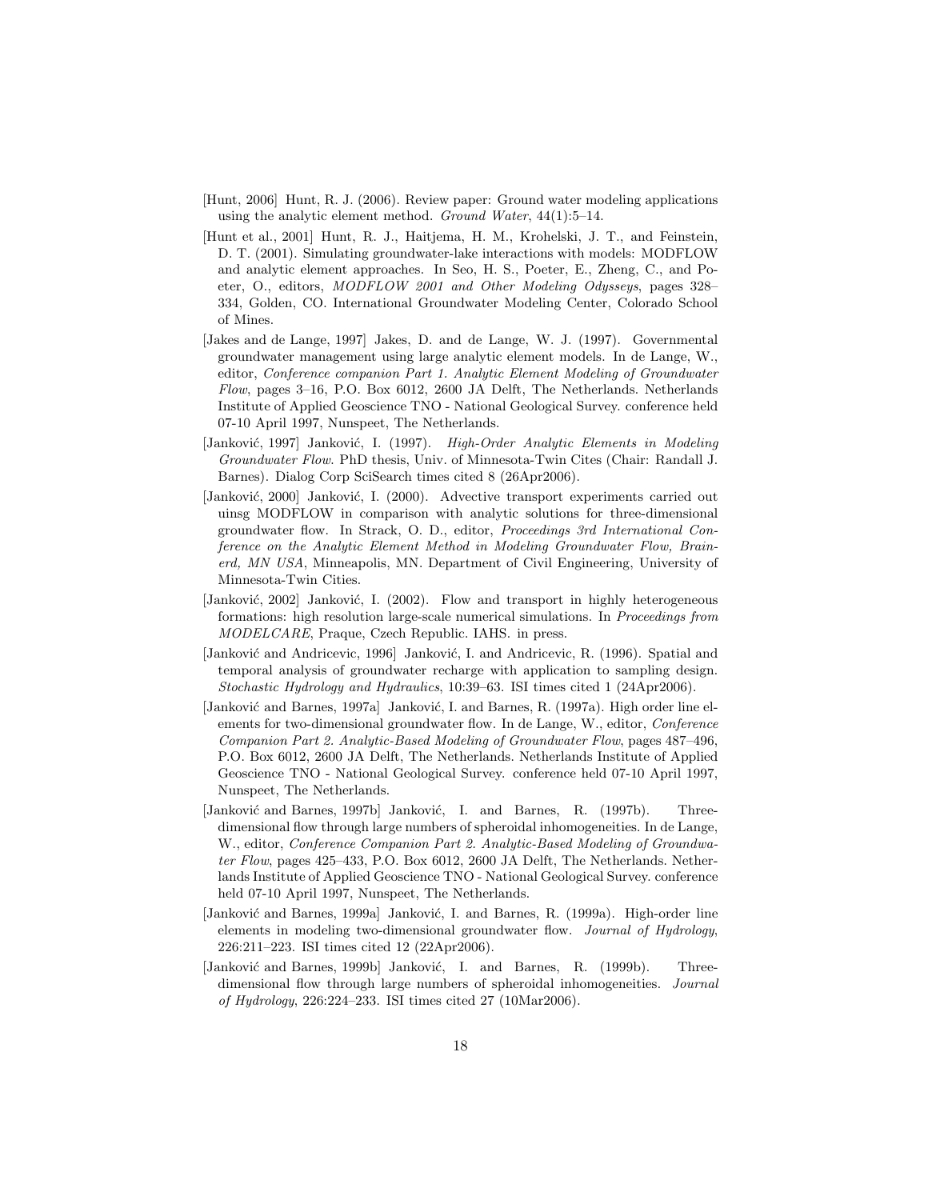[Hunt, 2006] Hunt, R. J. (2006). Review paper: Ground water modeling applications using the analytic element method. *Ground Water*, 44(1):5–14.

[Hunt et al., 2001] Hunt, R. J., Haitjema, H. M., Krohelski, J. T., and Feinstein, D. T. (2001). Simulating groundwater-lake interactions with models: MODFLOW and analytic element approaches. In Seo, H. S., Poeter, E., Zheng, C., and Poeter, O., editors, *MODFLOW 2001 and Other Modeling Odysseys*, pages 328–334, Golden, CO. International Groundwater Modeling Center, Colorado School of Mines.

[Jakes and de Lange, 1997] Jakes, D. and de Lange, W. J. (1997). Governmental groundwater management using large analytic element models. In de Lange, W., editor, *Conference companion Part 1. Analytic Element Modeling of Groundwater Flow*, pages 3–16, P.O. Box 6012, 2600 JA Delft, The Netherlands. Netherlands Institute of Applied Geoscience TNO - National Geological Survey. conference held 07-10 April 1997, Nunspeet, The Netherlands.

[Janković, 1997] Janković, I. (1997). *High-Order Analytic Elements in Modeling Groundwater Flow*. PhD thesis, Univ. of Minnesota-Twin Cites (Chair: Randall J. Barnes). Dialog Corp SciSearch times cited 8 (26Apr2006).

[Janković, 2000] Janković, I. (2000). Advective transport experiments carried out uinsg MODFLOW in comparison with analytic solutions for three-dimensional groundwater flow. In Strack, O. D., editor, *Proceedings 3rd International Conference on the Analytic Element Method in Modeling Groundwater Flow, Brainerd, MN USA*, Minneapolis, MN. Department of Civil Engineering, University of Minnesota-Twin Cities.

[Janković, 2002] Janković, I. (2002). Flow and transport in highly heterogeneous formations: high resolution large-scale numerical simulations. In *Proceedings from MODELCARE*, Praque, Czech Republic. IAHS. in press.

[Janković and Andricevic, 1996] Janković, I. and Andricevic, R. (1996). Spatial and temporal analysis of groundwater recharge with application to sampling design. *Stochastic Hydrology and Hydraulics*, 10:39–63. ISI times cited 1 (24Apr2006).

[Janković and Barnes, 1997a] Janković, I. and Barnes, R. (1997a). High order line elements for two-dimensional groundwater flow. In de Lange, W., editor, *Conference Companion Part 2. Analytic-Based Modeling of Groundwater Flow*, pages 487–496, P.O. Box 6012, 2600 JA Delft, The Netherlands. Netherlands Institute of Applied Geoscience TNO - National Geological Survey. conference held 07-10 April 1997, Nunspeet, The Netherlands.

[Janković and Barnes, 1997b] Janković, I. and Barnes, R. (1997b). Three-dimensional flow through large numbers of spheroidal inhomogeneities. In de Lange, W., editor, *Conference Companion Part 2. Analytic-Based Modeling of Groundwater Flow*, pages 425–433, P.O. Box 6012, 2600 JA Delft, The Netherlands. Netherlands Institute of Applied Geoscience TNO - National Geological Survey. conference held 07-10 April 1997, Nunspeet, The Netherlands.

[Janković and Barnes, 1999a] Janković, I. and Barnes, R. (1999a). High-order line elements in modeling two-dimensional groundwater flow. *Journal of Hydrology*, 226:211–223. ISI times cited 12 (22Apr2006).

[Janković and Barnes, 1999b] Janković, I. and Barnes, R. (1999b). Three-dimensional flow through large numbers of spheroidal inhomogeneities. *Journal of Hydrology*, 226:224–233. ISI times cited 27 (10Mar2006).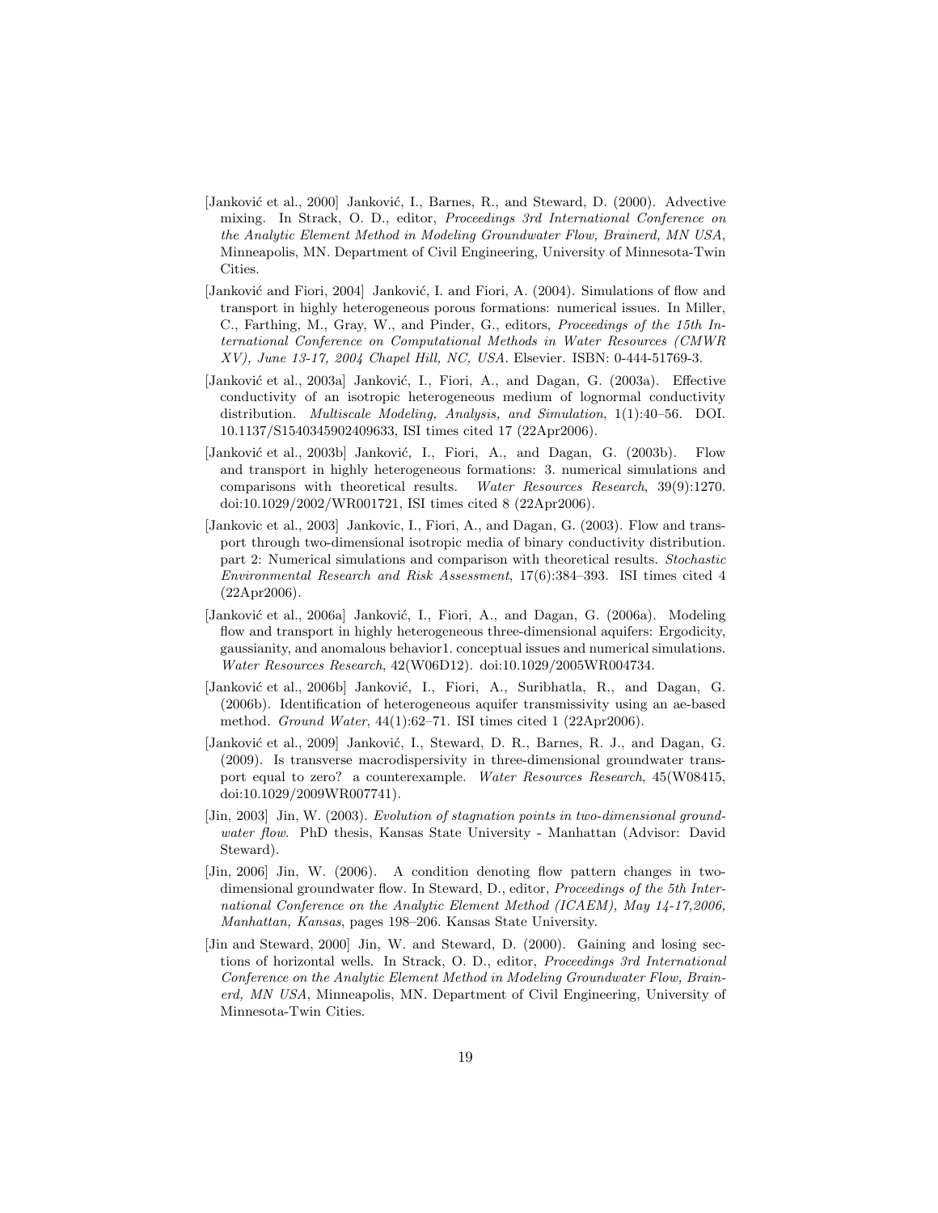[Janković et al., 2000] Janković, I., Barnes, R., and Steward, D. (2000). Advective mixing. In Strack, O. D., editor, *Proceedings 3rd International Conference on the Analytic Element Method in Modeling Groundwater Flow, Brainerd, MN USA*, Minneapolis, MN. Department of Civil Engineering, University of Minnesota-Twin Cities.

[Janković and Fiori, 2004] Janković, I. and Fiori, A. (2004). Simulations of flow and transport in highly heterogeneous porous formations: numerical issues. In Miller, C., Farthing, M., Gray, W., and Pinder, G., editors, *Proceedings of the 15th International Conference on Computational Methods in Water Resources (CMWR XV), June 13-17, 2004 Chapel Hill, NC, USA*. Elsevier. ISBN: 0-444-51769-3.

[Janković et al., 2003a] Janković, I., Fiori, A., and Dagan, G. (2003a). Effective conductivity of an isotropic heterogeneous medium of lognormal conductivity distribution. *Multiscale Modeling, Analysis, and Simulation*, 1(1):40–56. DOI. 10.1137/S1540345902409633, ISI times cited 17 (22Apr2006).

[Janković et al., 2003b] Janković, I., Fiori, A., and Dagan, G. (2003b). Flow and transport in highly heterogeneous formations: 3. numerical simulations and comparisons with theoretical results. *Water Resources Research*, 39(9):1270. doi:10.1029/2002/WR001721, ISI times cited 8 (22Apr2006).

[Jankovic et al., 2003] Jankovic, I., Fiori, A., and Dagan, G. (2003). Flow and transport through two-dimensional isotropic media of binary conductivity distribution. part 2: Numerical simulations and comparison with theoretical results. *Stochastic Environmental Research and Risk Assessment*, 17(6):384–393. ISI times cited 4 (22Apr2006).

[Janković et al., 2006a] Janković, I., Fiori, A., and Dagan, G. (2006a). Modeling flow and transport in highly heterogeneous three-dimensional aquifers: Ergodicity, gaussianity, and anomalous behavior1. conceptual issues and numerical simulations. *Water Resources Research*, 42(W06D12). doi:10.1029/2005WR004734.

[Janković et al., 2006b] Janković, I., Fiori, A., Suribhatla, R., and Dagan, G. (2006b). Identification of heterogeneous aquifer transmissivity using an ae-based method. *Ground Water*, 44(1):62–71. ISI times cited 1 (22Apr2006).

[Janković et al., 2009] Janković, I., Steward, D. R., Barnes, R. J., and Dagan, G. (2009). Is transverse macrodispersivity in three-dimensional groundwater transport equal to zero? a counterexample. *Water Resources Research*, 45(W08415, doi:10.1029/2009WR007741).

[Jin, 2003] Jin, W. (2003). *Evolution of stagnation points in two-dimensional groundwater flow*. PhD thesis, Kansas State University - Manhattan (Advisor: David Steward).

[Jin, 2006] Jin, W. (2006). A condition denoting flow pattern changes in two-dimensional groundwater flow. In Steward, D., editor, *Proceedings of the 5th International Conference on the Analytic Element Method (ICAEM), May 14-17,2006, Manhattan, Kansas*, pages 198–206. Kansas State University.

[Jin and Steward, 2000] Jin, W. and Steward, D. (2000). Gaining and losing sections of horizontal wells. In Strack, O. D., editor, *Proceedings 3rd International Conference on the Analytic Element Method in Modeling Groundwater Flow, Brainerd, MN USA*, Minneapolis, MN. Department of Civil Engineering, University of Minnesota-Twin Cities.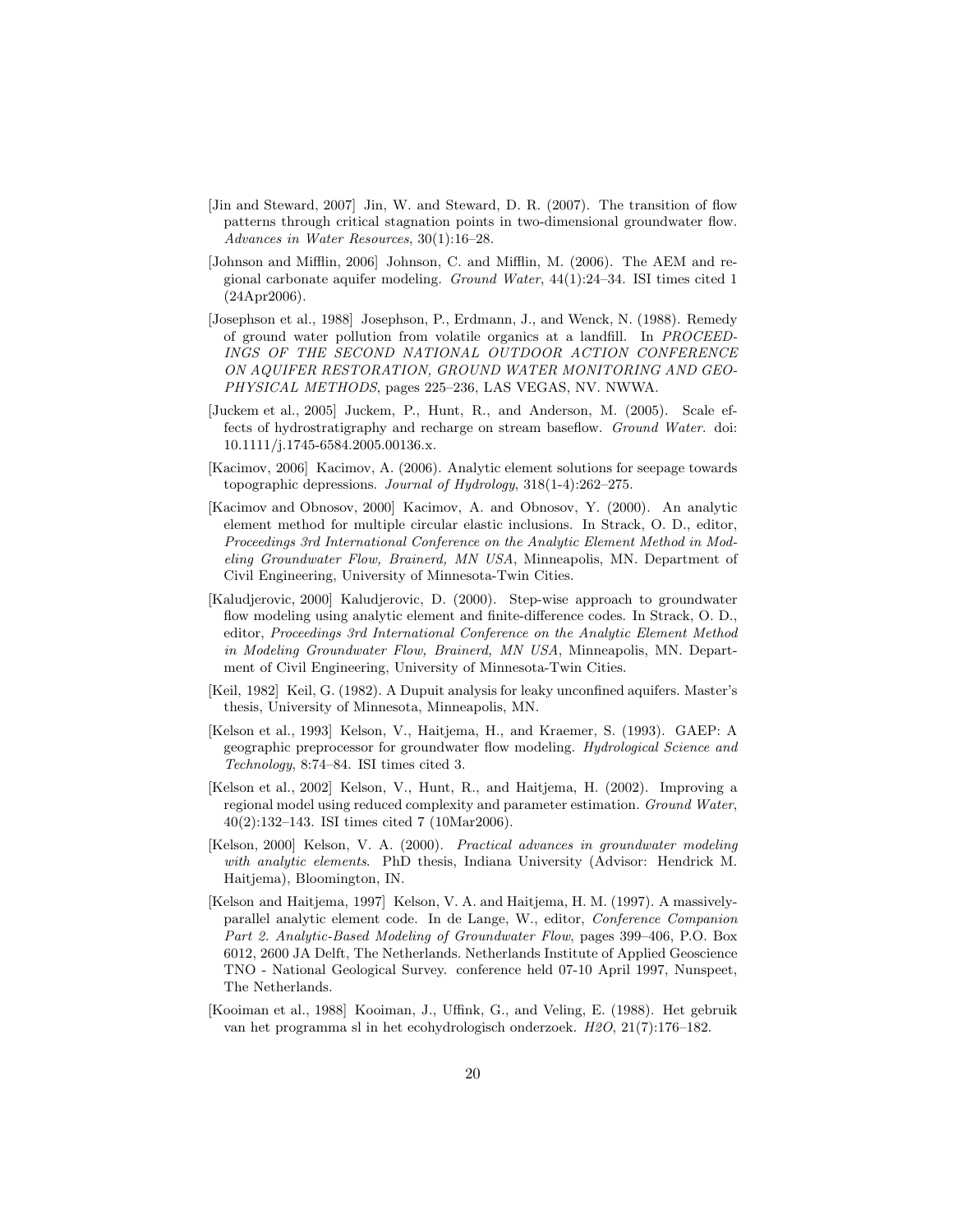[Jin and Steward, 2007] Jin, W. and Steward, D. R. (2007). The transition of flow patterns through critical stagnation points in two-dimensional groundwater flow. *Advances in Water Resources*, 30(1):16–28.

[Johnson and Mifflin, 2006] Johnson, C. and Mifflin, M. (2006). The AEM and regional carbonate aquifer modeling. *Ground Water*, 44(1):24–34. ISI times cited 1 (24Apr2006).

[Josephson et al., 1988] Josephson, P., Erdmann, J., and Wenck, N. (1988). Remedy of ground water pollution from volatile organics at a landfill. In *PROCEEDINGS OF THE SECOND NATIONAL OUTDOOR ACTION CONFERENCE ON AQUIFER RESTORATION, GROUND WATER MONITORING AND GEOPHYSICAL METHODS*, pages 225–236, LAS VEGAS, NV. NWWA.

[Juckem et al., 2005] Juckem, P., Hunt, R., and Anderson, M. (2005). Scale effects of hydrostratigraphy and recharge on stream baseflow. *Ground Water*. doi: 10.1111/j.1745-6584.2005.00136.x.

[Kacimov, 2006] Kacimov, A. (2006). Analytic element solutions for seepage towards topographic depressions. *Journal of Hydrology*, 318(1-4):262–275.

[Kacimov and Obnosov, 2000] Kacimov, A. and Obnosov, Y. (2000). An analytic element method for multiple circular elastic inclusions. In Strack, O. D., editor, *Proceedings 3rd International Conference on the Analytic Element Method in Modeling Groundwater Flow, Brainerd, MN USA*, Minneapolis, MN. Department of Civil Engineering, University of Minnesota-Twin Cities.

[Kaludjerovic, 2000] Kaludjerovic, D. (2000). Step-wise approach to groundwater flow modeling using analytic element and finite-difference codes. In Strack, O. D., editor, *Proceedings 3rd International Conference on the Analytic Element Method in Modeling Groundwater Flow, Brainerd, MN USA*, Minneapolis, MN. Department of Civil Engineering, University of Minnesota-Twin Cities.

[Keil, 1982] Keil, G. (1982). A Dupuit analysis for leaky unconfined aquifers. Master's thesis, University of Minnesota, Minneapolis, MN.

[Kelson et al., 1993] Kelson, V., Haitjema, H., and Kraemer, S. (1993). GAEP: A geographic preprocessor for groundwater flow modeling. *Hydrological Science and Technology*, 8:74–84. ISI times cited 3.

[Kelson et al., 2002] Kelson, V., Hunt, R., and Haitjema, H. (2002). Improving a regional model using reduced complexity and parameter estimation. *Ground Water*, 40(2):132–143. ISI times cited 7 (10Mar2006).

[Kelson, 2000] Kelson, V. A. (2000). *Practical advances in groundwater modeling with analytic elements*. PhD thesis, Indiana University (Advisor: Hendrick M. Haitjema), Bloomington, IN.

[Kelson and Haitjema, 1997] Kelson, V. A. and Haitjema, H. M. (1997). A massively-parallel analytic element code. In de Lange, W., editor, *Conference Companion Part 2. Analytic-Based Modeling of Groundwater Flow*, pages 399–406, P.O. Box 6012, 2600 JA Delft, The Netherlands. Netherlands Institute of Applied Geoscience TNO - National Geological Survey. conference held 07-10 April 1997, Nunspeet, The Netherlands.

[Kooiman et al., 1988] Kooiman, J., Uffink, G., and Veling, E. (1988). Het gebruik van het programma sl in het ecohydrologisch onderzoek. *H2O*, 21(7):176–182.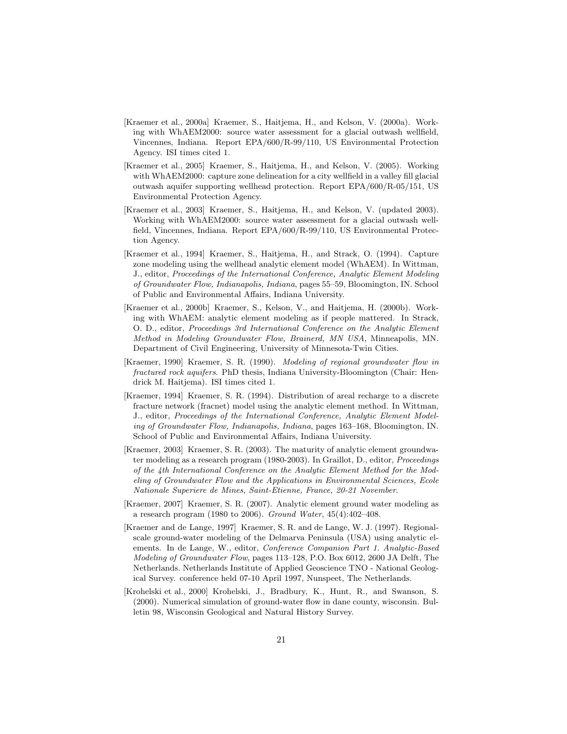[Kraemer et al., 2000a] Kraemer, S., Haitjema, H., and Kelson, V. (2000a). Working with WhAEM2000: source water assessment for a glacial outwash wellfield, Vincennes, Indiana. Report EPA/600/R-99/110, US Environmental Protection Agency. ISI times cited 1.

[Kraemer et al., 2005] Kraemer, S., Haitjema, H., and Kelson, V. (2005). Working with WhAEM2000: capture zone delineation for a city wellfield in a valley fill glacial outwash aquifer supporting wellhead protection. Report EPA/600/R-05/151, US Environmental Protection Agency.

[Kraemer et al., 2003] Kraemer, S., Haitjema, H., and Kelson, V. (updated 2003). Working with WhAEM2000: source water assessment for a glacial outwash wellfield, Vincennes, Indiana. Report EPA/600/R-99/110, US Environmental Protection Agency.

[Kraemer et al., 1994] Kraemer, S., Haitjema, H., and Strack, O. (1994). Capture zone modeling using the wellhead analytic element model (WhAEM). In Wittman, J., editor, *Proceedings of the International Conference, Analytic Element Modeling of Groundwater Flow, Indianapolis, Indiana*, pages 55–59, Bloomington, IN. School of Public and Environmental Affairs, Indiana University.

[Kraemer et al., 2000b] Kraemer, S., Kelson, V., and Haitjema, H. (2000b). Working with WhAEM: analytic element modeling as if people mattered. In Strack, O. D., editor, *Proceedings 3rd International Conference on the Analytic Element Method in Modeling Groundwater Flow, Brainerd, MN USA*, Minneapolis, MN. Department of Civil Engineering, University of Minnesota-Twin Cities.

[Kraemer, 1990] Kraemer, S. R. (1990). *Modeling of regional groundwater flow in fractured rock aquifers*. PhD thesis, Indiana University-Bloomington (Chair: Hendrick M. Haitjema). ISI times cited 1.

[Kraemer, 1994] Kraemer, S. R. (1994). Distribution of areal recharge to a discrete fracture network (fracnet) model using the analytic element method. In Wittman, J., editor, *Proceedings of the International Conference, Analytic Element Modeling of Groundwater Flow, Indianapolis, Indiana*, pages 163–168, Bloomington, IN. School of Public and Environmental Affairs, Indiana University.

[Kraemer, 2003] Kraemer, S. R. (2003). The maturity of analytic element groundwater modeling as a research program (1980-2003). In Graillot, D., editor, *Proceedings of the 4th International Conference on the Analytic Element Method for the Modeling of Groundwater Flow and the Applications in Environmental Sciences, Ecole Nationale Superiere de Mines, Saint-Etienne, France, 20-21 November*.

[Kraemer, 2007] Kraemer, S. R. (2007). Analytic element ground water modeling as a research program (1980 to 2006). *Ground Water*, 45(4):402–408.

[Kraemer and de Lange, 1997] Kraemer, S. R. and de Lange, W. J. (1997). Regional-scale ground-water modeling of the Delmarva Peninsula (USA) using analytic elements. In de Lange, W., editor, *Conference Companion Part 1. Analytic-Based Modeling of Groundwater Flow*, pages 113–128, P.O. Box 6012, 2600 JA Delft, The Netherlands. Netherlands Institute of Applied Geoscience TNO - National Geological Survey. conference held 07-10 April 1997, Nunspeet, The Netherlands.

[Krohelski et al., 2000] Krohelski, J., Bradbury, K., Hunt, R., and Swanson, S. (2000). Numerical simulation of ground-water flow in dane county, wisconsin. Bulletin 98, Wisconsin Geological and Natural History Survey.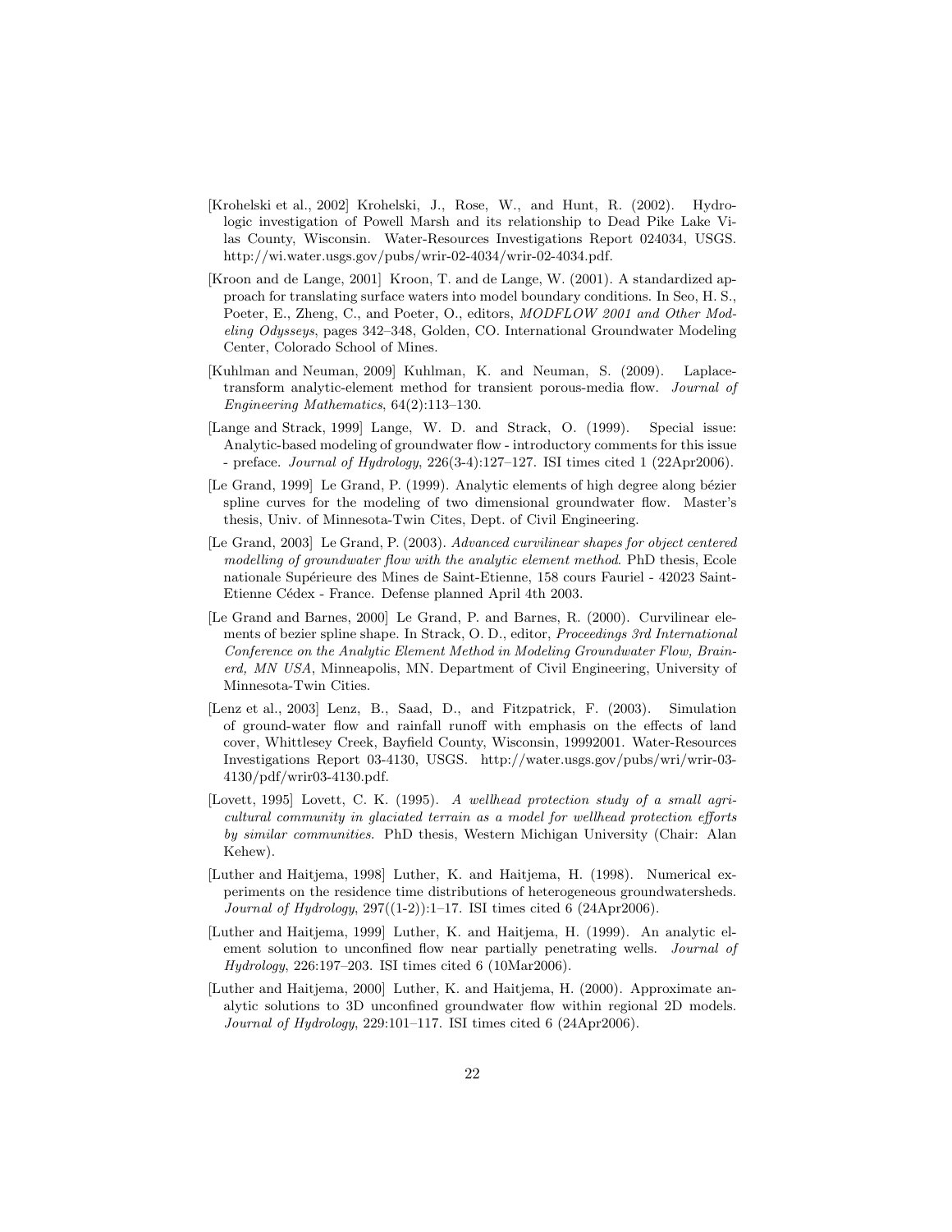[Krohelski et al., 2002] Krohelski, J., Rose, W., and Hunt, R. (2002). Hydrologic investigation of Powell Marsh and its relationship to Dead Pike Lake Vilas County, Wisconsin. Water-Resources Investigations Report 024034, USGS. http://wi.water.usgs.gov/pubs/wrir-02-4034/wrir-02-4034.pdf.

[Kroon and de Lange, 2001] Kroon, T. and de Lange, W. (2001). A standardized approach for translating surface waters into model boundary conditions. In Seo, H. S., Poeter, E., Zheng, C., and Poeter, O., editors, *MODFLOW 2001 and Other Modeling Odysseys*, pages 342–348, Golden, CO. International Groundwater Modeling Center, Colorado School of Mines.

[Kuhlman and Neuman, 2009] Kuhlman, K. and Neuman, S. (2009). Laplace-transform analytic-element method for transient porous-media flow. *Journal of Engineering Mathematics*, 64(2):113–130.

[Lange and Strack, 1999] Lange, W. D. and Strack, O. (1999). Special issue: Analytic-based modeling of groundwater flow - introductory comments for this issue - preface. *Journal of Hydrology*, 226(3-4):127–127. ISI times cited 1 (22Apr2006).

[Le Grand, 1999] Le Grand, P. (1999). Analytic elements of high degree along bézier spline curves for the modeling of two dimensional groundwater flow. Master's thesis, Univ. of Minnesota-Twin Cites, Dept. of Civil Engineering.

[Le Grand, 2003] Le Grand, P. (2003). *Advanced curvilinear shapes for object centered modelling of groundwater flow with the analytic element method*. PhD thesis, Ecole nationale Supérieure des Mines de Saint-Etienne, 158 cours Fauriel - 42023 Saint-Etienne Cédex - France. Defense planned April 4th 2003.

[Le Grand and Barnes, 2000] Le Grand, P. and Barnes, R. (2000). Curvilinear elements of bezier spline shape. In Strack, O. D., editor, *Proceedings 3rd International Conference on the Analytic Element Method in Modeling Groundwater Flow, Brainerd, MN USA*, Minneapolis, MN. Department of Civil Engineering, University of Minnesota-Twin Cities.

[Lenz et al., 2003] Lenz, B., Saad, D., and Fitzpatrick, F. (2003). Simulation of ground-water flow and rainfall runoff with emphasis on the effects of land cover, Whittlesey Creek, Bayfield County, Wisconsin, 19992001. Water-Resources Investigations Report 03-4130, USGS. http://water.usgs.gov/pubs/wri/wrir-03-4130/pdf/wrir03-4130.pdf.

[Lovett, 1995] Lovett, C. K. (1995). *A wellhead protection study of a small agricultural community in glaciated terrain as a model for wellhead protection efforts by similar communities*. PhD thesis, Western Michigan University (Chair: Alan Kehew).

[Luther and Haitjema, 1998] Luther, K. and Haitjema, H. (1998). Numerical experiments on the residence time distributions of heterogeneous groundwatersheds. *Journal of Hydrology*, 297((1-2)):1–17. ISI times cited 6 (24Apr2006).

[Luther and Haitjema, 1999] Luther, K. and Haitjema, H. (1999). An analytic element solution to unconfined flow near partially penetrating wells. *Journal of Hydrology*, 226:197–203. ISI times cited 6 (10Mar2006).

[Luther and Haitjema, 2000] Luther, K. and Haitjema, H. (2000). Approximate analytic solutions to 3D unconfined groundwater flow within regional 2D models. *Journal of Hydrology*, 229:101–117. ISI times cited 6 (24Apr2006).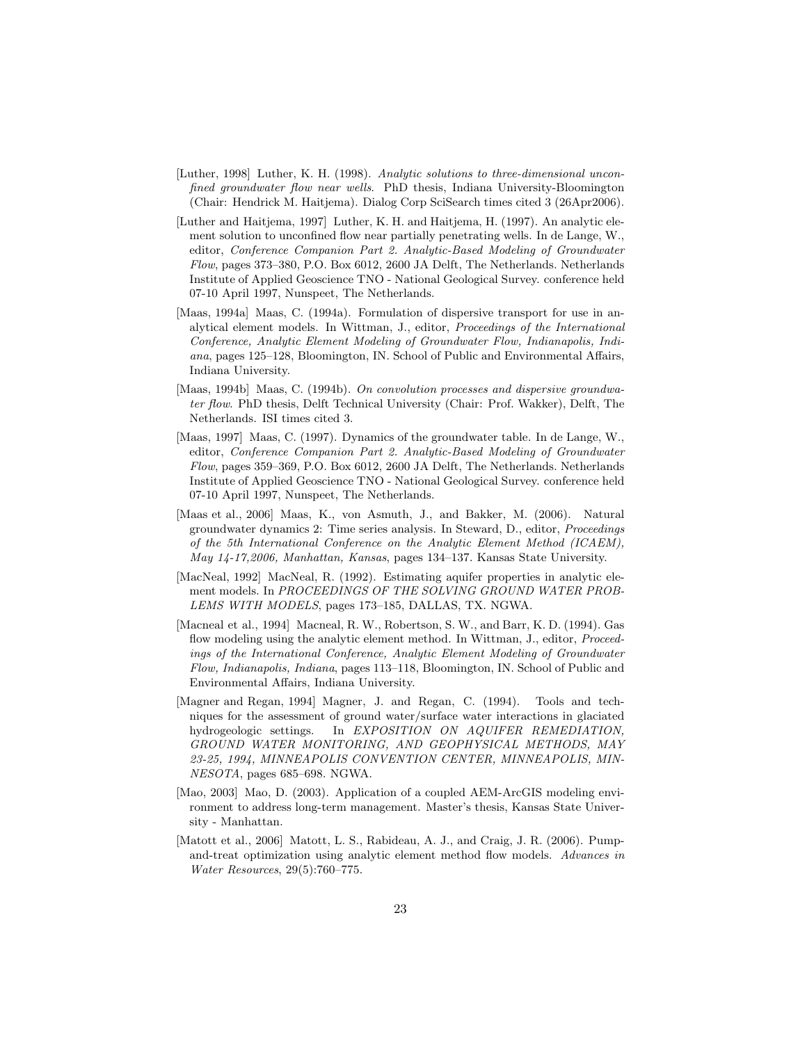[Luther, 1998] Luther, K. H. (1998). *Analytic solutions to three-dimensional unconfined groundwater flow near wells*. PhD thesis, Indiana University-Bloomington (Chair: Hendrick M. Haitjema). Dialog Corp SciSearch times cited 3 (26Apr2006).

[Luther and Haitjema, 1997] Luther, K. H. and Haitjema, H. (1997). An analytic element solution to unconfined flow near partially penetrating wells. In de Lange, W., editor, *Conference Companion Part 2. Analytic-Based Modeling of Groundwater Flow*, pages 373–380, P.O. Box 6012, 2600 JA Delft, The Netherlands. Netherlands Institute of Applied Geoscience TNO - National Geological Survey. conference held 07-10 April 1997, Nunspeet, The Netherlands.

[Maas, 1994a] Maas, C. (1994a). Formulation of dispersive transport for use in analytical element models. In Wittman, J., editor, *Proceedings of the International Conference, Analytic Element Modeling of Groundwater Flow, Indianapolis, Indiana*, pages 125–128, Bloomington, IN. School of Public and Environmental Affairs, Indiana University.

[Maas, 1994b] Maas, C. (1994b). *On convolution processes and dispersive groundwater flow*. PhD thesis, Delft Technical University (Chair: Prof. Wakker), Delft, The Netherlands. ISI times cited 3.

[Maas, 1997] Maas, C. (1997). Dynamics of the groundwater table. In de Lange, W., editor, *Conference Companion Part 2. Analytic-Based Modeling of Groundwater Flow*, pages 359–369, P.O. Box 6012, 2600 JA Delft, The Netherlands. Netherlands Institute of Applied Geoscience TNO - National Geological Survey. conference held 07-10 April 1997, Nunspeet, The Netherlands.

[Maas et al., 2006] Maas, K., von Asmuth, J., and Bakker, M. (2006). Natural groundwater dynamics 2: Time series analysis. In Steward, D., editor, *Proceedings of the 5th International Conference on the Analytic Element Method (ICAEM), May 14-17,2006, Manhattan, Kansas*, pages 134–137. Kansas State University.

[MacNeal, 1992] MacNeal, R. (1992). Estimating aquifer properties in analytic element models. In *PROCEEDINGS OF THE SOLVING GROUND WATER PROBLEMS WITH MODELS*, pages 173–185, DALLAS, TX. NGWA.

[Macneal et al., 1994] Macneal, R. W., Robertson, S. W., and Barr, K. D. (1994). Gas flow modeling using the analytic element method. In Wittman, J., editor, *Proceedings of the International Conference, Analytic Element Modeling of Groundwater Flow, Indianapolis, Indiana*, pages 113–118, Bloomington, IN. School of Public and Environmental Affairs, Indiana University.

[Magner and Regan, 1994] Magner, J. and Regan, C. (1994). Tools and techniques for the assessment of ground water/surface water interactions in glaciated hydrogeologic settings. In *EXPOSITION ON AQUIFER REMEDIATION, GROUND WATER MONITORING, AND GEOPHYSICAL METHODS, MAY 23-25, 1994, MINNEAPOLIS CONVENTION CENTER, MINNEAPOLIS, MINNESOTA*, pages 685–698. NGWA.

[Mao, 2003] Mao, D. (2003). Application of a coupled AEM-ArcGIS modeling environment to address long-term management. Master's thesis, Kansas State University - Manhattan.

[Matott et al., 2006] Matott, L. S., Rabideau, A. J., and Craig, J. R. (2006). Pump-and-treat optimization using analytic element method flow models. *Advances in Water Resources*, 29(5):760–775.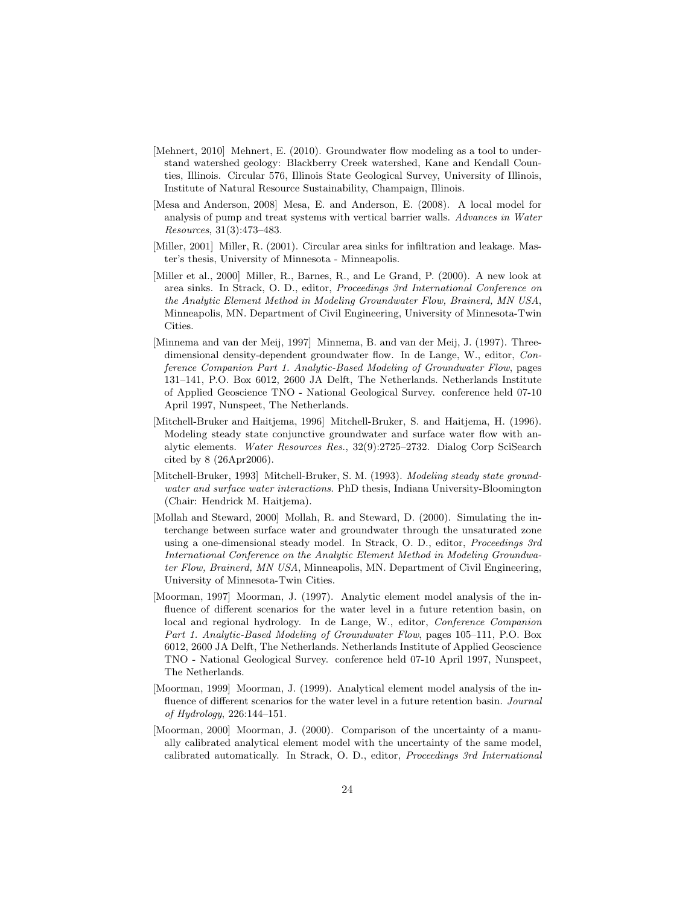[Mehnert, 2010] Mehnert, E. (2010). Groundwater flow modeling as a tool to understand watershed geology: Blackberry Creek watershed, Kane and Kendall Counties, Illinois. Circular 576, Illinois State Geological Survey, University of Illinois, Institute of Natural Resource Sustainability, Champaign, Illinois.

[Mesa and Anderson, 2008] Mesa, E. and Anderson, E. (2008). A local model for analysis of pump and treat systems with vertical barrier walls. *Advances in Water Resources*, 31(3):473–483.

[Miller, 2001] Miller, R. (2001). Circular area sinks for infiltration and leakage. Master's thesis, University of Minnesota - Minneapolis.

[Miller et al., 2000] Miller, R., Barnes, R., and Le Grand, P. (2000). A new look at area sinks. In Strack, O. D., editor, *Proceedings 3rd International Conference on the Analytic Element Method in Modeling Groundwater Flow, Brainerd, MN USA*, Minneapolis, MN. Department of Civil Engineering, University of Minnesota-Twin Cities.

[Minnema and van der Meij, 1997] Minnema, B. and van der Meij, J. (1997). Three-dimensional density-dependent groundwater flow. In de Lange, W., editor, *Conference Companion Part 1. Analytic-Based Modeling of Groundwater Flow*, pages 131–141, P.O. Box 6012, 2600 JA Delft, The Netherlands. Netherlands Institute of Applied Geoscience TNO - National Geological Survey. conference held 07-10 April 1997, Nunspeet, The Netherlands.

[Mitchell-Bruker and Haitjema, 1996] Mitchell-Bruker, S. and Haitjema, H. (1996). Modeling steady state conjunctive groundwater and surface water flow with analytic elements. *Water Resources Res.*, 32(9):2725–2732. Dialog Corp SciSearch cited by 8 (26Apr2006).

[Mitchell-Bruker, 1993] Mitchell-Bruker, S. M. (1993). *Modeling steady state groundwater and surface water interactions*. PhD thesis, Indiana University-Bloomington (Chair: Hendrick M. Haitjema).

[Mollah and Steward, 2000] Mollah, R. and Steward, D. (2000). Simulating the interchange between surface water and groundwater through the unsaturated zone using a one-dimensional steady model. In Strack, O. D., editor, *Proceedings 3rd International Conference on the Analytic Element Method in Modeling Groundwater Flow, Brainerd, MN USA*, Minneapolis, MN. Department of Civil Engineering, University of Minnesota-Twin Cities.

[Moorman, 1997] Moorman, J. (1997). Analytic element model analysis of the influence of different scenarios for the water level in a future retention basin, on local and regional hydrology. In de Lange, W., editor, *Conference Companion Part 1. Analytic-Based Modeling of Groundwater Flow*, pages 105–111, P.O. Box 6012, 2600 JA Delft, The Netherlands. Netherlands Institute of Applied Geoscience TNO - National Geological Survey. conference held 07-10 April 1997, Nunspeet, The Netherlands.

[Moorman, 1999] Moorman, J. (1999). Analytical element model analysis of the influence of different scenarios for the water level in a future retention basin. *Journal of Hydrology*, 226:144–151.

[Moorman, 2000] Moorman, J. (2000). Comparison of the uncertainty of a manually calibrated analytical element model with the uncertainty of the same model, calibrated automatically. In Strack, O. D., editor, *Proceedings 3rd International*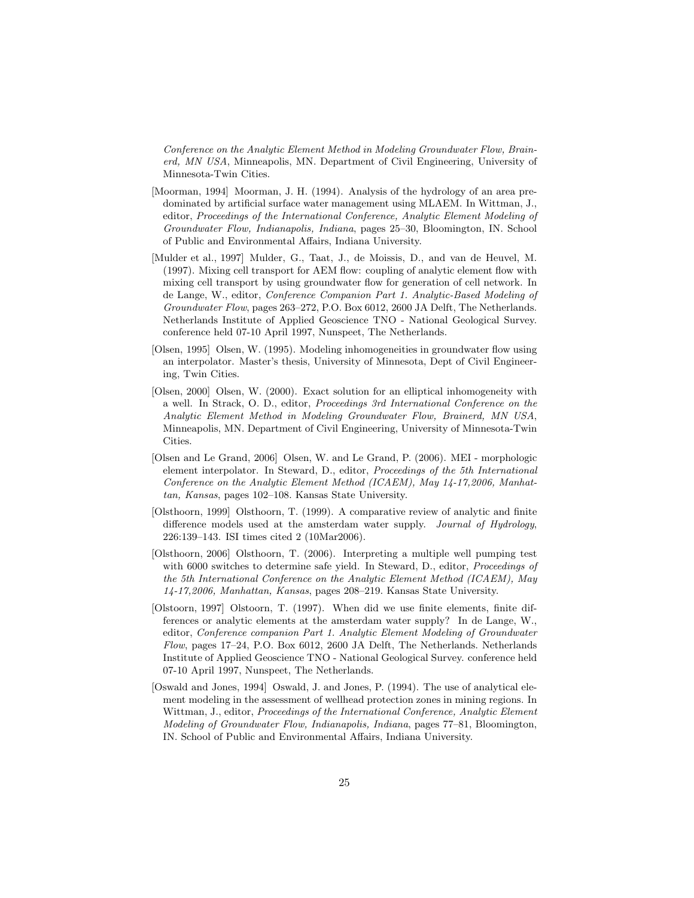*Conference on the Analytic Element Method in Modeling Groundwater Flow, Brainerd, MN USA*, Minneapolis, MN. Department of Civil Engineering, University of Minnesota-Twin Cities.

[Moorman, 1994] Moorman, J. H. (1994). Analysis of the hydrology of an area predominated by artificial surface water management using MLAEM. In Wittman, J., editor, *Proceedings of the International Conference, Analytic Element Modeling of Groundwater Flow, Indianapolis, Indiana*, pages 25–30, Bloomington, IN. School of Public and Environmental Affairs, Indiana University.

[Mulder et al., 1997] Mulder, G., Taat, J., de Moissis, D., and van de Heuvel, M. (1997). Mixing cell transport for AEM flow: coupling of analytic element flow with mixing cell transport by using groundwater flow for generation of cell network. In de Lange, W., editor, *Conference Companion Part 1. Analytic-Based Modeling of Groundwater Flow*, pages 263–272, P.O. Box 6012, 2600 JA Delft, The Netherlands. Netherlands Institute of Applied Geoscience TNO - National Geological Survey. conference held 07-10 April 1997, Nunspeet, The Netherlands.

[Olsen, 1995] Olsen, W. (1995). Modeling inhomogeneities in groundwater flow using an interpolator. Master's thesis, University of Minnesota, Dept of Civil Engineering, Twin Cities.

[Olsen, 2000] Olsen, W. (2000). Exact solution for an elliptical inhomogeneity with a well. In Strack, O. D., editor, *Proceedings 3rd International Conference on the Analytic Element Method in Modeling Groundwater Flow, Brainerd, MN USA*, Minneapolis, MN. Department of Civil Engineering, University of Minnesota-Twin Cities.

[Olsen and Le Grand, 2006] Olsen, W. and Le Grand, P. (2006). MEI - morphologic element interpolator. In Steward, D., editor, *Proceedings of the 5th International Conference on the Analytic Element Method (ICAEM), May 14-17,2006, Manhattan, Kansas*, pages 102–108. Kansas State University.

[Olsthoorn, 1999] Olsthoorn, T. (1999). A comparative review of analytic and finite difference models used at the amsterdam water supply. *Journal of Hydrology*, 226:139–143. ISI times cited 2 (10Mar2006).

[Olsthoorn, 2006] Olsthoorn, T. (2006). Interpreting a multiple well pumping test with 6000 switches to determine safe yield. In Steward, D., editor, *Proceedings of the 5th International Conference on the Analytic Element Method (ICAEM), May 14-17,2006, Manhattan, Kansas*, pages 208–219. Kansas State University.

[Olstoorn, 1997] Olstoorn, T. (1997). When did we use finite elements, finite differences or analytic elements at the amsterdam water supply? In de Lange, W., editor, *Conference companion Part 1. Analytic Element Modeling of Groundwater Flow*, pages 17–24, P.O. Box 6012, 2600 JA Delft, The Netherlands. Netherlands Institute of Applied Geoscience TNO - National Geological Survey. conference held 07-10 April 1997, Nunspeet, The Netherlands.

[Oswald and Jones, 1994] Oswald, J. and Jones, P. (1994). The use of analytical element modeling in the assessment of wellhead protection zones in mining regions. In Wittman, J., editor, *Proceedings of the International Conference, Analytic Element Modeling of Groundwater Flow, Indianapolis, Indiana*, pages 77–81, Bloomington, IN. School of Public and Environmental Affairs, Indiana University.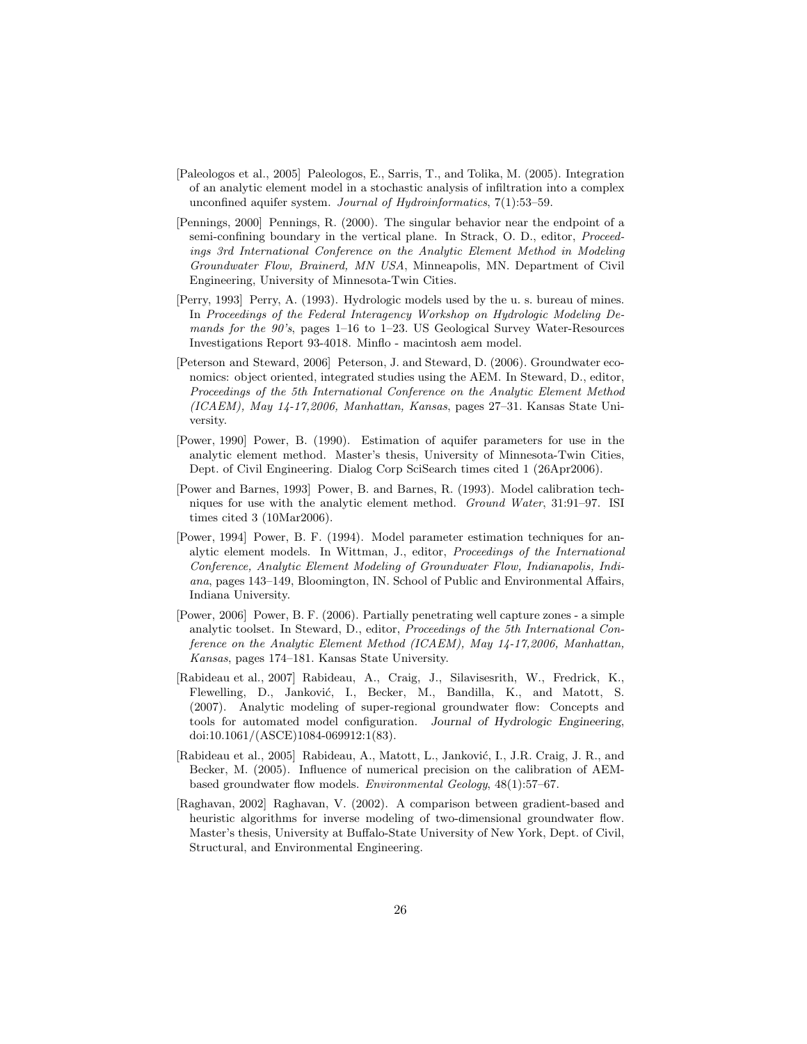[Paleologos et al., 2005] Paleologos, E., Sarris, T., and Tolika, M. (2005). Integration of an analytic element model in a stochastic analysis of infiltration into a complex unconfined aquifer system. *Journal of Hydroinformatics*, 7(1):53–59.

[Pennings, 2000] Pennings, R. (2000). The singular behavior near the endpoint of a semi-confining boundary in the vertical plane. In Strack, O. D., editor, *Proceedings 3rd International Conference on the Analytic Element Method in Modeling Groundwater Flow, Brainerd, MN USA*, Minneapolis, MN. Department of Civil Engineering, University of Minnesota-Twin Cities.

[Perry, 1993] Perry, A. (1993). Hydrologic models used by the u. s. bureau of mines. In *Proceedings of the Federal Interagency Workshop on Hydrologic Modeling Demands for the 90's*, pages 1–16 to 1–23. US Geological Survey Water-Resources Investigations Report 93-4018. Minflo - macintosh aem model.

[Peterson and Steward, 2006] Peterson, J. and Steward, D. (2006). Groundwater economics: object oriented, integrated studies using the AEM. In Steward, D., editor, *Proceedings of the 5th International Conference on the Analytic Element Method (ICAEM), May 14-17,2006, Manhattan, Kansas*, pages 27–31. Kansas State University.

[Power, 1990] Power, B. (1990). Estimation of aquifer parameters for use in the analytic element method. Master's thesis, University of Minnesota-Twin Cities, Dept. of Civil Engineering. Dialog Corp SciSearch times cited 1 (26Apr2006).

[Power and Barnes, 1993] Power, B. and Barnes, R. (1993). Model calibration techniques for use with the analytic element method. *Ground Water*, 31:91–97. ISI times cited 3 (10Mar2006).

[Power, 1994] Power, B. F. (1994). Model parameter estimation techniques for analytic element models. In Wittman, J., editor, *Proceedings of the International Conference, Analytic Element Modeling of Groundwater Flow, Indianapolis, Indiana*, pages 143–149, Bloomington, IN. School of Public and Environmental Affairs, Indiana University.

[Power, 2006] Power, B. F. (2006). Partially penetrating well capture zones - a simple analytic toolset. In Steward, D., editor, *Proceedings of the 5th International Conference on the Analytic Element Method (ICAEM), May 14-17,2006, Manhattan, Kansas*, pages 174–181. Kansas State University.

[Rabideau et al., 2007] Rabideau, A., Craig, J., Silavisesrith, W., Fredrick, K., Flewelling, D., Janković, I., Becker, M., Bandilla, K., and Matott, S. (2007). Analytic modeling of super-regional groundwater flow: Concepts and tools for automated model configuration. *Journal of Hydrologic Engineering*, doi:10.1061/(ASCE)1084-069912:1(83).

[Rabideau et al., 2005] Rabideau, A., Matott, L., Janković, I., J.R. Craig, J. R., and Becker, M. (2005). Influence of numerical precision on the calibration of AEM-based groundwater flow models. *Environmental Geology*, 48(1):57–67.

[Raghavan, 2002] Raghavan, V. (2002). A comparison between gradient-based and heuristic algorithms for inverse modeling of two-dimensional groundwater flow. Master's thesis, University at Buffalo-State University of New York, Dept. of Civil, Structural, and Environmental Engineering.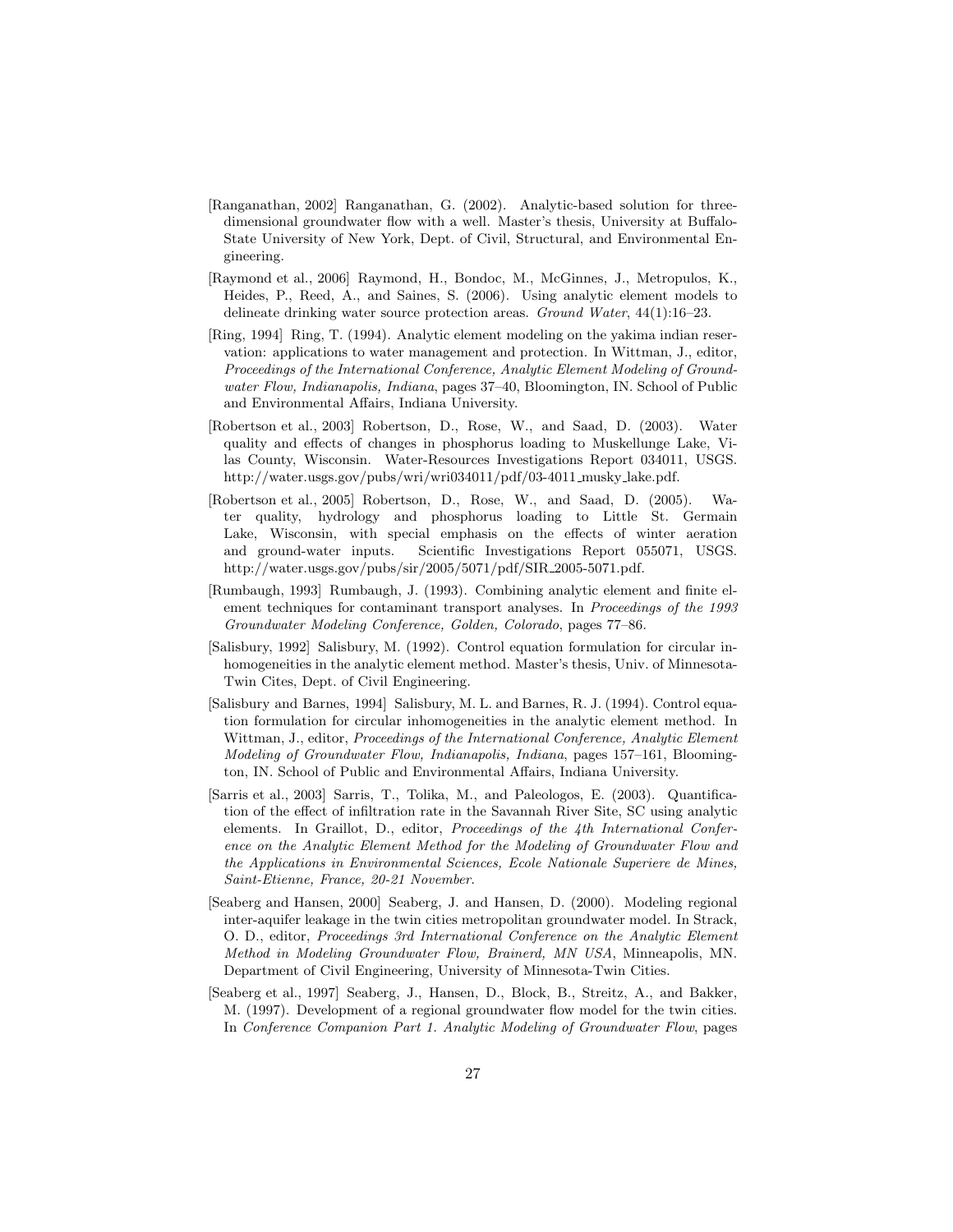[Ranganathan, 2002] Ranganathan, G. (2002). Analytic-based solution for three-dimensional groundwater flow with a well. Master's thesis, University at Buffalo-State University of New York, Dept. of Civil, Structural, and Environmental Engineering.

[Raymond et al., 2006] Raymond, H., Bondoc, M., McGinnes, J., Metropulos, K., Heides, P., Reed, A., and Saines, S. (2006). Using analytic element models to delineate drinking water source protection areas. *Ground Water*, 44(1):16–23.

[Ring, 1994] Ring, T. (1994). Analytic element modeling on the yakima indian reservation: applications to water management and protection. In Wittman, J., editor, *Proceedings of the International Conference, Analytic Element Modeling of Groundwater Flow, Indianapolis, Indiana*, pages 37–40, Bloomington, IN. School of Public and Environmental Affairs, Indiana University.

[Robertson et al., 2003] Robertson, D., Rose, W., and Saad, D. (2003). Water quality and effects of changes in phosphorus loading to Muskellunge Lake, Vilas County, Wisconsin. Water-Resources Investigations Report 034011, USGS. http://water.usgs.gov/pubs/wri/wri034011/pdf/03-4011_musky_lake.pdf.

[Robertson et al., 2005] Robertson, D., Rose, W., and Saad, D. (2005). Water quality, hydrology and phosphorus loading to Little St. Germain Lake, Wisconsin, with special emphasis on the effects of winter aeration and ground-water inputs. Scientific Investigations Report 055071, USGS. http://water.usgs.gov/pubs/sir/2005/5071/pdf/SIR_2005-5071.pdf.

[Rumbaugh, 1993] Rumbaugh, J. (1993). Combining analytic element and finite element techniques for contaminant transport analyses. In *Proceedings of the 1993 Groundwater Modeling Conference, Golden, Colorado*, pages 77–86.

[Salisbury, 1992] Salisbury, M. (1992). Control equation formulation for circular inhomogeneities in the analytic element method. Master's thesis, Univ. of Minnesota-Twin Cites, Dept. of Civil Engineering.

[Salisbury and Barnes, 1994] Salisbury, M. L. and Barnes, R. J. (1994). Control equation formulation for circular inhomogeneities in the analytic element method. In Wittman, J., editor, *Proceedings of the International Conference, Analytic Element Modeling of Groundwater Flow, Indianapolis, Indiana*, pages 157–161, Bloomington, IN. School of Public and Environmental Affairs, Indiana University.

[Sarris et al., 2003] Sarris, T., Tolika, M., and Paleologos, E. (2003). Quantification of the effect of infiltration rate in the Savannah River Site, SC using analytic elements. In Graillot, D., editor, *Proceedings of the 4th International Conference on the Analytic Element Method for the Modeling of Groundwater Flow and the Applications in Environmental Sciences, Ecole Nationale Superiere de Mines, Saint-Etienne, France, 20-21 November*.

[Seaberg and Hansen, 2000] Seaberg, J. and Hansen, D. (2000). Modeling regional inter-aquifer leakage in the twin cities metropolitan groundwater model. In Strack, O. D., editor, *Proceedings 3rd International Conference on the Analytic Element Method in Modeling Groundwater Flow, Brainerd, MN USA*, Minneapolis, MN. Department of Civil Engineering, University of Minnesota-Twin Cities.

[Seaberg et al., 1997] Seaberg, J., Hansen, D., Block, B., Streitz, A., and Bakker, M. (1997). Development of a regional groundwater flow model for the twin cities. In *Conference Companion Part 1. Analytic Modeling of Groundwater Flow*, pages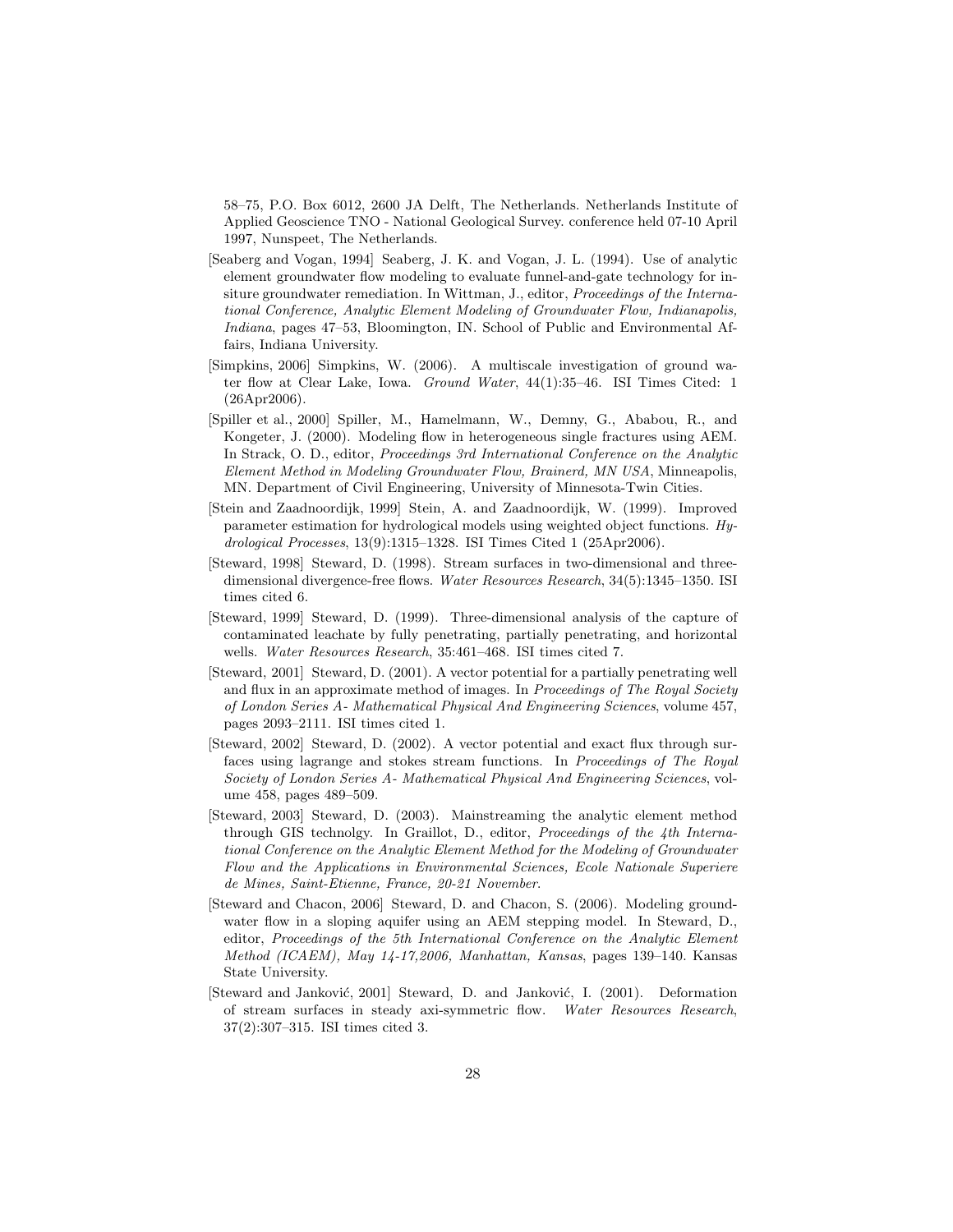58–75, P.O. Box 6012, 2600 JA Delft, The Netherlands. Netherlands Institute of Applied Geoscience TNO - National Geological Survey. conference held 07-10 April 1997, Nunspeet, The Netherlands.

[Seaberg and Vogan, 1994] Seaberg, J. K. and Vogan, J. L. (1994). Use of analytic element groundwater flow modeling to evaluate funnel-and-gate technology for insiture groundwater remediation. In Wittman, J., editor, *Proceedings of the International Conference, Analytic Element Modeling of Groundwater Flow, Indianapolis, Indiana*, pages 47–53, Bloomington, IN. School of Public and Environmental Affairs, Indiana University.

[Simpkins, 2006] Simpkins, W. (2006). A multiscale investigation of ground water flow at Clear Lake, Iowa. *Ground Water*, 44(1):35–46. ISI Times Cited: 1 (26Apr2006).

[Spiller et al., 2000] Spiller, M., Hamelmann, W., Demny, G., Ababou, R., and Kongeter, J. (2000). Modeling flow in heterogeneous single fractures using AEM. In Strack, O. D., editor, *Proceedings 3rd International Conference on the Analytic Element Method in Modeling Groundwater Flow, Brainerd, MN USA*, Minneapolis, MN. Department of Civil Engineering, University of Minnesota-Twin Cities.

[Stein and Zaadnoordijk, 1999] Stein, A. and Zaadnoordijk, W. (1999). Improved parameter estimation for hydrological models using weighted object functions. *Hydrological Processes*, 13(9):1315–1328. ISI Times Cited 1 (25Apr2006).

[Steward, 1998] Steward, D. (1998). Stream surfaces in two-dimensional and three-dimensional divergence-free flows. *Water Resources Research*, 34(5):1345–1350. ISI times cited 6.

[Steward, 1999] Steward, D. (1999). Three-dimensional analysis of the capture of contaminated leachate by fully penetrating, partially penetrating, and horizontal wells. *Water Resources Research*, 35:461–468. ISI times cited 7.

[Steward, 2001] Steward, D. (2001). A vector potential for a partially penetrating well and flux in an approximate method of images. In *Proceedings of The Royal Society of London Series A- Mathematical Physical And Engineering Sciences*, volume 457, pages 2093–2111. ISI times cited 1.

[Steward, 2002] Steward, D. (2002). A vector potential and exact flux through surfaces using lagrange and stokes stream functions. In *Proceedings of The Royal Society of London Series A- Mathematical Physical And Engineering Sciences*, volume 458, pages 489–509.

[Steward, 2003] Steward, D. (2003). Mainstreaming the analytic element method through GIS technolgy. In Graillot, D., editor, *Proceedings of the 4th International Conference on the Analytic Element Method for the Modeling of Groundwater Flow and the Applications in Environmental Sciences, Ecole Nationale Superiere de Mines, Saint-Etienne, France, 20-21 November*.

[Steward and Chacon, 2006] Steward, D. and Chacon, S. (2006). Modeling groundwater flow in a sloping aquifer using an AEM stepping model. In Steward, D., editor, *Proceedings of the 5th International Conference on the Analytic Element Method (ICAEM), May 14-17,2006, Manhattan, Kansas*, pages 139–140. Kansas State University.

[Steward and Janković, 2001] Steward, D. and Janković, I. (2001). Deformation of stream surfaces in steady axi-symmetric flow. *Water Resources Research*, 37(2):307–315. ISI times cited 3.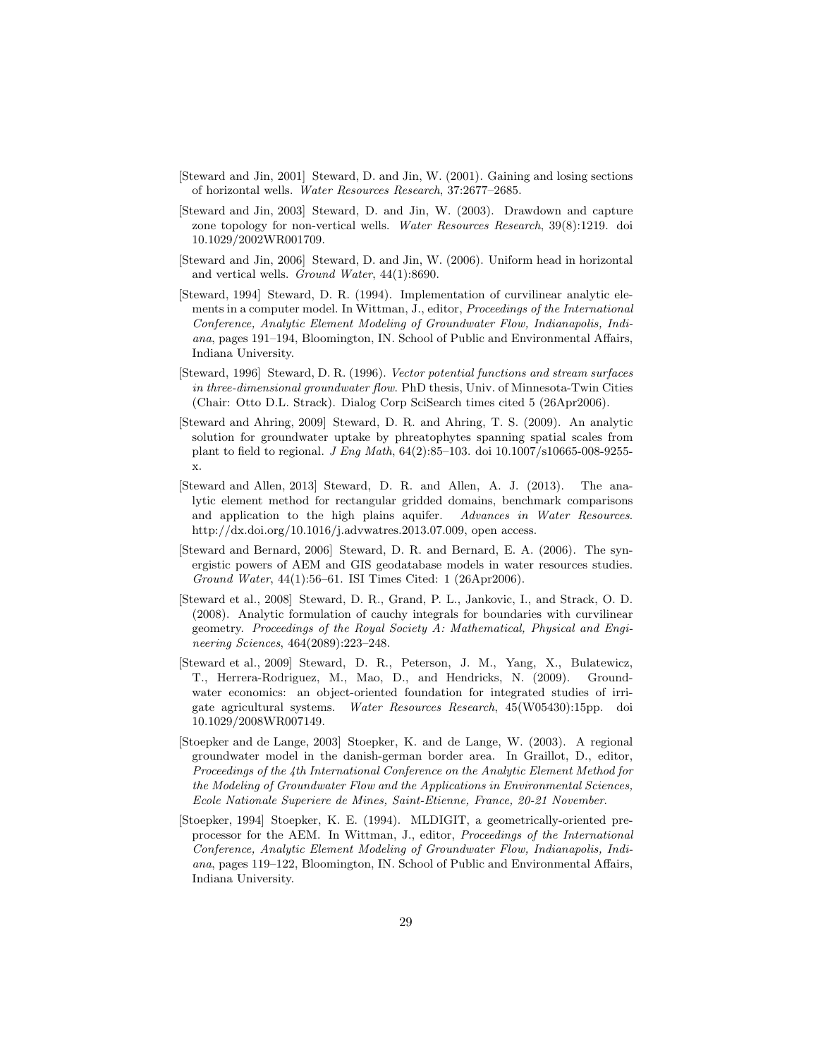[Steward and Jin, 2001] Steward, D. and Jin, W. (2001). Gaining and losing sections of horizontal wells. *Water Resources Research*, 37:2677–2685.

[Steward and Jin, 2003] Steward, D. and Jin, W. (2003). Drawdown and capture zone topology for non-vertical wells. *Water Resources Research*, 39(8):1219. doi 10.1029/2002WR001709.

[Steward and Jin, 2006] Steward, D. and Jin, W. (2006). Uniform head in horizontal and vertical wells. *Ground Water*, 44(1):8690.

[Steward, 1994] Steward, D. R. (1994). Implementation of curvilinear analytic elements in a computer model. In Wittman, J., editor, *Proceedings of the International Conference, Analytic Element Modeling of Groundwater Flow, Indianapolis, Indiana*, pages 191–194, Bloomington, IN. School of Public and Environmental Affairs, Indiana University.

[Steward, 1996] Steward, D. R. (1996). *Vector potential functions and stream surfaces in three-dimensional groundwater flow*. PhD thesis, Univ. of Minnesota-Twin Cities (Chair: Otto D.L. Strack). Dialog Corp SciSearch times cited 5 (26Apr2006).

[Steward and Ahring, 2009] Steward, D. R. and Ahring, T. S. (2009). An analytic solution for groundwater uptake by phreatophytes spanning spatial scales from plant to field to regional. *J Eng Math*, 64(2):85–103. doi 10.1007/s10665-008-9255-x.

[Steward and Allen, 2013] Steward, D. R. and Allen, A. J. (2013). The analytic element method for rectangular gridded domains, benchmark comparisons and application to the high plains aquifer. *Advances in Water Resources*. http://dx.doi.org/10.1016/j.advwatres.2013.07.009, open access.

[Steward and Bernard, 2006] Steward, D. R. and Bernard, E. A. (2006). The synergistic powers of AEM and GIS geodatabase models in water resources studies. *Ground Water*, 44(1):56–61. ISI Times Cited: 1 (26Apr2006).

[Steward et al., 2008] Steward, D. R., Grand, P. L., Jankovic, I., and Strack, O. D. (2008). Analytic formulation of cauchy integrals for boundaries with curvilinear geometry. *Proceedings of the Royal Society A: Mathematical, Physical and Engineering Sciences*, 464(2089):223–248.

[Steward et al., 2009] Steward, D. R., Peterson, J. M., Yang, X., Bulatewicz, T., Herrera-Rodriguez, M., Mao, D., and Hendricks, N. (2009). Groundwater economics: an object-oriented foundation for integrated studies of irrigate agricultural systems. *Water Resources Research*, 45(W05430):15pp. doi 10.1029/2008WR007149.

[Stoepker and de Lange, 2003] Stoepker, K. and de Lange, W. (2003). A regional groundwater model in the danish-german border area. In Graillot, D., editor, *Proceedings of the 4th International Conference on the Analytic Element Method for the Modeling of Groundwater Flow and the Applications in Environmental Sciences, Ecole Nationale Superiere de Mines, Saint-Etienne, France, 20-21 November*.

[Stoepker, 1994] Stoepker, K. E. (1994). MLDIGIT, a geometrically-oriented preprocessor for the AEM. In Wittman, J., editor, *Proceedings of the International Conference, Analytic Element Modeling of Groundwater Flow, Indianapolis, Indiana*, pages 119–122, Bloomington, IN. School of Public and Environmental Affairs, Indiana University.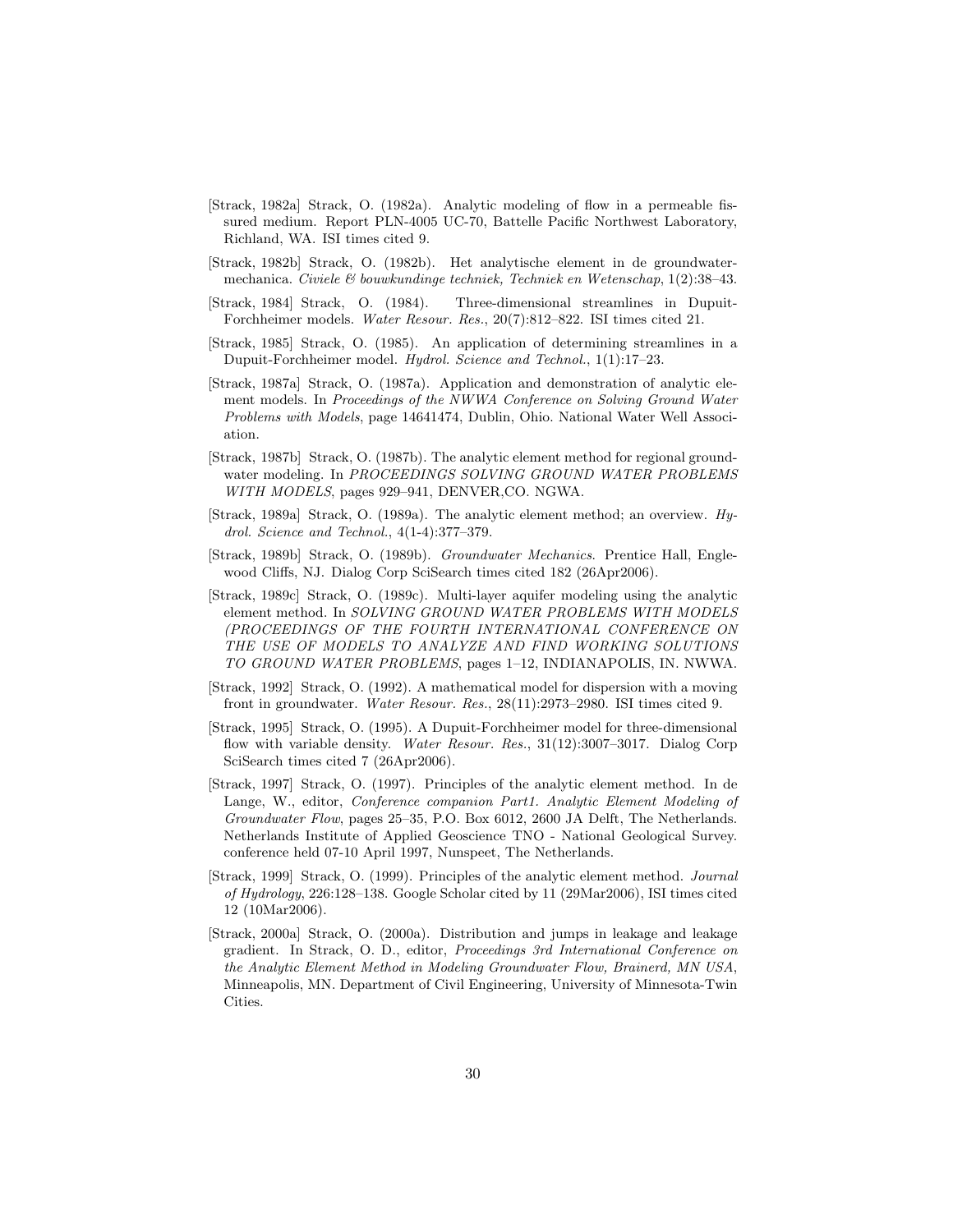[Strack, 1982a] Strack, O. (1982a). Analytic modeling of flow in a permeable fissured medium. Report PLN-4005 UC-70, Battelle Pacific Northwest Laboratory, Richland, WA. ISI times cited 9.

[Strack, 1982b] Strack, O. (1982b). Het analytische element in de groundwatermechanica. *Civiele & bouwkundinge techniek, Techniek en Wetenschap*, 1(2):38–43.

[Strack, 1984] Strack, O. (1984). Three-dimensional streamlines in Dupuit-Forchheimer models. *Water Resour. Res.*, 20(7):812–822. ISI times cited 21.

[Strack, 1985] Strack, O. (1985). An application of determining streamlines in a Dupuit-Forchheimer model. *Hydrol. Science and Technol.*, 1(1):17–23.

[Strack, 1987a] Strack, O. (1987a). Application and demonstration of analytic element models. In *Proceedings of the NWWA Conference on Solving Ground Water Problems with Models*, page 14641474, Dublin, Ohio. National Water Well Association.

[Strack, 1987b] Strack, O. (1987b). The analytic element method for regional groundwater modeling. In *PROCEEDINGS SOLVING GROUND WATER PROBLEMS WITH MODELS*, pages 929–941, DENVER,CO. NGWA.

[Strack, 1989a] Strack, O. (1989a). The analytic element method; an overview. *Hydrol. Science and Technol.*, 4(1-4):377–379.

[Strack, 1989b] Strack, O. (1989b). *Groundwater Mechanics*. Prentice Hall, Englewood Cliffs, NJ. Dialog Corp SciSearch times cited 182 (26Apr2006).

[Strack, 1989c] Strack, O. (1989c). Multi-layer aquifer modeling using the analytic element method. In *SOLVING GROUND WATER PROBLEMS WITH MODELS (PROCEEDINGS OF THE FOURTH INTERNATIONAL CONFERENCE ON THE USE OF MODELS TO ANALYZE AND FIND WORKING SOLUTIONS TO GROUND WATER PROBLEMS*, pages 1–12, INDIANAPOLIS, IN. NWWA.

[Strack, 1992] Strack, O. (1992). A mathematical model for dispersion with a moving front in groundwater. *Water Resour. Res.*, 28(11):2973–2980. ISI times cited 9.

[Strack, 1995] Strack, O. (1995). A Dupuit-Forchheimer model for three-dimensional flow with variable density. *Water Resour. Res.*, 31(12):3007–3017. Dialog Corp SciSearch times cited 7 (26Apr2006).

[Strack, 1997] Strack, O. (1997). Principles of the analytic element method. In de Lange, W., editor, *Conference companion Part1. Analytic Element Modeling of Groundwater Flow*, pages 25–35, P.O. Box 6012, 2600 JA Delft, The Netherlands. Netherlands Institute of Applied Geoscience TNO - National Geological Survey. conference held 07-10 April 1997, Nunspeet, The Netherlands.

[Strack, 1999] Strack, O. (1999). Principles of the analytic element method. *Journal of Hydrology*, 226:128–138. Google Scholar cited by 11 (29Mar2006), ISI times cited 12 (10Mar2006).

[Strack, 2000a] Strack, O. (2000a). Distribution and jumps in leakage and leakage gradient. In Strack, O. D., editor, *Proceedings 3rd International Conference on the Analytic Element Method in Modeling Groundwater Flow, Brainerd, MN USA*, Minneapolis, MN. Department of Civil Engineering, University of Minnesota-Twin Cities.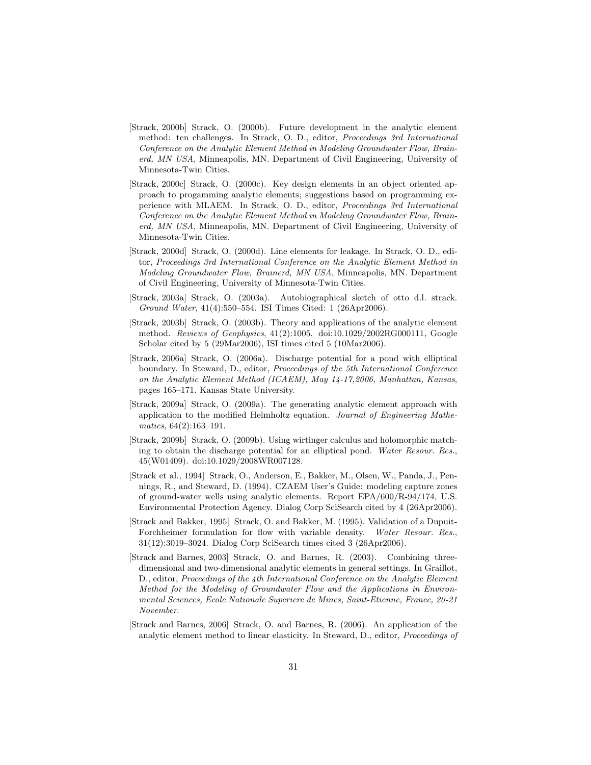- [Strack, 2000b] Strack, O. (2000b). Future development in the analytic element method: ten challenges. In Strack, O. D., editor, *Proceedings 3rd International Conference on the Analytic Element Method in Modeling Groundwater Flow, Brainerd, MN USA*, Minneapolis, MN. Department of Civil Engineering, University of Minnesota-Twin Cities.

- [Strack, 2000c] Strack, O. (2000c). Key design elements in an object oriented approach to progamming analytic elements; suggestions based on programming experience with MLAEM. In Strack, O. D., editor, *Proceedings 3rd International Conference on the Analytic Element Method in Modeling Groundwater Flow, Brainerd, MN USA*, Minneapolis, MN. Department of Civil Engineering, University of Minnesota-Twin Cities.

- [Strack, 2000d] Strack, O. (2000d). Line elements for leakage. In Strack, O. D., editor, *Proceedings 3rd International Conference on the Analytic Element Method in Modeling Groundwater Flow, Brainerd, MN USA*, Minneapolis, MN. Department of Civil Engineering, University of Minnesota-Twin Cities.

- [Strack, 2003a] Strack, O. (2003a). Autobiographical sketch of otto d.l. strack. *Ground Water*, 41(4):550–554. ISI Times Cited: 1 (26Apr2006).

- [Strack, 2003b] Strack, O. (2003b). Theory and applications of the analytic element method. *Reviews of Geophysics*, 41(2):1005. doi:10.1029/2002RG000111, Google Scholar cited by 5 (29Mar2006), ISI times cited 5 (10Mar2006).

- [Strack, 2006a] Strack, O. (2006a). Discharge potential for a pond with elliptical boundary. In Steward, D., editor, *Proceedings of the 5th International Conference on the Analytic Element Method (ICAEM), May 14-17,2006, Manhattan, Kansas*, pages 165–171. Kansas State University.

- [Strack, 2009a] Strack, O. (2009a). The generating analytic element approach with application to the modified Helmholtz equation. *Journal of Engineering Mathematics*, 64(2):163–191.

- [Strack, 2009b] Strack, O. (2009b). Using wirtinger calculus and holomorphic matching to obtain the discharge potential for an elliptical pond. *Water Resour. Res.*, 45(W01409). doi:10.1029/2008WR007128.

- [Strack et al., 1994] Strack, O., Anderson, E., Bakker, M., Olsen, W., Panda, J., Pennings, R., and Steward, D. (1994). CZAEM User's Guide: modeling capture zones of ground-water wells using analytic elements. Report EPA/600/R-94/174, U.S. Environmental Protection Agency. Dialog Corp SciSearch cited by 4 (26Apr2006).

- [Strack and Bakker, 1995] Strack, O. and Bakker, M. (1995). Validation of a Dupuit-Forchheimer formulation for flow with variable density. *Water Resour. Res.*, 31(12):3019–3024. Dialog Corp SciSearch times cited 3 (26Apr2006).

- [Strack and Barnes, 2003] Strack, O. and Barnes, R. (2003). Combining three-dimensional and two-dimensional analytic elements in general settings. In Graillot, D., editor, *Proceedings of the 4th International Conference on the Analytic Element Method for the Modeling of Groundwater Flow and the Applications in Environmental Sciences, Ecole Nationale Superiere de Mines, Saint-Etienne, France, 20-21 November*.

- [Strack and Barnes, 2006] Strack, O. and Barnes, R. (2006). An application of the analytic element method to linear elasticity. In Steward, D., editor, *Proceedings of*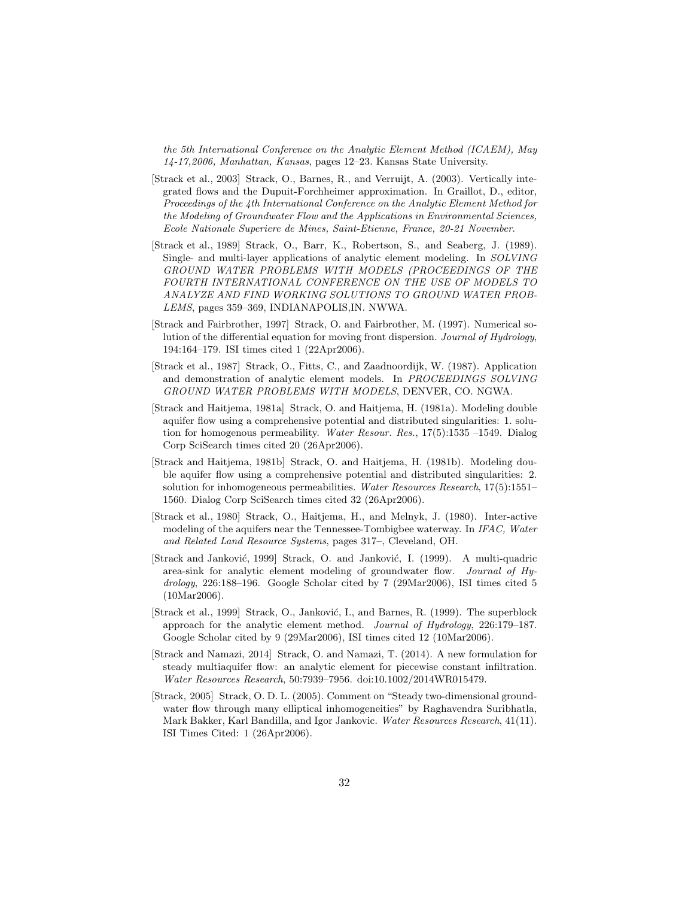*the 5th International Conference on the Analytic Element Method (ICAEM), May 14-17,2006, Manhattan, Kansas*, pages 12–23. Kansas State University.

[Strack et al., 2003] Strack, O., Barnes, R., and Verruijt, A. (2003). Vertically integrated flows and the Dupuit-Forchheimer approximation. In Graillot, D., editor, *Proceedings of the 4th International Conference on the Analytic Element Method for the Modeling of Groundwater Flow and the Applications in Environmental Sciences, Ecole Nationale Superiere de Mines, Saint-Etienne, France, 20-21 November*.

[Strack et al., 1989] Strack, O., Barr, K., Robertson, S., and Seaberg, J. (1989). Single- and multi-layer applications of analytic element modeling. In *SOLVING GROUND WATER PROBLEMS WITH MODELS (PROCEEDINGS OF THE FOURTH INTERNATIONAL CONFERENCE ON THE USE OF MODELS TO ANALYZE AND FIND WORKING SOLUTIONS TO GROUND WATER PROBLEMS*, pages 359–369, INDIANAPOLIS,IN. NWWA.

[Strack and Fairbrother, 1997] Strack, O. and Fairbrother, M. (1997). Numerical solution of the differential equation for moving front dispersion. *Journal of Hydrology*, 194:164–179. ISI times cited 1 (22Apr2006).

[Strack et al., 1987] Strack, O., Fitts, C., and Zaadnoordijk, W. (1987). Application and demonstration of analytic element models. In *PROCEEDINGS SOLVING GROUND WATER PROBLEMS WITH MODELS*, DENVER, CO. NGWA.

[Strack and Haitjema, 1981a] Strack, O. and Haitjema, H. (1981a). Modeling double aquifer flow using a comprehensive potential and distributed singularities: 1. solution for homogenous permeability. *Water Resour. Res.*, 17(5):1535 –1549. Dialog Corp SciSearch times cited 20 (26Apr2006).

[Strack and Haitjema, 1981b] Strack, O. and Haitjema, H. (1981b). Modeling double aquifer flow using a comprehensive potential and distributed singularities: 2. solution for inhomogeneous permeabilities. *Water Resources Research*, 17(5):1551–1560. Dialog Corp SciSearch times cited 32 (26Apr2006).

[Strack et al., 1980] Strack, O., Haitjema, H., and Melnyk, J. (1980). Inter-active modeling of the aquifers near the Tennessee-Tombigbee waterway. In *IFAC, Water and Related Land Resource Systems*, pages 317–, Cleveland, OH.

[Strack and Janković, 1999] Strack, O. and Janković, I. (1999). A multi-quadric area-sink for analytic element modeling of groundwater flow. *Journal of Hydrology*, 226:188–196. Google Scholar cited by 7 (29Mar2006), ISI times cited 5 (10Mar2006).

[Strack et al., 1999] Strack, O., Janković, I., and Barnes, R. (1999). The superblock approach for the analytic element method. *Journal of Hydrology*, 226:179–187. Google Scholar cited by 9 (29Mar2006), ISI times cited 12 (10Mar2006).

[Strack and Namazi, 2014] Strack, O. and Namazi, T. (2014). A new formulation for steady multiaquifer flow: an analytic element for piecewise constant infiltration. *Water Resources Research*, 50:7939–7956. doi:10.1002/2014WR015479.

[Strack, 2005] Strack, O. D. L. (2005). Comment on "Steady two-dimensional groundwater flow through many elliptical inhomogeneities" by Raghavendra Suribhatla, Mark Bakker, Karl Bandilla, and Igor Jankovic. *Water Resources Research*, 41(11). ISI Times Cited: 1 (26Apr2006).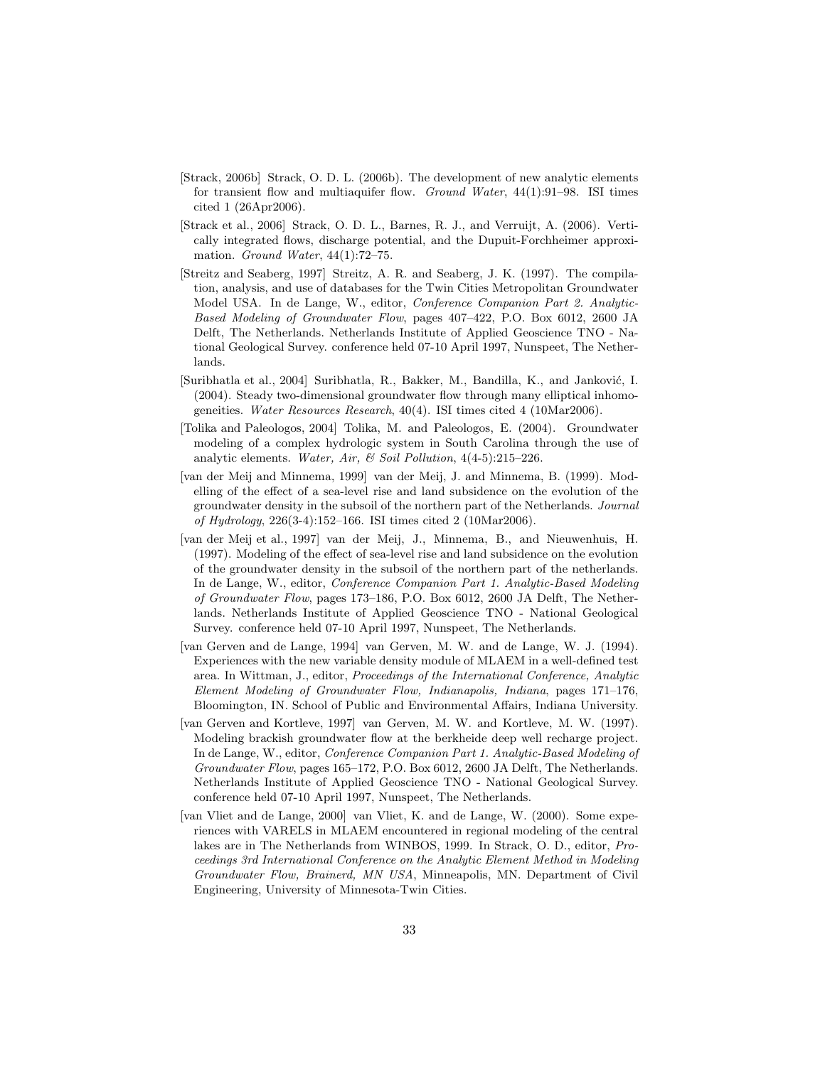[Strack, 2006b] Strack, O. D. L. (2006b). The development of new analytic elements for transient flow and multiaquifer flow. *Ground Water*, 44(1):91–98. ISI times cited 1 (26Apr2006).

[Strack et al., 2006] Strack, O. D. L., Barnes, R. J., and Verruijt, A. (2006). Vertically integrated flows, discharge potential, and the Dupuit-Forchheimer approximation. *Ground Water*, 44(1):72–75.

[Streitz and Seaberg, 1997] Streitz, A. R. and Seaberg, J. K. (1997). The compilation, analysis, and use of databases for the Twin Cities Metropolitan Groundwater Model USA. In de Lange, W., editor, *Conference Companion Part 2. Analytic-Based Modeling of Groundwater Flow*, pages 407–422, P.O. Box 6012, 2600 JA Delft, The Netherlands. Netherlands Institute of Applied Geoscience TNO - National Geological Survey. conference held 07-10 April 1997, Nunspeet, The Netherlands.

[Suribhatla et al., 2004] Suribhatla, R., Bakker, M., Bandilla, K., and Janković, I. (2004). Steady two-dimensional groundwater flow through many elliptical inhomogeneities. *Water Resources Research*, 40(4). ISI times cited 4 (10Mar2006).

[Tolika and Paleologos, 2004] Tolika, M. and Paleologos, E. (2004). Groundwater modeling of a complex hydrologic system in South Carolina through the use of analytic elements. *Water, Air, & Soil Pollution*, 4(4-5):215–226.

[van der Meij and Minnema, 1999] van der Meij, J. and Minnema, B. (1999). Modelling of the effect of a sea-level rise and land subsidence on the evolution of the groundwater density in the subsoil of the northern part of the Netherlands. *Journal of Hydrology*, 226(3-4):152–166. ISI times cited 2 (10Mar2006).

[van der Meij et al., 1997] van der Meij, J., Minnema, B., and Nieuwenhuis, H. (1997). Modeling of the effect of sea-level rise and land subsidence on the evolution of the groundwater density in the subsoil of the northern part of the netherlands. In de Lange, W., editor, *Conference Companion Part 1. Analytic-Based Modeling of Groundwater Flow*, pages 173–186, P.O. Box 6012, 2600 JA Delft, The Netherlands. Netherlands Institute of Applied Geoscience TNO - National Geological Survey. conference held 07-10 April 1997, Nunspeet, The Netherlands.

[van Gerven and de Lange, 1994] van Gerven, M. W. and de Lange, W. J. (1994). Experiences with the new variable density module of MLAEM in a well-defined test area. In Wittman, J., editor, *Proceedings of the International Conference, Analytic Element Modeling of Groundwater Flow, Indianapolis, Indiana*, pages 171–176, Bloomington, IN. School of Public and Environmental Affairs, Indiana University.

[van Gerven and Kortleve, 1997] van Gerven, M. W. and Kortleve, M. W. (1997). Modeling brackish groundwater flow at the berkheide deep well recharge project. In de Lange, W., editor, *Conference Companion Part 1. Analytic-Based Modeling of Groundwater Flow*, pages 165–172, P.O. Box 6012, 2600 JA Delft, The Netherlands. Netherlands Institute of Applied Geoscience TNO - National Geological Survey. conference held 07-10 April 1997, Nunspeet, The Netherlands.

[van Vliet and de Lange, 2000] van Vliet, K. and de Lange, W. (2000). Some experiences with VARELS in MLAEM encountered in regional modeling of the central lakes are in The Netherlands from WINBOS, 1999. In Strack, O. D., editor, *Proceedings 3rd International Conference on the Analytic Element Method in Modeling Groundwater Flow, Brainerd, MN USA*, Minneapolis, MN. Department of Civil Engineering, University of Minnesota-Twin Cities.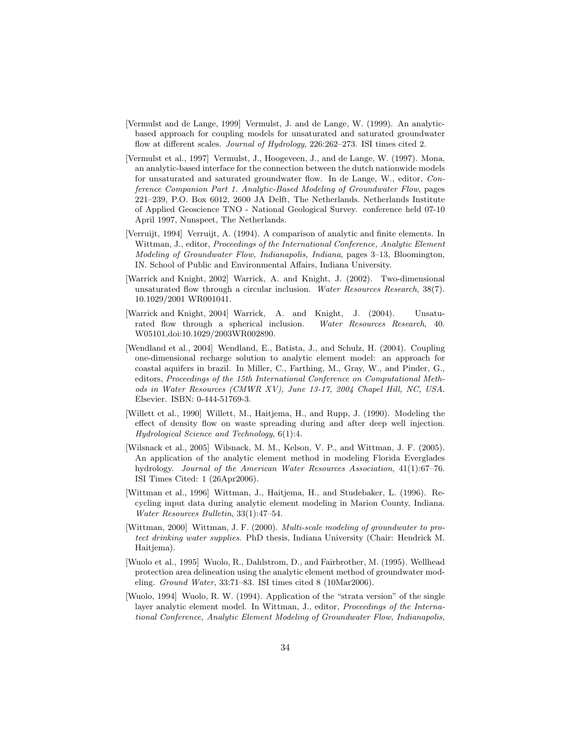[Vermulst and de Lange, 1999] Vermulst, J. and de Lange, W. (1999). An analytic-based approach for coupling models for unsaturated and saturated groundwater flow at different scales. *Journal of Hydrology*, 226:262–273. ISI times cited 2.

[Vermulst et al., 1997] Vermulst, J., Hoogeveen, J., and de Lange, W. (1997). Mona, an analytic-based interface for the connection between the dutch nationwide models for unsaturated and saturated groundwater flow. In de Lange, W., editor, *Conference Companion Part 1. Analytic-Based Modeling of Groundwater Flow*, pages 221–239, P.O. Box 6012, 2600 JA Delft, The Netherlands. Netherlands Institute of Applied Geoscience TNO - National Geological Survey. conference held 07-10 April 1997, Nunspeet, The Netherlands.

[Verruijt, 1994] Verruijt, A. (1994). A comparison of analytic and finite elements. In Wittman, J., editor, *Proceedings of the International Conference, Analytic Element Modeling of Groundwater Flow, Indianapolis, Indiana*, pages 3–13, Bloomington, IN. School of Public and Environmental Affairs, Indiana University.

[Warrick and Knight, 2002] Warrick, A. and Knight, J. (2002). Two-dimensional unsaturated flow through a circular inclusion. *Water Resources Research*, 38(7). 10.1029/2001 WR001041.

[Warrick and Knight, 2004] Warrick, A. and Knight, J. (2004). Unsaturated flow through a spherical inclusion. *Water Resources Research*, 40. W05101,doi:10.1029/2003WR002890.

[Wendland et al., 2004] Wendland, E., Batista, J., and Schulz, H. (2004). Coupling one-dimensional recharge solution to analytic element model: an approach for coastal aquifers in brazil. In Miller, C., Farthing, M., Gray, W., and Pinder, G., editors, *Proceedings of the 15th International Conference on Computational Methods in Water Resources (CMWR XV), June 13-17, 2004 Chapel Hill, NC, USA*. Elsevier. ISBN: 0-444-51769-3.

[Willett et al., 1990] Willett, M., Haitjema, H., and Rupp, J. (1990). Modeling the effect of density flow on waste spreading during and after deep well injection. *Hydrological Science and Technology*, 6(1):4.

[Wilsnack et al., 2005] Wilsnack, M. M., Kelson, V. P., and Wittman, J. F. (2005). An application of the analytic element method in modeling Florida Everglades hydrology. *Journal of the American Water Resources Association*, 41(1):67–76. ISI Times Cited: 1 (26Apr2006).

[Wittman et al., 1996] Wittman, J., Haitjema, H., and Studebaker, L. (1996). Recycling input data during analytic element modeling in Marion County, Indiana. *Water Resources Bulletin*, 33(1):47–54.

[Wittman, 2000] Wittman, J. F. (2000). *Multi-scale modeling of groundwater to protect drinking water supplies*. PhD thesis, Indiana University (Chair: Hendrick M. Haitjema).

[Wuolo et al., 1995] Wuolo, R., Dahlstrom, D., and Fairbrother, M. (1995). Wellhead protection area delineation using the analytic element method of groundwater modeling. *Ground Water*, 33:71–83. ISI times cited 8 (10Mar2006).

[Wuolo, 1994] Wuolo, R. W. (1994). Application of the "strata version" of the single layer analytic element model. In Wittman, J., editor, *Proceedings of the International Conference, Analytic Element Modeling of Groundwater Flow, Indianapolis,*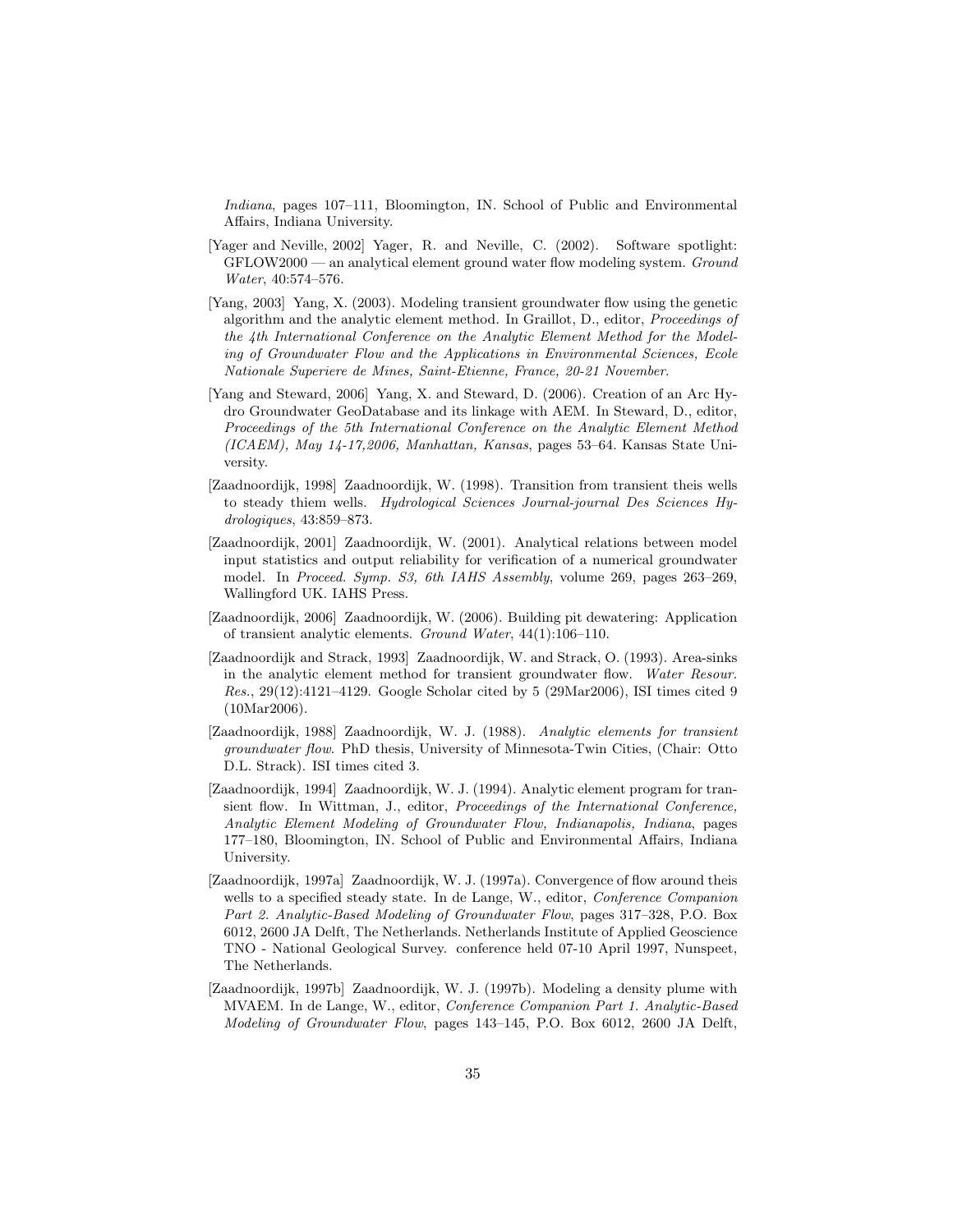*Indiana*, pages 107–111, Bloomington, IN. School of Public and Environmental Affairs, Indiana University.

[Yager and Neville, 2002] Yager, R. and Neville, C. (2002). Software spotlight: GFLOW2000 — an analytical element ground water flow modeling system. *Ground Water*, 40:574–576.

[Yang, 2003] Yang, X. (2003). Modeling transient groundwater flow using the genetic algorithm and the analytic element method. In Graillot, D., editor, *Proceedings of the 4th International Conference on the Analytic Element Method for the Modeling of Groundwater Flow and the Applications in Environmental Sciences, Ecole Nationale Superiere de Mines, Saint-Etienne, France, 20-21 November*.

[Yang and Steward, 2006] Yang, X. and Steward, D. (2006). Creation of an Arc Hydro Groundwater GeoDatabase and its linkage with AEM. In Steward, D., editor, *Proceedings of the 5th International Conference on the Analytic Element Method (ICAEM), May 14-17,2006, Manhattan, Kansas*, pages 53–64. Kansas State University.

[Zaadnoordijk, 1998] Zaadnoordijk, W. (1998). Transition from transient theis wells to steady thiem wells. *Hydrological Sciences Journal-journal Des Sciences Hydrologiques*, 43:859–873.

[Zaadnoordijk, 2001] Zaadnoordijk, W. (2001). Analytical relations between model input statistics and output reliability for verification of a numerical groundwater model. In *Proceed. Symp. S3, 6th IAHS Assembly*, volume 269, pages 263–269, Wallingford UK. IAHS Press.

[Zaadnoordijk, 2006] Zaadnoordijk, W. (2006). Building pit dewatering: Application of transient analytic elements. *Ground Water*, 44(1):106–110.

[Zaadnoordijk and Strack, 1993] Zaadnoordijk, W. and Strack, O. (1993). Area-sinks in the analytic element method for transient groundwater flow. *Water Resour. Res.*, 29(12):4121–4129. Google Scholar cited by 5 (29Mar2006), ISI times cited 9 (10Mar2006).

[Zaadnoordijk, 1988] Zaadnoordijk, W. J. (1988). *Analytic elements for transient groundwater flow*. PhD thesis, University of Minnesota-Twin Cities, (Chair: Otto D.L. Strack). ISI times cited 3.

[Zaadnoordijk, 1994] Zaadnoordijk, W. J. (1994). Analytic element program for transient flow. In Wittman, J., editor, *Proceedings of the International Conference, Analytic Element Modeling of Groundwater Flow, Indianapolis, Indiana*, pages 177–180, Bloomington, IN. School of Public and Environmental Affairs, Indiana University.

[Zaadnoordijk, 1997a] Zaadnoordijk, W. J. (1997a). Convergence of flow around theis wells to a specified steady state. In de Lange, W., editor, *Conference Companion Part 2. Analytic-Based Modeling of Groundwater Flow*, pages 317–328, P.O. Box 6012, 2600 JA Delft, The Netherlands. Netherlands Institute of Applied Geoscience TNO - National Geological Survey. conference held 07-10 April 1997, Nunspeet, The Netherlands.

[Zaadnoordijk, 1997b] Zaadnoordijk, W. J. (1997b). Modeling a density plume with MVAEM. In de Lange, W., editor, *Conference Companion Part 1. Analytic-Based Modeling of Groundwater Flow*, pages 143–145, P.O. Box 6012, 2600 JA Delft,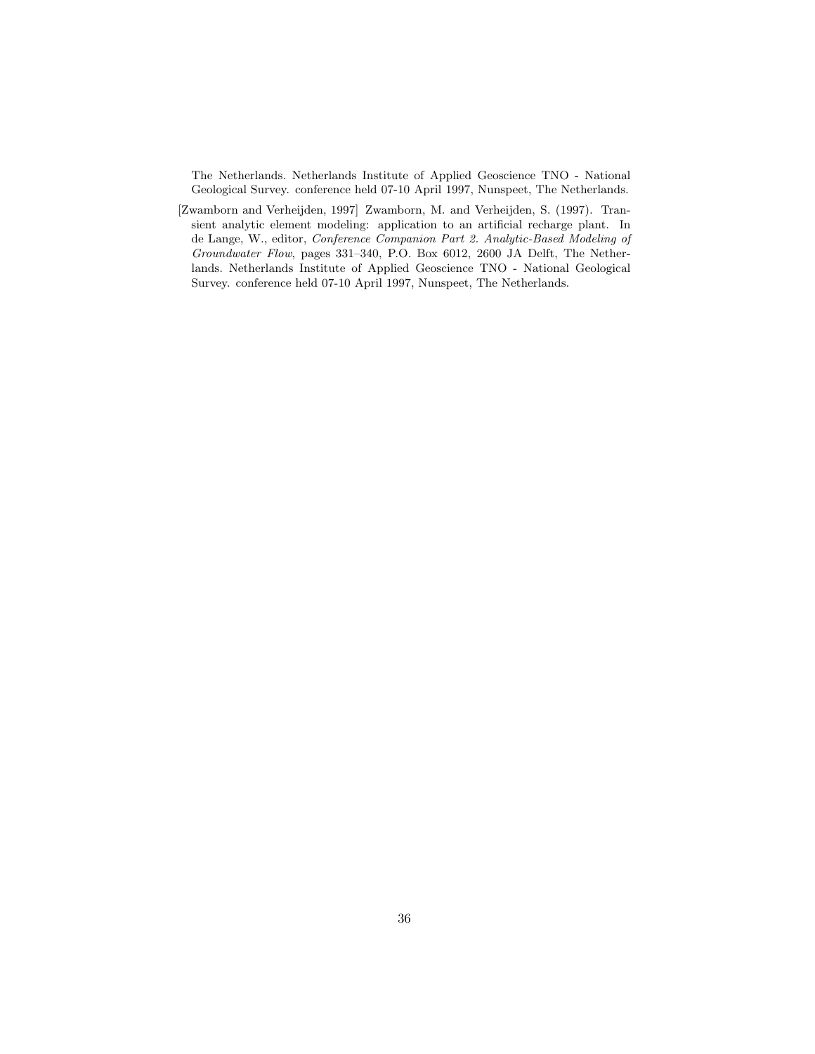The Netherlands. Netherlands Institute of Applied Geoscience TNO - National Geological Survey. conference held 07-10 April 1997, Nunspeet, The Netherlands.

[Zwamborn and Verheijden, 1997] Zwamborn, M. and Verheijden, S. (1997). Transient analytic element modeling: application to an artificial recharge plant. In de Lange, W., editor, *Conference Companion Part 2. Analytic-Based Modeling of Groundwater Flow*, pages 331–340, P.O. Box 6012, 2600 JA Delft, The Netherlands. Netherlands Institute of Applied Geoscience TNO - National Geological Survey. conference held 07-10 April 1997, Nunspeet, The Netherlands.